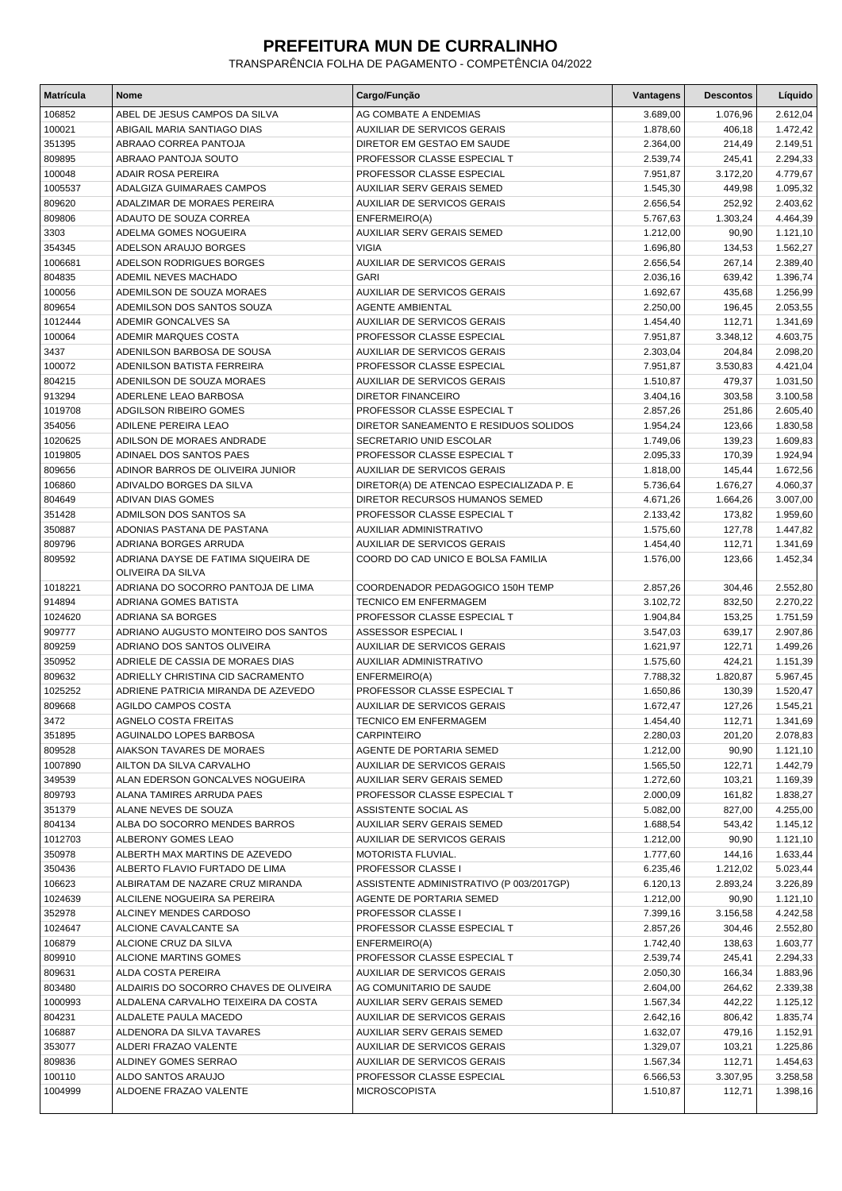# PREFEITURA MUN DE CURRALINHO

TRANSPARÊNCIA FOLHA DE PAGAMENTO - COMPETÊNCIA 04/2022

| Matrícula | Nome | Cargo/Função | Vantagens | Descontos | Líquido |
|---|---|---|---|---|---|
| 106852 | ABEL DE JESUS CAMPOS DA SILVA | AG COMBATE A ENDEMIAS | 3.689,00 | 1.076,96 | 2.612,04 |
| 100021 | ABIGAIL MARIA SANTIAGO DIAS | AUXILIAR DE SERVICOS GERAIS | 1.878,60 | 406,18 | 1.472,42 |
| 351395 | ABRAAO CORREA PANTOJA | DIRETOR EM GESTAO EM SAUDE | 2.364,00 | 214,49 | 2.149,51 |
| 809895 | ABRAAO PANTOJA SOUTO | PROFESSOR CLASSE ESPECIAL T | 2.539,74 | 245,41 | 2.294,33 |
| 100048 | ADAIR ROSA PEREIRA | PROFESSOR CLASSE ESPECIAL | 7.951,87 | 3.172,20 | 4.779,67 |
| 1005537 | ADALGIZA GUIMARAES CAMPOS | AUXILIAR SERV GERAIS SEMED | 1.545,30 | 449,98 | 1.095,32 |
| 809620 | ADALZIMAR DE MORAES PEREIRA | AUXILIAR DE SERVICOS GERAIS | 2.656,54 | 252,92 | 2.403,62 |
| 809806 | ADAUTO DE SOUZA CORREA | ENFERMEIRO(A) | 5.767,63 | 1.303,24 | 4.464,39 |
| 3303 | ADELMA GOMES NOGUEIRA | AUXILIAR SERV GERAIS SEMED | 1.212,00 | 90,90 | 1.121,10 |
| 354345 | ADELSON ARAUJO BORGES | VIGIA | 1.696,80 | 134,53 | 1.562,27 |
| 1006681 | ADELSON RODRIGUES BORGES | AUXILIAR DE SERVICOS GERAIS | 2.656,54 | 267,14 | 2.389,40 |
| 804835 | ADEMIL NEVES MACHADO | GARI | 2.036,16 | 639,42 | 1.396,74 |
| 100056 | ADEMILSON DE SOUZA MORAES | AUXILIAR DE SERVICOS GERAIS | 1.692,67 | 435,68 | 1.256,99 |
| 809654 | ADEMILSON DOS SANTOS SOUZA | AGENTE AMBIENTAL | 2.250,00 | 196,45 | 2.053,55 |
| 1012444 | ADEMIR GONCALVES SA | AUXILIAR DE SERVICOS GERAIS | 1.454,40 | 112,71 | 1.341,69 |
| 100064 | ADEMIR MARQUES COSTA | PROFESSOR CLASSE ESPECIAL | 7.951,87 | 3.348,12 | 4.603,75 |
| 3437 | ADENILSON BARBOSA DE SOUSA | AUXILIAR DE SERVICOS GERAIS | 2.303,04 | 204,84 | 2.098,20 |
| 100072 | ADENILSON BATISTA FERREIRA | PROFESSOR CLASSE ESPECIAL | 7.951,87 | 3.530,83 | 4.421,04 |
| 804215 | ADENILSON DE SOUZA MORAES | AUXILIAR DE SERVICOS GERAIS | 1.510,87 | 479,37 | 1.031,50 |
| 913294 | ADERLENE LEAO BARBOSA | DIRETOR FINANCEIRO | 3.404,16 | 303,58 | 3.100,58 |
| 1019708 | ADGILSON RIBEIRO GOMES | PROFESSOR CLASSE ESPECIAL T | 2.857,26 | 251,86 | 2.605,40 |
| 354056 | ADILENE PEREIRA LEAO | DIRETOR SANEAMENTO E RESIDUOS SOLIDOS | 1.954,24 | 123,66 | 1.830,58 |
| 1020625 | ADILSON DE MORAES ANDRADE | SECRETARIO UNID ESCOLAR | 1.749,06 | 139,23 | 1.609,83 |
| 1019805 | ADINAEL DOS SANTOS PAES | PROFESSOR CLASSE ESPECIAL T | 2.095,33 | 170,39 | 1.924,94 |
| 809656 | ADINOR BARROS DE OLIVEIRA JUNIOR | AUXILIAR DE SERVICOS GERAIS | 1.818,00 | 145,44 | 1.672,56 |
| 106860 | ADIVALDO BORGES DA SILVA | DIRETOR(A) DE ATENCAO ESPECIALIZADA P. E | 5.736,64 | 1.676,27 | 4.060,37 |
| 804649 | ADIVAN DIAS GOMES | DIRETOR RECURSOS HUMANOS SEMED | 4.671,26 | 1.664,26 | 3.007,00 |
| 351428 | ADMILSON DOS SANTOS SA | PROFESSOR CLASSE ESPECIAL T | 2.133,42 | 173,82 | 1.959,60 |
| 350887 | ADONIAS PASTANA DE PASTANA | AUXILIAR ADMINISTRATIVO | 1.575,60 | 127,78 | 1.447,82 |
| 809796 | ADRIANA BORGES ARRUDA | AUXILIAR DE SERVICOS GERAIS | 1.454,40 | 112,71 | 1.341,69 |
| 809592 | ADRIANA DAYSE DE FATIMA SIQUEIRA DE OLIVEIRA DA SILVA | COORD DO CAD UNICO E BOLSA FAMILIA | 1.576,00 | 123,66 | 1.452,34 |
| 1018221 | ADRIANA DO SOCORRO PANTOJA DE LIMA | COORDENADOR PEDAGOGICO 150H TEMP | 2.857,26 | 304,46 | 2.552,80 |
| 914894 | ADRIANA GOMES BATISTA | TECNICO EM ENFERMAGEM | 3.102,72 | 832,50 | 2.270,22 |
| 1024620 | ADRIANA SA BORGES | PROFESSOR CLASSE ESPECIAL T | 1.904,84 | 153,25 | 1.751,59 |
| 909777 | ADRIANO AUGUSTO MONTEIRO DOS SANTOS | ASSESSOR ESPECIAL I | 3.547,03 | 639,17 | 2.907,86 |
| 809259 | ADRIANO DOS SANTOS OLIVEIRA | AUXILIAR DE SERVICOS GERAIS | 1.621,97 | 122,71 | 1.499,26 |
| 350952 | ADRIELE DE CASSIA DE MORAES DIAS | AUXILIAR ADMINISTRATIVO | 1.575,60 | 424,21 | 1.151,39 |
| 809632 | ADRIELLY CHRISTINA CID SACRAMENTO | ENFERMEIRO(A) | 7.788,32 | 1.820,87 | 5.967,45 |
| 1025252 | ADRIENE PATRICIA MIRANDA DE AZEVEDO | PROFESSOR CLASSE ESPECIAL T | 1.650,86 | 130,39 | 1.520,47 |
| 809668 | AGILDO CAMPOS COSTA | AUXILIAR DE SERVICOS GERAIS | 1.672,47 | 127,26 | 1.545,21 |
| 3472 | AGNELO COSTA FREITAS | TECNICO EM ENFERMAGEM | 1.454,40 | 112,71 | 1.341,69 |
| 351895 | AGUINALDO LOPES BARBOSA | CARPINTEIRO | 2.280,03 | 201,20 | 2.078,83 |
| 809528 | AIAKSON TAVARES DE MORAES | AGENTE DE PORTARIA SEMED | 1.212,00 | 90,90 | 1.121,10 |
| 1007890 | AILTON DA SILVA CARVALHO | AUXILIAR DE SERVICOS GERAIS | 1.565,50 | 122,71 | 1.442,79 |
| 349539 | ALAN EDERSON GONCALVES NOGUEIRA | AUXILIAR SERV GERAIS SEMED | 1.272,60 | 103,21 | 1.169,39 |
| 809793 | ALANA TAMIRES ARRUDA PAES | PROFESSOR CLASSE ESPECIAL T | 2.000,09 | 161,82 | 1.838,27 |
| 351379 | ALANE NEVES DE SOUZA | ASSISTENTE SOCIAL AS | 5.082,00 | 827,00 | 4.255,00 |
| 804134 | ALBA DO SOCORRO MENDES BARROS | AUXILIAR SERV GERAIS SEMED | 1.688,54 | 543,42 | 1.145,12 |
| 1012703 | ALBERONY GOMES LEAO | AUXILIAR DE SERVICOS GERAIS | 1.212,00 | 90,90 | 1.121,10 |
| 350978 | ALBERTH MAX MARTINS DE AZEVEDO | MOTORISTA FLUVIAL. | 1.777,60 | 144,16 | 1.633,44 |
| 350436 | ALBERTO FLAVIO FURTADO DE LIMA | PROFESSOR CLASSE I | 6.235,46 | 1.212,02 | 5.023,44 |
| 106623 | ALBIRATAM DE NAZARE CRUZ MIRANDA | ASSISTENTE ADMINISTRATIVO (P 003/2017GP) | 6.120,13 | 2.893,24 | 3.226,89 |
| 1024639 | ALCILENE NOGUEIRA SA PEREIRA | AGENTE DE PORTARIA SEMED | 1.212,00 | 90,90 | 1.121,10 |
| 352978 | ALCINEY MENDES CARDOSO | PROFESSOR CLASSE I | 7.399,16 | 3.156,58 | 4.242,58 |
| 1024647 | ALCIONE CAVALCANTE SA | PROFESSOR CLASSE ESPECIAL T | 2.857,26 | 304,46 | 2.552,80 |
| 106879 | ALCIONE CRUZ DA SILVA | ENFERMEIRO(A) | 1.742,40 | 138,63 | 1.603,77 |
| 809910 | ALCIONE MARTINS GOMES | PROFESSOR CLASSE ESPECIAL T | 2.539,74 | 245,41 | 2.294,33 |
| 809631 | ALDA COSTA PEREIRA | AUXILIAR DE SERVICOS GERAIS | 2.050,30 | 166,34 | 1.883,96 |
| 803480 | ALDAIRIS DO SOCORRO CHAVES DE OLIVEIRA | AG COMUNITARIO DE SAUDE | 2.604,00 | 264,62 | 2.339,38 |
| 1000993 | ALDALENA CARVALHO TEIXEIRA DA COSTA | AUXILIAR SERV GERAIS SEMED | 1.567,34 | 442,22 | 1.125,12 |
| 804231 | ALDALETE PAULA MACEDO | AUXILIAR DE SERVICOS GERAIS | 2.642,16 | 806,42 | 1.835,74 |
| 106887 | ALDENORA DA SILVA TAVARES | AUXILIAR SERV GERAIS SEMED | 1.632,07 | 479,16 | 1.152,91 |
| 353077 | ALDERI FRAZAO VALENTE | AUXILIAR DE SERVICOS GERAIS | 1.329,07 | 103,21 | 1.225,86 |
| 809836 | ALDINEY GOMES SERRAO | AUXILIAR DE SERVICOS GERAIS | 1.567,34 | 112,71 | 1.454,63 |
| 100110 | ALDO SANTOS ARAUJO | PROFESSOR CLASSE ESPECIAL | 6.566,53 | 3.307,95 | 3.258,58 |
| 1004999 | ALDOENE FRAZAO VALENTE | MICROSCOPISTA | 1.510,87 | 112,71 | 1.398,16 |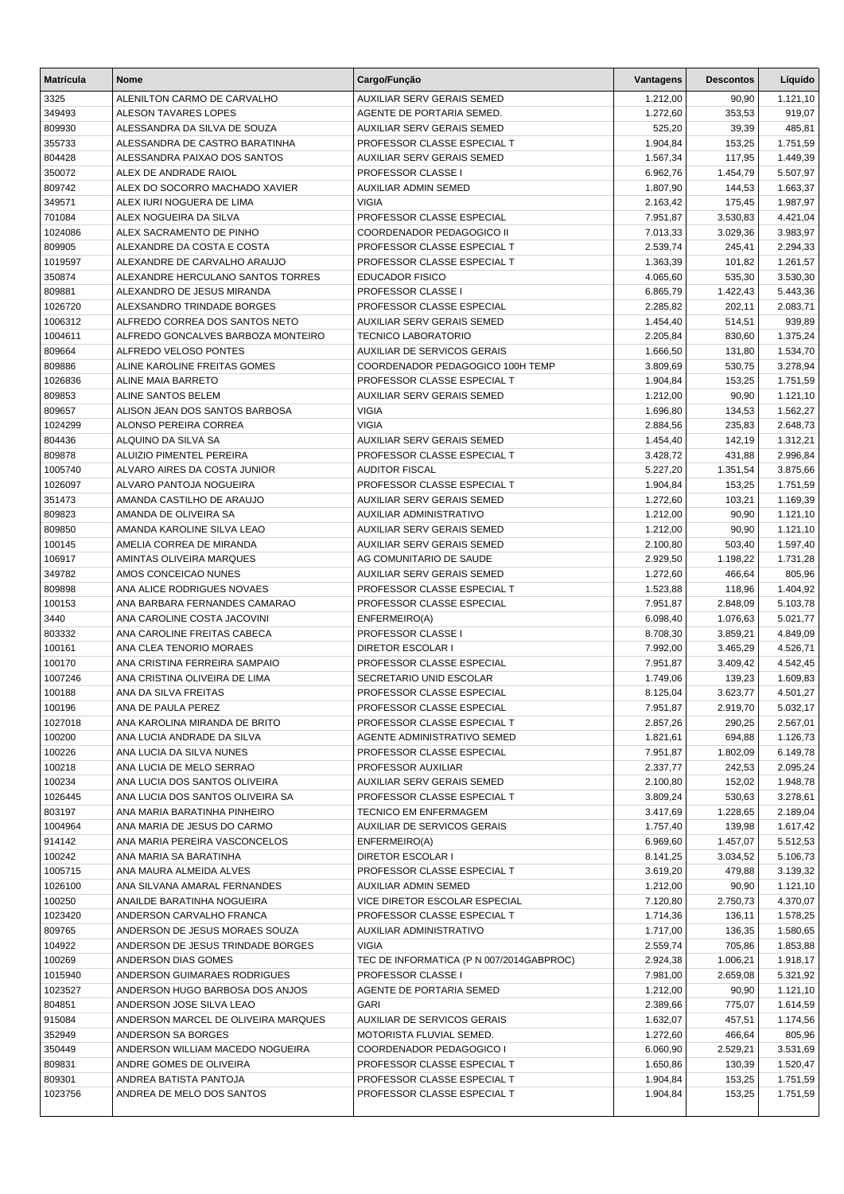| Matrícula | Nome | Cargo/Função | Vantagens | Descontos | Líquido |
|---|---|---|---|---|---|
| 3325 | ALENILTON CARMO DE CARVALHO | AUXILIAR SERV GERAIS SEMED | 1.212,00 | 90,90 | 1.121,10 |
| 349493 | ALESON TAVARES LOPES | AGENTE DE PORTARIA SEMED. | 1.272,60 | 353,53 | 919,07 |
| 809930 | ALESSANDRA DA SILVA DE SOUZA | AUXILIAR SERV GERAIS SEMED | 525,20 | 39,39 | 485,81 |
| 355733 | ALESSANDRA DE CASTRO BARATINHA | PROFESSOR CLASSE ESPECIAL T | 1.904,84 | 153,25 | 1.751,59 |
| 804428 | ALESSANDRA PAIXAO DOS SANTOS | AUXILIAR SERV GERAIS SEMED | 1.567,34 | 117,95 | 1.449,39 |
| 350072 | ALEX DE ANDRADE RAIOL | PROFESSOR CLASSE I | 6.962,76 | 1.454,79 | 5.507,97 |
| 809742 | ALEX DO SOCORRO MACHADO XAVIER | AUXILIAR ADMIN SEMED | 1.807,90 | 144,53 | 1.663,37 |
| 349571 | ALEX IURI NOGUERA DE LIMA | VIGIA | 2.163,42 | 175,45 | 1.987,97 |
| 701084 | ALEX NOGUEIRA DA SILVA | PROFESSOR CLASSE ESPECIAL | 7.951,87 | 3.530,83 | 4.421,04 |
| 1024086 | ALEX SACRAMENTO DE PINHO | COORDENADOR PEDAGOGICO II | 7.013,33 | 3.029,36 | 3.983,97 |
| 809905 | ALEXANDRE DA COSTA E COSTA | PROFESSOR CLASSE ESPECIAL T | 2.539,74 | 245,41 | 2.294,33 |
| 1019597 | ALEXANDRE DE CARVALHO ARAUJO | PROFESSOR CLASSE ESPECIAL T | 1.363,39 | 101,82 | 1.261,57 |
| 350874 | ALEXANDRE HERCULANO SANTOS TORRES | EDUCADOR FISICO | 4.065,60 | 535,30 | 3.530,30 |
| 809881 | ALEXANDRO DE JESUS MIRANDA | PROFESSOR CLASSE I | 6.865,79 | 1.422,43 | 5.443,36 |
| 1026720 | ALEXSANDRO TRINDADE BORGES | PROFESSOR CLASSE ESPECIAL | 2.285,82 | 202,11 | 2.083,71 |
| 1006312 | ALFREDO CORREA DOS SANTOS NETO | AUXILIAR SERV GERAIS SEMED | 1.454,40 | 514,51 | 939,89 |
| 1004611 | ALFREDO GONCALVES BARBOZA MONTEIRO | TECNICO LABORATORIO | 2.205,84 | 830,60 | 1.375,24 |
| 809664 | ALFREDO VELOSO PONTES | AUXILIAR DE SERVICOS GERAIS | 1.666,50 | 131,80 | 1.534,70 |
| 809886 | ALINE KAROLINE FREITAS GOMES | COORDENADOR PEDAGOGICO 100H TEMP | 3.809,69 | 530,75 | 3.278,94 |
| 1026836 | ALINE MAIA BARRETO | PROFESSOR CLASSE ESPECIAL T | 1.904,84 | 153,25 | 1.751,59 |
| 809853 | ALINE SANTOS BELEM | AUXILIAR SERV GERAIS SEMED | 1.212,00 | 90,90 | 1.121,10 |
| 809657 | ALISON JEAN DOS SANTOS BARBOSA | VIGIA | 1.696,80 | 134,53 | 1.562,27 |
| 1024299 | ALONSO PEREIRA CORREA | VIGIA | 2.884,56 | 235,83 | 2.648,73 |
| 804436 | ALQUINO DA SILVA SA | AUXILIAR SERV GERAIS SEMED | 1.454,40 | 142,19 | 1.312,21 |
| 809878 | ALUIZIO PIMENTEL PEREIRA | PROFESSOR CLASSE ESPECIAL T | 3.428,72 | 431,88 | 2.996,84 |
| 1005740 | ALVARO AIRES DA COSTA JUNIOR | AUDITOR FISCAL | 5.227,20 | 1.351,54 | 3.875,66 |
| 1026097 | ALVARO PANTOJA NOGUEIRA | PROFESSOR CLASSE ESPECIAL T | 1.904,84 | 153,25 | 1.751,59 |
| 351473 | AMANDA CASTILHO DE ARAUJO | AUXILIAR SERV GERAIS SEMED | 1.272,60 | 103,21 | 1.169,39 |
| 809823 | AMANDA DE OLIVEIRA SA | AUXILIAR ADMINISTRATIVO | 1.212,00 | 90,90 | 1.121,10 |
| 809850 | AMANDA KAROLINE SILVA LEAO | AUXILIAR SERV GERAIS SEMED | 1.212,00 | 90,90 | 1.121,10 |
| 100145 | AMELIA CORREA DE MIRANDA | AUXILIAR SERV GERAIS SEMED | 2.100,80 | 503,40 | 1.597,40 |
| 106917 | AMINTAS OLIVEIRA MARQUES | AG COMUNITARIO DE SAUDE | 2.929,50 | 1.198,22 | 1.731,28 |
| 349782 | AMOS CONCEICAO NUNES | AUXILIAR SERV GERAIS SEMED | 1.272,60 | 466,64 | 805,96 |
| 809898 | ANA ALICE RODRIGUES NOVAES | PROFESSOR CLASSE ESPECIAL T | 1.523,88 | 118,96 | 1.404,92 |
| 100153 | ANA BARBARA FERNANDES CAMARAO | PROFESSOR CLASSE ESPECIAL | 7.951,87 | 2.848,09 | 5.103,78 |
| 3440 | ANA CAROLINE COSTA JACOVINI | ENFERMEIRO(A) | 6.098,40 | 1.076,63 | 5.021,77 |
| 803332 | ANA CAROLINE FREITAS CABECA | PROFESSOR CLASSE I | 8.708,30 | 3.859,21 | 4.849,09 |
| 100161 | ANA CLEA TENORIO MORAES | DIRETOR ESCOLAR I | 7.992,00 | 3.465,29 | 4.526,71 |
| 100170 | ANA CRISTINA FERREIRA SAMPAIO | PROFESSOR CLASSE ESPECIAL | 7.951,87 | 3.409,42 | 4.542,45 |
| 1007246 | ANA CRISTINA OLIVEIRA DE LIMA | SECRETARIO UNID ESCOLAR | 1.749,06 | 139,23 | 1.609,83 |
| 100188 | ANA DA SILVA FREITAS | PROFESSOR CLASSE ESPECIAL | 8.125,04 | 3.623,77 | 4.501,27 |
| 100196 | ANA DE PAULA PEREZ | PROFESSOR CLASSE ESPECIAL | 7.951,87 | 2.919,70 | 5.032,17 |
| 1027018 | ANA KAROLINA MIRANDA DE BRITO | PROFESSOR CLASSE ESPECIAL T | 2.857,26 | 290,25 | 2.567,01 |
| 100200 | ANA LUCIA ANDRADE DA SILVA | AGENTE ADMINISTRATIVO SEMED | 1.821,61 | 694,88 | 1.126,73 |
| 100226 | ANA LUCIA DA SILVA NUNES | PROFESSOR CLASSE ESPECIAL | 7.951,87 | 1.802,09 | 6.149,78 |
| 100218 | ANA LUCIA DE MELO SERRAO | PROFESSOR AUXILIAR | 2.337,77 | 242,53 | 2.095,24 |
| 100234 | ANA LUCIA DOS SANTOS OLIVEIRA | AUXILIAR SERV GERAIS SEMED | 2.100,80 | 152,02 | 1.948,78 |
| 1026445 | ANA LUCIA DOS SANTOS OLIVEIRA SA | PROFESSOR CLASSE ESPECIAL T | 3.809,24 | 530,63 | 3.278,61 |
| 803197 | ANA MARIA BARATINHA PINHEIRO | TECNICO EM ENFERMAGEM | 3.417,69 | 1.228,65 | 2.189,04 |
| 1004964 | ANA MARIA DE JESUS DO CARMO | AUXILIAR DE SERVICOS GERAIS | 1.757,40 | 139,98 | 1.617,42 |
| 914142 | ANA MARIA PEREIRA VASCONCELOS | ENFERMEIRO(A) | 6.969,60 | 1.457,07 | 5.512,53 |
| 100242 | ANA MARIA SA BARATINHA | DIRETOR ESCOLAR I | 8.141,25 | 3.034,52 | 5.106,73 |
| 1005715 | ANA MAURA ALMEIDA ALVES | PROFESSOR CLASSE ESPECIAL T | 3.619,20 | 479,88 | 3.139,32 |
| 1026100 | ANA SILVANA AMARAL FERNANDES | AUXILIAR ADMIN SEMED | 1.212,00 | 90,90 | 1.121,10 |
| 100250 | ANAILDE BARATINHA NOGUEIRA | VICE DIRETOR ESCOLAR ESPECIAL | 7.120,80 | 2.750,73 | 4.370,07 |
| 1023420 | ANDERSON CARVALHO FRANCA | PROFESSOR CLASSE ESPECIAL T | 1.714,36 | 136,11 | 1.578,25 |
| 809765 | ANDERSON DE JESUS MORAES SOUZA | AUXILIAR ADMINISTRATIVO | 1.717,00 | 136,35 | 1.580,65 |
| 104922 | ANDERSON DE JESUS TRINDADE BORGES | VIGIA | 2.559,74 | 705,86 | 1.853,88 |
| 100269 | ANDERSON DIAS GOMES | TEC DE INFORMATICA (P N 007/2014GABPROC) | 2.924,38 | 1.006,21 | 1.918,17 |
| 1015940 | ANDERSON GUIMARAES RODRIGUES | PROFESSOR CLASSE I | 7.981,00 | 2.659,08 | 5.321,92 |
| 1023527 | ANDERSON HUGO BARBOSA DOS ANJOS | AGENTE DE PORTARIA SEMED | 1.212,00 | 90,90 | 1.121,10 |
| 804851 | ANDERSON JOSE SILVA LEAO | GARI | 2.389,66 | 775,07 | 1.614,59 |
| 915084 | ANDERSON MARCEL DE OLIVEIRA MARQUES | AUXILIAR DE SERVICOS GERAIS | 1.632,07 | 457,51 | 1.174,56 |
| 352949 | ANDERSON SA BORGES | MOTORISTA FLUVIAL SEMED. | 1.272,60 | 466,64 | 805,96 |
| 350449 | ANDERSON WILLIAM MACEDO NOGUEIRA | COORDENADOR PEDAGOGICO I | 6.060,90 | 2.529,21 | 3.531,69 |
| 809831 | ANDRE GOMES DE OLIVEIRA | PROFESSOR CLASSE ESPECIAL T | 1.650,86 | 130,39 | 1.520,47 |
| 809301 | ANDREA BATISTA PANTOJA | PROFESSOR CLASSE ESPECIAL T | 1.904,84 | 153,25 | 1.751,59 |
| 1023756 | ANDREA DE MELO DOS SANTOS | PROFESSOR CLASSE ESPECIAL T | 1.904,84 | 153,25 | 1.751,59 |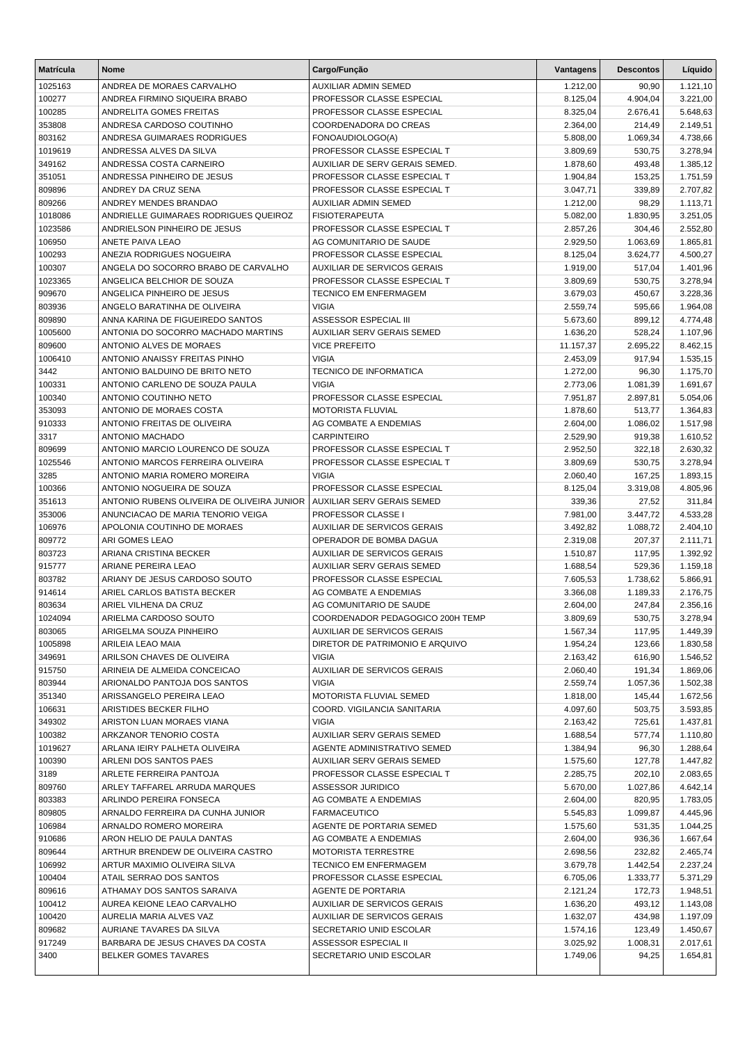| Matrícula | Nome | Cargo/Função | Vantagens | Descontos | Líquido |
|---|---|---|---|---|---|
| 1025163 | ANDREA DE MORAES CARVALHO | AUXILIAR ADMIN SEMED | 1.212,00 | 90,90 | 1.121,10 |
| 100277 | ANDREA FIRMINO SIQUEIRA BRABO | PROFESSOR CLASSE ESPECIAL | 8.125,04 | 4.904,04 | 3.221,00 |
| 100285 | ANDRELITA GOMES FREITAS | PROFESSOR CLASSE ESPECIAL | 8.325,04 | 2.676,41 | 5.648,63 |
| 353808 | ANDRESA CARDOSO COUTINHO | COORDENADORA DO CREAS | 2.364,00 | 214,49 | 2.149,51 |
| 803162 | ANDRESA GUIMARAES RODRIGUES | FONOAUDIOLOGO(A) | 5.808,00 | 1.069,34 | 4.738,66 |
| 1019619 | ANDRESSA ALVES DA SILVA | PROFESSOR CLASSE ESPECIAL T | 3.809,69 | 530,75 | 3.278,94 |
| 349162 | ANDRESSA COSTA CARNEIRO | AUXILIAR DE SERV GERAIS SEMED. | 1.878,60 | 493,48 | 1.385,12 |
| 351051 | ANDRESSA PINHEIRO DE JESUS | PROFESSOR CLASSE ESPECIAL T | 1.904,84 | 153,25 | 1.751,59 |
| 809896 | ANDREY DA CRUZ SENA | PROFESSOR CLASSE ESPECIAL T | 3.047,71 | 339,89 | 2.707,82 |
| 809266 | ANDREY MENDES BRANDAO | AUXILIAR ADMIN SEMED | 1.212,00 | 98,29 | 1.113,71 |
| 1018086 | ANDRIELLE GUIMARAES RODRIGUES QUEIROZ | FISIOTERAPEUTA | 5.082,00 | 1.830,95 | 3.251,05 |
| 1023586 | ANDRIELSON PINHEIRO DE JESUS | PROFESSOR CLASSE ESPECIAL T | 2.857,26 | 304,46 | 2.552,80 |
| 106950 | ANETE PAIVA LEAO | AG COMUNITARIO DE SAUDE | 2.929,50 | 1.063,69 | 1.865,81 |
| 100293 | ANEZIA RODRIGUES NOGUEIRA | PROFESSOR CLASSE ESPECIAL | 8.125,04 | 3.624,77 | 4.500,27 |
| 100307 | ANGELA DO SOCORRO BRABO DE CARVALHO | AUXILIAR DE SERVICOS GERAIS | 1.919,00 | 517,04 | 1.401,96 |
| 1023365 | ANGELICA BELCHIOR DE SOUZA | PROFESSOR CLASSE ESPECIAL T | 3.809,69 | 530,75 | 3.278,94 |
| 909670 | ANGELICA PINHEIRO DE JESUS | TECNICO EM ENFERMAGEM | 3.679,03 | 450,67 | 3.228,36 |
| 803936 | ANGELO BARATINHA DE OLIVEIRA | VIGIA | 2.559,74 | 595,66 | 1.964,08 |
| 809890 | ANNA KARINA DE FIGUEIREDO SANTOS | ASSESSOR ESPECIAL III | 5.673,60 | 899,12 | 4.774,48 |
| 1005600 | ANTONIA DO SOCORRO MACHADO MARTINS | AUXILIAR SERV GERAIS SEMED | 1.636,20 | 528,24 | 1.107,96 |
| 809600 | ANTONIO ALVES DE MORAES | VICE PREFEITO | 11.157,37 | 2.695,22 | 8.462,15 |
| 1006410 | ANTONIO ANAISSY FREITAS PINHO | VIGIA | 2.453,09 | 917,94 | 1.535,15 |
| 3442 | ANTONIO BALDUINO DE BRITO NETO | TECNICO DE INFORMATICA | 1.272,00 | 96,30 | 1.175,70 |
| 100331 | ANTONIO CARLENO DE SOUZA PAULA | VIGIA | 2.773,06 | 1.081,39 | 1.691,67 |
| 100340 | ANTONIO COUTINHO NETO | PROFESSOR CLASSE ESPECIAL | 7.951,87 | 2.897,81 | 5.054,06 |
| 353093 | ANTONIO DE MORAES COSTA | MOTORISTA FLUVIAL | 1.878,60 | 513,77 | 1.364,83 |
| 910333 | ANTONIO FREITAS DE OLIVEIRA | AG COMBATE A ENDEMIAS | 2.604,00 | 1.086,02 | 1.517,98 |
| 3317 | ANTONIO MACHADO | CARPINTEIRO | 2.529,90 | 919,38 | 1.610,52 |
| 809699 | ANTONIO MARCIO LOURENCO DE SOUZA | PROFESSOR CLASSE ESPECIAL T | 2.952,50 | 322,18 | 2.630,32 |
| 1025546 | ANTONIO MARCOS FERREIRA OLIVEIRA | PROFESSOR CLASSE ESPECIAL T | 3.809,69 | 530,75 | 3.278,94 |
| 3285 | ANTONIO MARIA ROMERO MOREIRA | VIGIA | 2.060,40 | 167,25 | 1.893,15 |
| 100366 | ANTONIO NOGUEIRA DE SOUZA | PROFESSOR CLASSE ESPECIAL | 8.125,04 | 3.319,08 | 4.805,96 |
| 351613 | ANTONIO RUBENS OLIVEIRA DE OLIVEIRA JUNIOR | AUXILIAR SERV GERAIS SEMED | 339,36 | 27,52 | 311,84 |
| 353006 | ANUNCIACAO DE MARIA TENORIO VEIGA | PROFESSOR CLASSE I | 7.981,00 | 3.447,72 | 4.533,28 |
| 106976 | APOLONIA COUTINHO DE MORAES | AUXILIAR DE SERVICOS GERAIS | 3.492,82 | 1.088,72 | 2.404,10 |
| 809772 | ARI GOMES LEAO | OPERADOR DE BOMBA DAGUA | 2.319,08 | 207,37 | 2.111,71 |
| 803723 | ARIANA CRISTINA BECKER | AUXILIAR DE SERVICOS GERAIS | 1.510,87 | 117,95 | 1.392,92 |
| 915777 | ARIANE PEREIRA LEAO | AUXILIAR SERV GERAIS SEMED | 1.688,54 | 529,36 | 1.159,18 |
| 803782 | ARIANY DE JESUS CARDOSO SOUTO | PROFESSOR CLASSE ESPECIAL | 7.605,53 | 1.738,62 | 5.866,91 |
| 914614 | ARIEL CARLOS BATISTA BECKER | AG COMBATE A ENDEMIAS | 3.366,08 | 1.189,33 | 2.176,75 |
| 803634 | ARIEL VILHENA DA CRUZ | AG COMUNITARIO DE SAUDE | 2.604,00 | 247,84 | 2.356,16 |
| 1024094 | ARIELMA CARDOSO SOUTO | COORDENADOR PEDAGOGICO 200H TEMP | 3.809,69 | 530,75 | 3.278,94 |
| 803065 | ARIGELMA SOUZA PINHEIRO | AUXILIAR DE SERVICOS GERAIS | 1.567,34 | 117,95 | 1.449,39 |
| 1005898 | ARILEIA LEAO MAIA | DIRETOR DE PATRIMONIO E ARQUIVO | 1.954,24 | 123,66 | 1.830,58 |
| 349691 | ARILSON CHAVES DE OLIVEIRA | VIGIA | 2.163,42 | 616,90 | 1.546,52 |
| 915750 | ARINEIA DE ALMEIDA CONCEICAO | AUXILIAR DE SERVICOS GERAIS | 2.060,40 | 191,34 | 1.869,06 |
| 803944 | ARIONALDO PANTOJA DOS SANTOS | VIGIA | 2.559,74 | 1.057,36 | 1.502,38 |
| 351340 | ARISSANGELO PEREIRA LEAO | MOTORISTA FLUVIAL SEMED | 1.818,00 | 145,44 | 1.672,56 |
| 106631 | ARISTIDES BECKER FILHO | COORD. VIGILANCIA SANITARIA | 4.097,60 | 503,75 | 3.593,85 |
| 349302 | ARISTON LUAN MORAES VIANA | VIGIA | 2.163,42 | 725,61 | 1.437,81 |
| 100382 | ARKZANOR TENORIO COSTA | AUXILIAR SERV GERAIS SEMED | 1.688,54 | 577,74 | 1.110,80 |
| 1019627 | ARLANA IEIRY PALHETA OLIVEIRA | AGENTE ADMINISTRATIVO SEMED | 1.384,94 | 96,30 | 1.288,64 |
| 100390 | ARLENI DOS SANTOS PAES | AUXILIAR SERV GERAIS SEMED | 1.575,60 | 127,78 | 1.447,82 |
| 3189 | ARLETE FERREIRA PANTOJA | PROFESSOR CLASSE ESPECIAL T | 2.285,75 | 202,10 | 2.083,65 |
| 809760 | ARLEY TAFFAREL ARRUDA MARQUES | ASSESSOR JURIDICO | 5.670,00 | 1.027,86 | 4.642,14 |
| 803383 | ARLINDO PEREIRA FONSECA | AG COMBATE A ENDEMIAS | 2.604,00 | 820,95 | 1.783,05 |
| 809805 | ARNALDO FERREIRA DA CUNHA JUNIOR | FARMACEUTICO | 5.545,83 | 1.099,87 | 4.445,96 |
| 106984 | ARNALDO ROMERO MOREIRA | AGENTE DE PORTARIA SEMED | 1.575,60 | 531,35 | 1.044,25 |
| 910686 | ARON HELIO DE PAULA DANTAS | AG COMBATE A ENDEMIAS | 2.604,00 | 936,36 | 1.667,64 |
| 809644 | ARTHUR BRENDEW DE OLIVEIRA CASTRO | MOTORISTA TERRESTRE | 2.698,56 | 232,82 | 2.465,74 |
| 106992 | ARTUR MAXIMIO OLIVEIRA SILVA | TECNICO EM ENFERMAGEM | 3.679,78 | 1.442,54 | 2.237,24 |
| 100404 | ATAIL SERRAO DOS SANTOS | PROFESSOR CLASSE ESPECIAL | 6.705,06 | 1.333,77 | 5.371,29 |
| 809616 | ATHAMAY DOS SANTOS SARAIVA | AGENTE DE PORTARIA | 2.121,24 | 172,73 | 1.948,51 |
| 100412 | AUREA KEIONE LEAO CARVALHO | AUXILIAR DE SERVICOS GERAIS | 1.636,20 | 493,12 | 1.143,08 |
| 100420 | AURELIA MARIA ALVES VAZ | AUXILIAR DE SERVICOS GERAIS | 1.632,07 | 434,98 | 1.197,09 |
| 809682 | AURIANE TAVARES DA SILVA | SECRETARIO UNID ESCOLAR | 1.574,16 | 123,49 | 1.450,67 |
| 917249 | BARBARA DE JESUS CHAVES DA COSTA | ASSESSOR ESPECIAL II | 3.025,92 | 1.008,31 | 2.017,61 |
| 3400 | BELKER GOMES TAVARES | SECRETARIO UNID ESCOLAR | 1.749,06 | 94,25 | 1.654,81 |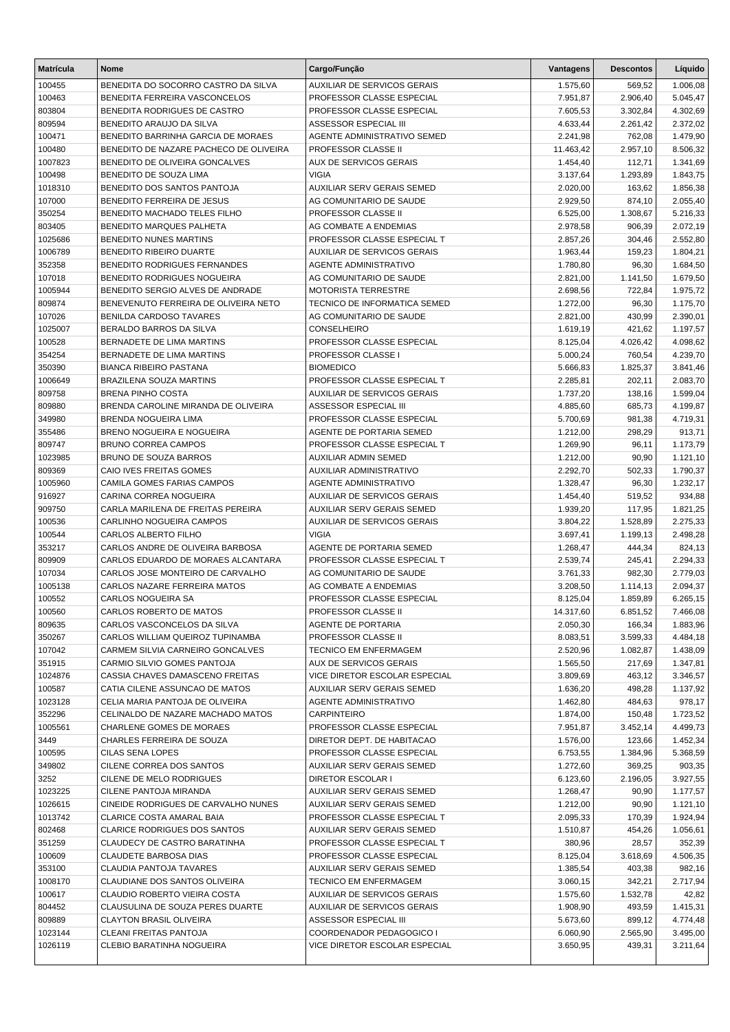| Matrícula | Nome | Cargo/Função | Vantagens | Descontos | Líquido |
|---|---|---|---|---|---|
| 100455 | BENEDITA DO SOCORRO CASTRO DA SILVA | AUXILIAR DE SERVICOS GERAIS | 1.575,60 | 569,52 | 1.006,08 |
| 100463 | BENEDITA FERREIRA VASCONCELOS | PROFESSOR CLASSE ESPECIAL | 7.951,87 | 2.906,40 | 5.045,47 |
| 803804 | BENEDITA RODRIGUES DE CASTRO | PROFESSOR CLASSE ESPECIAL | 7.605,53 | 3.302,84 | 4.302,69 |
| 809594 | BENEDITO ARAUJO DA SILVA | ASSESSOR ESPECIAL III | 4.633,44 | 2.261,42 | 2.372,02 |
| 100471 | BENEDITO BARRINHA GARCIA DE MORAES | AGENTE ADMINISTRATIVO SEMED | 2.241,98 | 762,08 | 1.479,90 |
| 100480 | BENEDITO DE NAZARE PACHECO DE OLIVEIRA | PROFESSOR CLASSE II | 11.463,42 | 2.957,10 | 8.506,32 |
| 1007823 | BENEDITO DE OLIVEIRA GONCALVES | AUX DE SERVICOS GERAIS | 1.454,40 | 112,71 | 1.341,69 |
| 100498 | BENEDITO DE SOUZA LIMA | VIGIA | 3.137,64 | 1.293,89 | 1.843,75 |
| 1018310 | BENEDITO DOS SANTOS PANTOJA | AUXILIAR SERV GERAIS SEMED | 2.020,00 | 163,62 | 1.856,38 |
| 107000 | BENEDITO FERREIRA DE JESUS | AG COMUNITARIO DE SAUDE | 2.929,50 | 874,10 | 2.055,40 |
| 350254 | BENEDITO MACHADO TELES FILHO | PROFESSOR CLASSE II | 6.525,00 | 1.308,67 | 5.216,33 |
| 803405 | BENEDITO MARQUES PALHETA | AG COMBATE A ENDEMIAS | 2.978,58 | 906,39 | 2.072,19 |
| 1025686 | BENEDITO NUNES MARTINS | PROFESSOR CLASSE ESPECIAL T | 2.857,26 | 304,46 | 2.552,80 |
| 1006789 | BENEDITO RIBEIRO DUARTE | AUXILIAR DE SERVICOS GERAIS | 1.963,44 | 159,23 | 1.804,21 |
| 352358 | BENEDITO RODRIGUES FERNANDES | AGENTE ADMINISTRATIVO | 1.780,80 | 96,30 | 1.684,50 |
| 107018 | BENEDITO RODRIGUES NOGUEIRA | AG COMUNITARIO DE SAUDE | 2.821,00 | 1.141,50 | 1.679,50 |
| 1005944 | BENEDITO SERGIO ALVES DE ANDRADE | MOTORISTA TERRESTRE | 2.698,56 | 722,84 | 1.975,72 |
| 809874 | BENEVENUTO FERREIRA DE OLIVEIRA NETO | TECNICO DE INFORMATICA SEMED | 1.272,00 | 96,30 | 1.175,70 |
| 107026 | BENILDA CARDOSO TAVARES | AG COMUNITARIO DE SAUDE | 2.821,00 | 430,99 | 2.390,01 |
| 1025007 | BERALDO BARROS DA SILVA | CONSELHEIRO | 1.619,19 | 421,62 | 1.197,57 |
| 100528 | BERNADETE DE LIMA MARTINS | PROFESSOR CLASSE ESPECIAL | 8.125,04 | 4.026,42 | 4.098,62 |
| 354254 | BERNADETE DE LIMA MARTINS | PROFESSOR CLASSE I | 5.000,24 | 760,54 | 4.239,70 |
| 350390 | BIANCA RIBEIRO PASTANA | BIOMEDICO | 5.666,83 | 1.825,37 | 3.841,46 |
| 1006649 | BRAZILENA SOUZA MARTINS | PROFESSOR CLASSE ESPECIAL T | 2.285,81 | 202,11 | 2.083,70 |
| 809758 | BRENA PINHO COSTA | AUXILIAR DE SERVICOS GERAIS | 1.737,20 | 138,16 | 1.599,04 |
| 809880 | BRENDA CAROLINE MIRANDA DE OLIVEIRA | ASSESSOR ESPECIAL III | 4.885,60 | 685,73 | 4.199,87 |
| 349980 | BRENDA NOGUEIRA LIMA | PROFESSOR CLASSE ESPECIAL | 5.700,69 | 981,38 | 4.719,31 |
| 355486 | BRENO NOGUEIRA E NOGUEIRA | AGENTE DE PORTARIA SEMED | 1.212,00 | 298,29 | 913,71 |
| 809747 | BRUNO CORREA CAMPOS | PROFESSOR CLASSE ESPECIAL T | 1.269,90 | 96,11 | 1.173,79 |
| 1023985 | BRUNO DE SOUZA BARROS | AUXILIAR ADMIN SEMED | 1.212,00 | 90,90 | 1.121,10 |
| 809369 | CAIO IVES FREITAS GOMES | AUXILIAR ADMINISTRATIVO | 2.292,70 | 502,33 | 1.790,37 |
| 1005960 | CAMILA GOMES FARIAS CAMPOS | AGENTE ADMINISTRATIVO | 1.328,47 | 96,30 | 1.232,17 |
| 916927 | CARINA CORREA NOGUEIRA | AUXILIAR DE SERVICOS GERAIS | 1.454,40 | 519,52 | 934,88 |
| 909750 | CARLA MARILENA DE FREITAS PEREIRA | AUXILIAR SERV GERAIS SEMED | 1.939,20 | 117,95 | 1.821,25 |
| 100536 | CARLINHO NOGUEIRA CAMPOS | AUXILIAR DE SERVICOS GERAIS | 3.804,22 | 1.528,89 | 2.275,33 |
| 100544 | CARLOS ALBERTO FILHO | VIGIA | 3.697,41 | 1.199,13 | 2.498,28 |
| 353217 | CARLOS ANDRE DE OLIVEIRA BARBOSA | AGENTE DE PORTARIA SEMED | 1.268,47 | 444,34 | 824,13 |
| 809909 | CARLOS EDUARDO DE MORAES ALCANTARA | PROFESSOR CLASSE ESPECIAL T | 2.539,74 | 245,41 | 2.294,33 |
| 107034 | CARLOS JOSE MONTEIRO DE CARVALHO | AG COMUNITARIO DE SAUDE | 3.761,33 | 982,30 | 2.779,03 |
| 1005138 | CARLOS NAZARE FERREIRA MATOS | AG COMBATE A ENDEMIAS | 3.208,50 | 1.114,13 | 2.094,37 |
| 100552 | CARLOS NOGUEIRA SA | PROFESSOR CLASSE ESPECIAL | 8.125,04 | 1.859,89 | 6.265,15 |
| 100560 | CARLOS ROBERTO DE MATOS | PROFESSOR CLASSE II | 14.317,60 | 6.851,52 | 7.466,08 |
| 809635 | CARLOS VASCONCELOS DA SILVA | AGENTE DE PORTARIA | 2.050,30 | 166,34 | 1.883,96 |
| 350267 | CARLOS WILLIAM QUEIROZ TUPINAMBA | PROFESSOR CLASSE II | 8.083,51 | 3.599,33 | 4.484,18 |
| 107042 | CARMEM SILVIA CARNEIRO GONCALVES | TECNICO EM ENFERMAGEM | 2.520,96 | 1.082,87 | 1.438,09 |
| 351915 | CARMIO SILVIO GOMES PANTOJA | AUX DE SERVICOS GERAIS | 1.565,50 | 217,69 | 1.347,81 |
| 1024876 | CASSIA CHAVES DAMASCENO FREITAS | VICE DIRETOR ESCOLAR ESPECIAL | 3.809,69 | 463,12 | 3.346,57 |
| 100587 | CATIA CILENE ASSUNCAO DE MATOS | AUXILIAR SERV GERAIS SEMED | 1.636,20 | 498,28 | 1.137,92 |
| 1023128 | CELIA MARIA PANTOJA DE OLIVEIRA | AGENTE ADMINISTRATIVO | 1.462,80 | 484,63 | 978,17 |
| 352296 | CELINALDO DE NAZARE MACHADO MATOS | CARPINTEIRO | 1.874,00 | 150,48 | 1.723,52 |
| 1005561 | CHARLENE GOMES DE MORAES | PROFESSOR CLASSE ESPECIAL | 7.951,87 | 3.452,14 | 4.499,73 |
| 3449 | CHARLES FERREIRA DE SOUZA | DIRETOR DEPT. DE HABITACAO | 1.576,00 | 123,66 | 1.452,34 |
| 100595 | CILAS SENA LOPES | PROFESSOR CLASSE ESPECIAL | 6.753,55 | 1.384,96 | 5.368,59 |
| 349802 | CILENE CORREA DOS SANTOS | AUXILIAR SERV GERAIS SEMED | 1.272,60 | 369,25 | 903,35 |
| 3252 | CILENE DE MELO RODRIGUES | DIRETOR ESCOLAR I | 6.123,60 | 2.196,05 | 3.927,55 |
| 1023225 | CILENE PANTOJA MIRANDA | AUXILIAR SERV GERAIS SEMED | 1.268,47 | 90,90 | 1.177,57 |
| 1026615 | CINEIDE RODRIGUES DE CARVALHO NUNES | AUXILIAR SERV GERAIS SEMED | 1.212,00 | 90,90 | 1.121,10 |
| 1013742 | CLARICE COSTA AMARAL BAIA | PROFESSOR CLASSE ESPECIAL T | 2.095,33 | 170,39 | 1.924,94 |
| 802468 | CLARICE RODRIGUES DOS SANTOS | AUXILIAR SERV GERAIS SEMED | 1.510,87 | 454,26 | 1.056,61 |
| 351259 | CLAUDECY DE CASTRO BARATINHA | PROFESSOR CLASSE ESPECIAL T | 380,96 | 28,57 | 352,39 |
| 100609 | CLAUDETE BARBOSA DIAS | PROFESSOR CLASSE ESPECIAL | 8.125,04 | 3.618,69 | 4.506,35 |
| 353100 | CLAUDIA PANTOJA TAVARES | AUXILIAR SERV GERAIS SEMED | 1.385,54 | 403,38 | 982,16 |
| 1008170 | CLAUDIANE DOS SANTOS OLIVEIRA | TECNICO EM ENFERMAGEM | 3.060,15 | 342,21 | 2.717,94 |
| 100617 | CLAUDIO ROBERTO VIEIRA COSTA | AUXILIAR DE SERVICOS GERAIS | 1.575,60 | 1.532,78 | 42,82 |
| 804452 | CLAUSULINA DE SOUZA PERES DUARTE | AUXILIAR DE SERVICOS GERAIS | 1.908,90 | 493,59 | 1.415,31 |
| 809889 | CLAYTON BRASIL OLIVEIRA | ASSESSOR ESPECIAL III | 5.673,60 | 899,12 | 4.774,48 |
| 1023144 | CLEANI FREITAS PANTOJA | COORDENADOR PEDAGOGICO I | 6.060,90 | 2.565,90 | 3.495,00 |
| 1026119 | CLEBIO BARATINHA NOGUEIRA | VICE DIRETOR ESCOLAR ESPECIAL | 3.650,95 | 439,31 | 3.211,64 |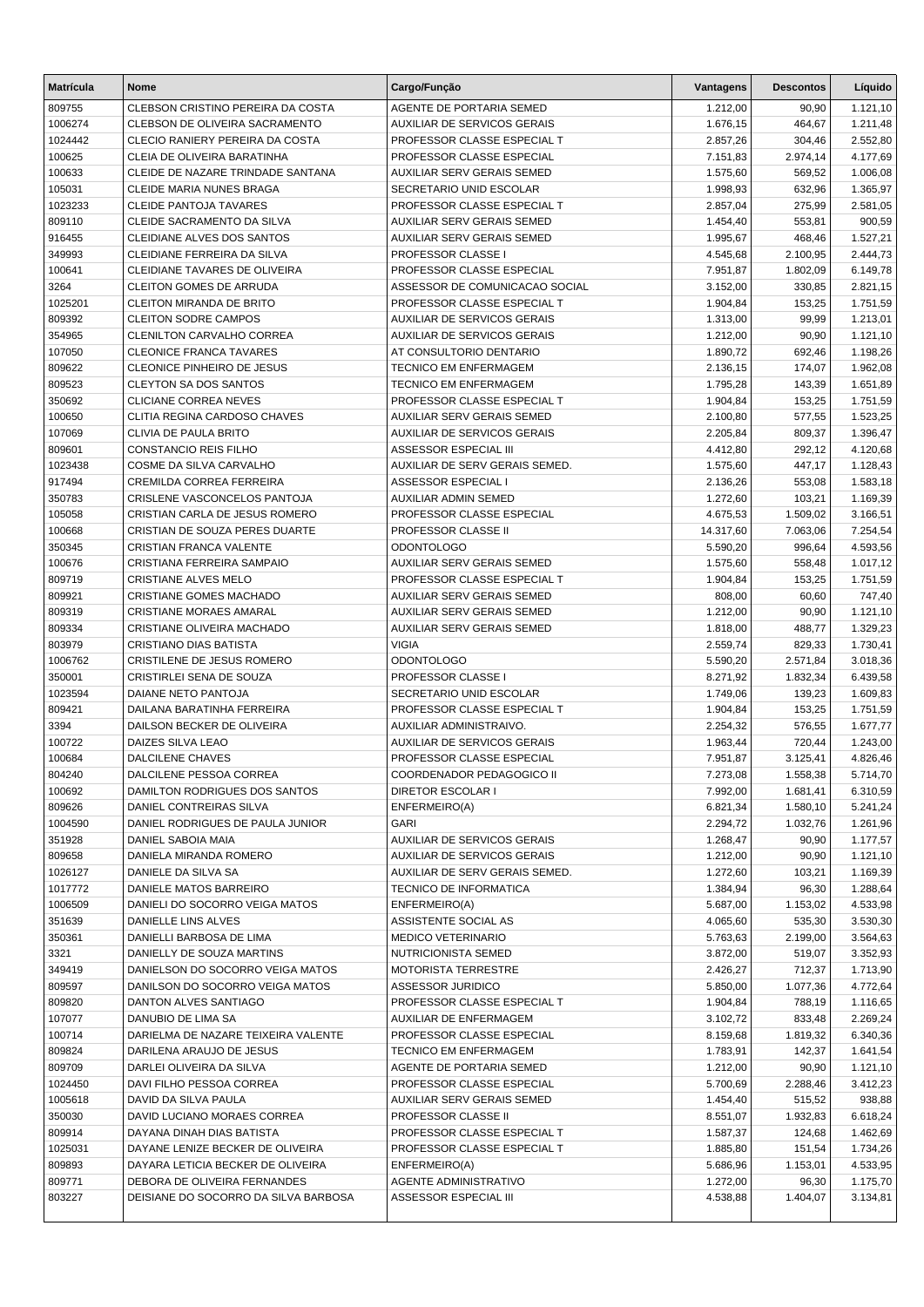| Matrícula | Nome | Cargo/Função | Vantagens | Descontos | Líquido |
|---|---|---|---|---|---|
| 809755 | CLEBSON CRISTINO PEREIRA DA COSTA | AGENTE DE PORTARIA SEMED | 1.212,00 | 90,90 | 1.121,10 |
| 1006274 | CLEBSON DE OLIVEIRA SACRAMENTO | AUXILIAR DE SERVICOS GERAIS | 1.676,15 | 464,67 | 1.211,48 |
| 1024442 | CLECIO RANIERY PEREIRA DA COSTA | PROFESSOR CLASSE ESPECIAL T | 2.857,26 | 304,46 | 2.552,80 |
| 100625 | CLEIA DE OLIVEIRA BARATINHA | PROFESSOR CLASSE ESPECIAL | 7.151,83 | 2.974,14 | 4.177,69 |
| 100633 | CLEIDE DE NAZARE TRINDADE SANTANA | AUXILIAR SERV GERAIS SEMED | 1.575,60 | 569,52 | 1.006,08 |
| 105031 | CLEIDE MARIA NUNES BRAGA | SECRETARIO UNID ESCOLAR | 1.998,93 | 632,96 | 1.365,97 |
| 1023233 | CLEIDE PANTOJA TAVARES | PROFESSOR CLASSE ESPECIAL T | 2.857,04 | 275,99 | 2.581,05 |
| 809110 | CLEIDE SACRAMENTO DA SILVA | AUXILIAR SERV GERAIS SEMED | 1.454,40 | 553,81 | 900,59 |
| 916455 | CLEIDIANE ALVES DOS SANTOS | AUXILIAR SERV GERAIS SEMED | 1.995,67 | 468,46 | 1.527,21 |
| 349993 | CLEIDIANE FERREIRA DA SILVA | PROFESSOR CLASSE I | 4.545,68 | 2.100,95 | 2.444,73 |
| 100641 | CLEIDIANE TAVARES DE OLIVEIRA | PROFESSOR CLASSE ESPECIAL | 7.951,87 | 1.802,09 | 6.149,78 |
| 3264 | CLEITON GOMES DE ARRUDA | ASSESSOR DE COMUNICACAO SOCIAL | 3.152,00 | 330,85 | 2.821,15 |
| 1025201 | CLEITON MIRANDA DE BRITO | PROFESSOR CLASSE ESPECIAL T | 1.904,84 | 153,25 | 1.751,59 |
| 809392 | CLEITON SODRE CAMPOS | AUXILIAR DE SERVICOS GERAIS | 1.313,00 | 99,99 | 1.213,01 |
| 354965 | CLENILTON CARVALHO CORREA | AUXILIAR DE SERVICOS GERAIS | 1.212,00 | 90,90 | 1.121,10 |
| 107050 | CLEONICE FRANCA TAVARES | AT CONSULTORIO DENTARIO | 1.890,72 | 692,46 | 1.198,26 |
| 809622 | CLEONICE PINHEIRO DE JESUS | TECNICO EM ENFERMAGEM | 2.136,15 | 174,07 | 1.962,08 |
| 809523 | CLEYTON SA DOS SANTOS | TECNICO EM ENFERMAGEM | 1.795,28 | 143,39 | 1.651,89 |
| 350692 | CLICIANE CORREA NEVES | PROFESSOR CLASSE ESPECIAL T | 1.904,84 | 153,25 | 1.751,59 |
| 100650 | CLITIA REGINA CARDOSO CHAVES | AUXILIAR SERV GERAIS SEMED | 2.100,80 | 577,55 | 1.523,25 |
| 107069 | CLIVIA DE PAULA BRITO | AUXILIAR DE SERVICOS GERAIS | 2.205,84 | 809,37 | 1.396,47 |
| 809601 | CONSTANCIO REIS FILHO | ASSESSOR ESPECIAL III | 4.412,80 | 292,12 | 4.120,68 |
| 1023438 | COSME DA SILVA CARVALHO | AUXILIAR DE SERV GERAIS SEMED. | 1.575,60 | 447,17 | 1.128,43 |
| 917494 | CREMILDA CORREA FERREIRA | ASSESSOR ESPECIAL I | 2.136,26 | 553,08 | 1.583,18 |
| 350783 | CRISLENE VASCONCELOS PANTOJA | AUXILIAR ADMIN SEMED | 1.272,60 | 103,21 | 1.169,39 |
| 105058 | CRISTIAN CARLA DE JESUS ROMERO | PROFESSOR CLASSE ESPECIAL | 4.675,53 | 1.509,02 | 3.166,51 |
| 100668 | CRISTIAN DE SOUZA PERES DUARTE | PROFESSOR CLASSE II | 14.317,60 | 7.063,06 | 7.254,54 |
| 350345 | CRISTIAN FRANCA VALENTE | ODONTOLOGO | 5.590,20 | 996,64 | 4.593,56 |
| 100676 | CRISTIANA FERREIRA SAMPAIO | AUXILIAR SERV GERAIS SEMED | 1.575,60 | 558,48 | 1.017,12 |
| 809719 | CRISTIANE ALVES MELO | PROFESSOR CLASSE ESPECIAL T | 1.904,84 | 153,25 | 1.751,59 |
| 809921 | CRISTIANE GOMES MACHADO | AUXILIAR SERV GERAIS SEMED | 808,00 | 60,60 | 747,40 |
| 809319 | CRISTIANE MORAES AMARAL | AUXILIAR SERV GERAIS SEMED | 1.212,00 | 90,90 | 1.121,10 |
| 809334 | CRISTIANE OLIVEIRA MACHADO | AUXILIAR SERV GERAIS SEMED | 1.818,00 | 488,77 | 1.329,23 |
| 803979 | CRISTIANO DIAS BATISTA | VIGIA | 2.559,74 | 829,33 | 1.730,41 |
| 1006762 | CRISTILENE DE JESUS ROMERO | ODONTOLOGO | 5.590,20 | 2.571,84 | 3.018,36 |
| 350001 | CRISTIRLEI SENA DE SOUZA | PROFESSOR CLASSE I | 8.271,92 | 1.832,34 | 6.439,58 |
| 1023594 | DAIANE NETO PANTOJA | SECRETARIO UNID ESCOLAR | 1.749,06 | 139,23 | 1.609,83 |
| 809421 | DAILANA BARATINHA FERREIRA | PROFESSOR CLASSE ESPECIAL T | 1.904,84 | 153,25 | 1.751,59 |
| 3394 | DAILSON BECKER DE OLIVEIRA | AUXILIAR ADMINISTRAIVO. | 2.254,32 | 576,55 | 1.677,77 |
| 100722 | DAIZES SILVA LEAO | AUXILIAR DE SERVICOS GERAIS | 1.963,44 | 720,44 | 1.243,00 |
| 100684 | DALCILENE CHAVES | PROFESSOR CLASSE ESPECIAL | 7.951,87 | 3.125,41 | 4.826,46 |
| 804240 | DALCILENE PESSOA CORREA | COORDENADOR PEDAGOGICO II | 7.273,08 | 1.558,38 | 5.714,70 |
| 100692 | DAMILTON RODRIGUES DOS SANTOS | DIRETOR ESCOLAR I | 7.992,00 | 1.681,41 | 6.310,59 |
| 809626 | DANIEL CONTREIRAS SILVA | ENFERMEIRO(A) | 6.821,34 | 1.580,10 | 5.241,24 |
| 1004590 | DANIEL RODRIGUES DE PAULA JUNIOR | GARI | 2.294,72 | 1.032,76 | 1.261,96 |
| 351928 | DANIEL SABOIA MAIA | AUXILIAR DE SERVICOS GERAIS | 1.268,47 | 90,90 | 1.177,57 |
| 809658 | DANIELA MIRANDA ROMERO | AUXILIAR DE SERVICOS GERAIS | 1.212,00 | 90,90 | 1.121,10 |
| 1026127 | DANIELE DA SILVA SA | AUXILIAR DE SERV GERAIS SEMED. | 1.272,60 | 103,21 | 1.169,39 |
| 1017772 | DANIELE MATOS BARREIRO | TECNICO DE INFORMATICA | 1.384,94 | 96,30 | 1.288,64 |
| 1006509 | DANIELI DO SOCORRO VEIGA MATOS | ENFERMEIRO(A) | 5.687,00 | 1.153,02 | 4.533,98 |
| 351639 | DANIELLE LINS ALVES | ASSISTENTE SOCIAL AS | 4.065,60 | 535,30 | 3.530,30 |
| 350361 | DANIELLI BARBOSA DE LIMA | MEDICO VETERINARIO | 5.763,63 | 2.199,00 | 3.564,63 |
| 3321 | DANIELLY DE SOUZA MARTINS | NUTRICIONISTA SEMED | 3.872,00 | 519,07 | 3.352,93 |
| 349419 | DANIELSON DO SOCORRO VEIGA MATOS | MOTORISTA TERRESTRE | 2.426,27 | 712,37 | 1.713,90 |
| 809597 | DANILSON DO SOCORRO VEIGA MATOS | ASSESSOR JURIDICO | 5.850,00 | 1.077,36 | 4.772,64 |
| 809820 | DANTON ALVES SANTIAGO | PROFESSOR CLASSE ESPECIAL T | 1.904,84 | 788,19 | 1.116,65 |
| 107077 | DANUBIO DE LIMA SA | AUXILIAR DE ENFERMAGEM | 3.102,72 | 833,48 | 2.269,24 |
| 100714 | DARIELMA DE NAZARE TEIXEIRA VALENTE | PROFESSOR CLASSE ESPECIAL | 8.159,68 | 1.819,32 | 6.340,36 |
| 809824 | DARILENA ARAUJO DE JESUS | TECNICO EM ENFERMAGEM | 1.783,91 | 142,37 | 1.641,54 |
| 809709 | DARLEI OLIVEIRA DA SILVA | AGENTE DE PORTARIA SEMED | 1.212,00 | 90,90 | 1.121,10 |
| 1024450 | DAVI FILHO PESSOA CORREA | PROFESSOR CLASSE ESPECIAL | 5.700,69 | 2.288,46 | 3.412,23 |
| 1005618 | DAVID DA SILVA PAULA | AUXILIAR SERV GERAIS SEMED | 1.454,40 | 515,52 | 938,88 |
| 350030 | DAVID LUCIANO MORAES CORREA | PROFESSOR CLASSE II | 8.551,07 | 1.932,83 | 6.618,24 |
| 809914 | DAYANA DINAH DIAS BATISTA | PROFESSOR CLASSE ESPECIAL T | 1.587,37 | 124,68 | 1.462,69 |
| 1025031 | DAYANE LENIZE BECKER DE OLIVEIRA | PROFESSOR CLASSE ESPECIAL T | 1.885,80 | 151,54 | 1.734,26 |
| 809893 | DAYARA LETICIA BECKER DE OLIVEIRA | ENFERMEIRO(A) | 5.686,96 | 1.153,01 | 4.533,95 |
| 809771 | DEBORA DE OLIVEIRA FERNANDES | AGENTE ADMINISTRATIVO | 1.272,00 | 96,30 | 1.175,70 |
| 803227 | DEISIANE DO SOCORRO DA SILVA BARBOSA | ASSESSOR ESPECIAL III | 4.538,88 | 1.404,07 | 3.134,81 |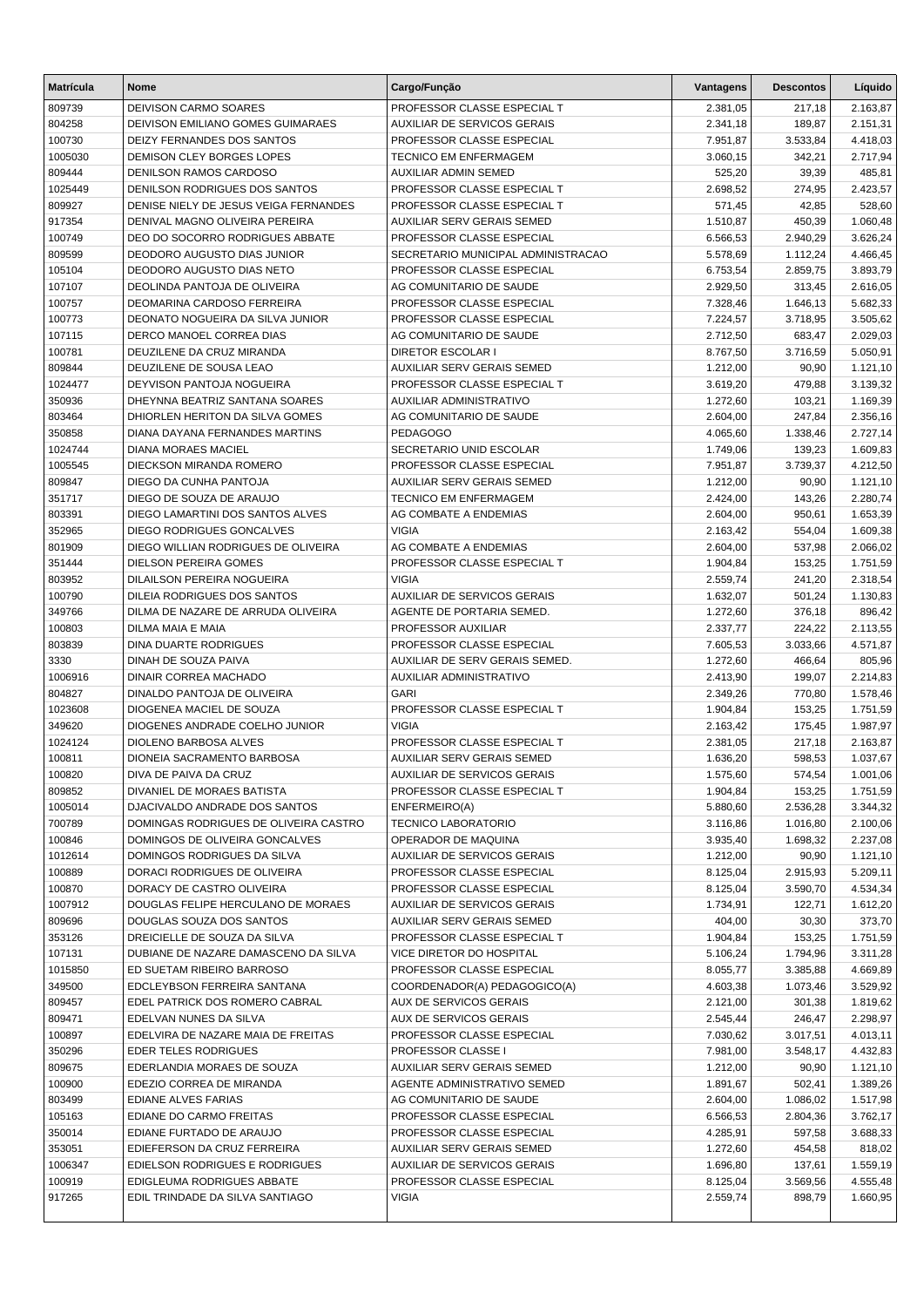| Matrícula | Nome | Cargo/Função | Vantagens | Descontos | Líquido |
|---|---|---|---|---|---|
| 809739 | DEIVISON CARMO SOARES | PROFESSOR CLASSE ESPECIAL T | 2.381,05 | 217,18 | 2.163,87 |
| 804258 | DEIVISON EMILIANO GOMES GUIMARAES | AUXILIAR DE SERVICOS GERAIS | 2.341,18 | 189,87 | 2.151,31 |
| 100730 | DEIZY FERNANDES DOS SANTOS | PROFESSOR CLASSE ESPECIAL | 7.951,87 | 3.533,84 | 4.418,03 |
| 1005030 | DEMISON CLEY BORGES LOPES | TECNICO EM ENFERMAGEM | 3.060,15 | 342,21 | 2.717,94 |
| 809444 | DENILSON RAMOS CARDOSO | AUXILIAR ADMIN SEMED | 525,20 | 39,39 | 485,81 |
| 1025449 | DENILSON RODRIGUES DOS SANTOS | PROFESSOR CLASSE ESPECIAL T | 2.698,52 | 274,95 | 2.423,57 |
| 809927 | DENISE NIELY DE JESUS VEIGA FERNANDES | PROFESSOR CLASSE ESPECIAL T | 571,45 | 42,85 | 528,60 |
| 917354 | DENIVAL MAGNO OLIVEIRA PEREIRA | AUXILIAR SERV GERAIS SEMED | 1.510,87 | 450,39 | 1.060,48 |
| 100749 | DEO DO SOCORRO RODRIGUES ABBATE | PROFESSOR CLASSE ESPECIAL | 6.566,53 | 2.940,29 | 3.626,24 |
| 809599 | DEODORO AUGUSTO DIAS JUNIOR | SECRETARIO MUNICIPAL ADMINISTRACAO | 5.578,69 | 1.112,24 | 4.466,45 |
| 105104 | DEODORO AUGUSTO DIAS NETO | PROFESSOR CLASSE ESPECIAL | 6.753,54 | 2.859,75 | 3.893,79 |
| 107107 | DEOLINDA PANTOJA DE OLIVEIRA | AG COMUNITARIO DE SAUDE | 2.929,50 | 313,45 | 2.616,05 |
| 100757 | DEOMARINA CARDOSO FERREIRA | PROFESSOR CLASSE ESPECIAL | 7.328,46 | 1.646,13 | 5.682,33 |
| 100773 | DEONATO NOGUEIRA DA SILVA JUNIOR | PROFESSOR CLASSE ESPECIAL | 7.224,57 | 3.718,95 | 3.505,62 |
| 107115 | DERCO MANOEL CORREA DIAS | AG COMUNITARIO DE SAUDE | 2.712,50 | 683,47 | 2.029,03 |
| 100781 | DEUZILENE DA CRUZ MIRANDA | DIRETOR ESCOLAR I | 8.767,50 | 3.716,59 | 5.050,91 |
| 809844 | DEUZILENE DE SOUSA LEAO | AUXILIAR SERV GERAIS SEMED | 1.212,00 | 90,90 | 1.121,10 |
| 1024477 | DEYVISON PANTOJA NOGUEIRA | PROFESSOR CLASSE ESPECIAL T | 3.619,20 | 479,88 | 3.139,32 |
| 350936 | DHEYNNA BEATRIZ SANTANA SOARES | AUXILIAR ADMINISTRATIVO | 1.272,60 | 103,21 | 1.169,39 |
| 803464 | DHIORLEN HERITON DA SILVA GOMES | AG COMUNITARIO DE SAUDE | 2.604,00 | 247,84 | 2.356,16 |
| 350858 | DIANA DAYANA FERNANDES MARTINS | PEDAGOGO | 4.065,60 | 1.338,46 | 2.727,14 |
| 1024744 | DIANA MORAES MACIEL | SECRETARIO UNID ESCOLAR | 1.749,06 | 139,23 | 1.609,83 |
| 1005545 | DIECKSON MIRANDA ROMERO | PROFESSOR CLASSE ESPECIAL | 7.951,87 | 3.739,37 | 4.212,50 |
| 809847 | DIEGO DA CUNHA PANTOJA | AUXILIAR SERV GERAIS SEMED | 1.212,00 | 90,90 | 1.121,10 |
| 351717 | DIEGO DE SOUZA DE ARAUJO | TECNICO EM ENFERMAGEM | 2.424,00 | 143,26 | 2.280,74 |
| 803391 | DIEGO LAMARTINI DOS SANTOS ALVES | AG COMBATE A ENDEMIAS | 2.604,00 | 950,61 | 1.653,39 |
| 352965 | DIEGO RODRIGUES GONCALVES | VIGIA | 2.163,42 | 554,04 | 1.609,38 |
| 801909 | DIEGO WILLIAN RODRIGUES DE OLIVEIRA | AG COMBATE A ENDEMIAS | 2.604,00 | 537,98 | 2.066,02 |
| 351444 | DIELSON PEREIRA GOMES | PROFESSOR CLASSE ESPECIAL T | 1.904,84 | 153,25 | 1.751,59 |
| 803952 | DILAILSON PEREIRA NOGUEIRA | VIGIA | 2.559,74 | 241,20 | 2.318,54 |
| 100790 | DILEIA RODRIGUES DOS SANTOS | AUXILIAR DE SERVICOS GERAIS | 1.632,07 | 501,24 | 1.130,83 |
| 349766 | DILMA DE NAZARE DE ARRUDA OLIVEIRA | AGENTE DE PORTARIA SEMED. | 1.272,60 | 376,18 | 896,42 |
| 100803 | DILMA MAIA E MAIA | PROFESSOR AUXILIAR | 2.337,77 | 224,22 | 2.113,55 |
| 803839 | DINA DUARTE RODRIGUES | PROFESSOR CLASSE ESPECIAL | 7.605,53 | 3.033,66 | 4.571,87 |
| 3330 | DINAH DE SOUZA PAIVA | AUXILIAR DE SERV GERAIS SEMED. | 1.272,60 | 466,64 | 805,96 |
| 1006916 | DINAIR CORREA MACHADO | AUXILIAR ADMINISTRATIVO | 2.413,90 | 199,07 | 2.214,83 |
| 804827 | DINALDO PANTOJA DE OLIVEIRA | GARI | 2.349,26 | 770,80 | 1.578,46 |
| 1023608 | DIOGENEA MACIEL DE SOUZA | PROFESSOR CLASSE ESPECIAL T | 1.904,84 | 153,25 | 1.751,59 |
| 349620 | DIOGENES ANDRADE COELHO JUNIOR | VIGIA | 2.163,42 | 175,45 | 1.987,97 |
| 1024124 | DIOLENO BARBOSA ALVES | PROFESSOR CLASSE ESPECIAL T | 2.381,05 | 217,18 | 2.163,87 |
| 100811 | DIONEIA SACRAMENTO BARBOSA | AUXILIAR SERV GERAIS SEMED | 1.636,20 | 598,53 | 1.037,67 |
| 100820 | DIVA DE PAIVA DA CRUZ | AUXILIAR DE SERVICOS GERAIS | 1.575,60 | 574,54 | 1.001,06 |
| 809852 | DIVANIEL DE MORAES BATISTA | PROFESSOR CLASSE ESPECIAL T | 1.904,84 | 153,25 | 1.751,59 |
| 1005014 | DJACIVALDO ANDRADE DOS SANTOS | ENFERMEIRO(A) | 5.880,60 | 2.536,28 | 3.344,32 |
| 700789 | DOMINGAS RODRIGUES DE OLIVEIRA CASTRO | TECNICO LABORATORIO | 3.116,86 | 1.016,80 | 2.100,06 |
| 100846 | DOMINGOS DE OLIVEIRA GONCALVES | OPERADOR DE MAQUINA | 3.935,40 | 1.698,32 | 2.237,08 |
| 1012614 | DOMINGOS RODRIGUES DA SILVA | AUXILIAR DE SERVICOS GERAIS | 1.212,00 | 90,90 | 1.121,10 |
| 100889 | DORACI RODRIGUES DE OLIVEIRA | PROFESSOR CLASSE ESPECIAL | 8.125,04 | 2.915,93 | 5.209,11 |
| 100870 | DORACY DE CASTRO OLIVEIRA | PROFESSOR CLASSE ESPECIAL | 8.125,04 | 3.590,70 | 4.534,34 |
| 1007912 | DOUGLAS FELIPE HERCULANO DE MORAES | AUXILIAR DE SERVICOS GERAIS | 1.734,91 | 122,71 | 1.612,20 |
| 809696 | DOUGLAS SOUZA DOS SANTOS | AUXILIAR SERV GERAIS SEMED | 404,00 | 30,30 | 373,70 |
| 353126 | DREICIELLE DE SOUZA DA SILVA | PROFESSOR CLASSE ESPECIAL T | 1.904,84 | 153,25 | 1.751,59 |
| 107131 | DUBIANE DE NAZARE DAMASCENO DA SILVA | VICE DIRETOR DO HOSPITAL | 5.106,24 | 1.794,96 | 3.311,28 |
| 1015850 | ED SUETAM RIBEIRO BARROSO | PROFESSOR CLASSE ESPECIAL | 8.055,77 | 3.385,88 | 4.669,89 |
| 349500 | EDCLEYBSON FERREIRA SANTANA | COORDENADOR(A) PEDAGOGICO(A) | 4.603,38 | 1.073,46 | 3.529,92 |
| 809457 | EDEL PATRICK DOS ROMERO CABRAL | AUX DE SERVICOS GERAIS | 2.121,00 | 301,38 | 1.819,62 |
| 809471 | EDELVAN NUNES DA SILVA | AUX DE SERVICOS GERAIS | 2.545,44 | 246,47 | 2.298,97 |
| 100897 | EDELVIRA DE NAZARE MAIA DE FREITAS | PROFESSOR CLASSE ESPECIAL | 7.030,62 | 3.017,51 | 4.013,11 |
| 350296 | EDER TELES RODRIGUES | PROFESSOR CLASSE I | 7.981,00 | 3.548,17 | 4.432,83 |
| 809675 | EDERLANDIA MORAES DE SOUZA | AUXILIAR SERV GERAIS SEMED | 1.212,00 | 90,90 | 1.121,10 |
| 100900 | EDEZIO CORREA DE MIRANDA | AGENTE ADMINISTRATIVO SEMED | 1.891,67 | 502,41 | 1.389,26 |
| 803499 | EDIANE ALVES FARIAS | AG COMUNITARIO DE SAUDE | 2.604,00 | 1.086,02 | 1.517,98 |
| 105163 | EDIANE DO CARMO FREITAS | PROFESSOR CLASSE ESPECIAL | 6.566,53 | 2.804,36 | 3.762,17 |
| 350014 | EDIANE FURTADO DE ARAUJO | PROFESSOR CLASSE ESPECIAL | 4.285,91 | 597,58 | 3.688,33 |
| 353051 | EDIEFERSON DA CRUZ FERREIRA | AUXILIAR SERV GERAIS SEMED | 1.272,60 | 454,58 | 818,02 |
| 1006347 | EDIELSON RODRIGUES E RODRIGUES | AUXILIAR DE SERVICOS GERAIS | 1.696,80 | 137,61 | 1.559,19 |
| 100919 | EDIGLEUMA RODRIGUES ABBATE | PROFESSOR CLASSE ESPECIAL | 8.125,04 | 3.569,56 | 4.555,48 |
| 917265 | EDIL TRINDADE DA SILVA SANTIAGO | VIGIA | 2.559,74 | 898,79 | 1.660,95 |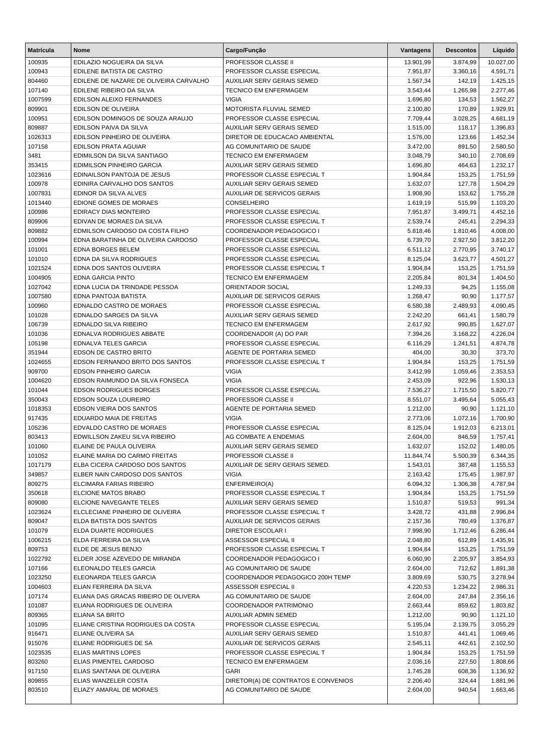| Matrícula | Nome | Cargo/Função | Vantagens | Descontos | Líquido |
|---|---|---|---|---|---|
| 100935 | EDILAZIO NOGUEIRA DA SILVA | PROFESSOR CLASSE II | 13.901,99 | 3.874,99 | 10.027,00 |
| 100943 | EDILENE BATISTA DE CASTRO | PROFESSOR CLASSE ESPECIAL | 7.951,87 | 3.360,16 | 4.591,71 |
| 804460 | EDILENE DE NAZARE DE OLIVEIRA CARVALHO | AUXILIAR SERV GERAIS SEMED | 1.567,34 | 142,19 | 1.425,15 |
| 107140 | EDILENE RIBEIRO DA SILVA | TECNICO EM ENFERMAGEM | 3.543,44 | 1.265,98 | 2.277,46 |
| 1007599 | EDILSON ALEIXO FERNANDES | VIGIA | 1.696,80 | 134,53 | 1.562,27 |
| 809901 | EDILSON DE OLIVEIRA | MOTORISTA FLUVIAL SEMED | 2.100,80 | 170,89 | 1.929,91 |
| 100951 | EDILSON DOMINGOS DE SOUZA ARAUJO | PROFESSOR CLASSE ESPECIAL | 7.709,44 | 3.028,25 | 4.681,19 |
| 809887 | EDILSON PAIVA DA SILVA | AUXILIAR SERV GERAIS SEMED | 1.515,00 | 118,17 | 1.396,83 |
| 1026313 | EDILSON PINHEIRO DE OLIVEIRA | DIRETOR DE EDUCACAO AMBIENTAL | 1.576,00 | 123,66 | 1.452,34 |
| 107158 | EDILSON PRATA AGUIAR | AG COMUNITARIO DE SAUDE | 3.472,00 | 891,50 | 2.580,50 |
| 3481 | EDIMILSON DA SILVA SANTIAGO | TECNICO EM ENFERMAGEM | 3.048,79 | 340,10 | 2.708,69 |
| 353415 | EDIMILSON PINHEIRO GARCIA | AUXILIAR SERV GERAIS SEMED | 1.696,80 | 464,63 | 1.232,17 |
| 1023616 | EDINAILSON PANTOJA DE JESUS | PROFESSOR CLASSE ESPECIAL T | 1.904,84 | 153,25 | 1.751,59 |
| 100978 | EDINIRA CARVALHO DOS SANTOS | AUXILIAR SERV GERAIS SEMED | 1.632,07 | 127,78 | 1.504,29 |
| 1007831 | EDINOR DA SILVA ALVES | AUXILIAR DE SERVICOS GERAIS | 1.908,90 | 153,62 | 1.755,28 |
| 1013440 | EDIONE GOMES DE MORAES | CONSELHEIRO | 1.619,19 | 515,99 | 1.103,20 |
| 100986 | EDIRACY DIAS MONTEIRO | PROFESSOR CLASSE ESPECIAL | 7.951,87 | 3.499,71 | 4.452,16 |
| 809906 | EDIVAN DE MORAES DA SILVA | PROFESSOR CLASSE ESPECIAL T | 2.539,74 | 245,41 | 2.294,33 |
| 809882 | EDMILSON CARDOSO DA COSTA FILHO | COORDENADOR PEDAGOGICO I | 5.818,46 | 1.810,46 | 4.008,00 |
| 100994 | EDNA BARATINHA DE OLIVEIRA CARDOSO | PROFESSOR CLASSE ESPECIAL | 6.739,70 | 2.927,50 | 3.812,20 |
| 101001 | EDNA BORGES BELEM | PROFESSOR CLASSE ESPECIAL | 6.511,12 | 2.770,95 | 3.740,17 |
| 101010 | EDNA DA SILVA RODRIGUES | PROFESSOR CLASSE ESPECIAL | 8.125,04 | 3.623,77 | 4.501,27 |
| 1021524 | EDNA DOS SANTOS OLIVEIRA | PROFESSOR CLASSE ESPECIAL T | 1.904,84 | 153,25 | 1.751,59 |
| 1004905 | EDNA GARCIA PINTO | TECNICO EM ENFERMAGEM | 2.205,84 | 801,34 | 1.404,50 |
| 1027042 | EDNA LUCIA DA TRINDADE PESSOA | ORIENTADOR SOCIAL | 1.249,33 | 94,25 | 1.155,08 |
| 1007580 | EDNA PANTOJA BATISTA | AUXILIAR DE SERVICOS GERAIS | 1.268,47 | 90,90 | 1.177,57 |
| 100960 | EDNALDO CASTRO DE MORAES | PROFESSOR CLASSE ESPECIAL | 6.580,38 | 2.489,93 | 4.090,45 |
| 101028 | EDNALDO SARGES DA SILVA | AUXILIAR SERV GERAIS SEMED | 2.242,20 | 661,41 | 1.580,79 |
| 106739 | EDNALDO SILVA RIBEIRO | TECNICO EM ENFERMAGEM | 2.617,92 | 990,85 | 1.627,07 |
| 101036 | EDNALVA RODRIGUES ABBATE | COORDENADOR (A) DO PAR | 7.394,26 | 3.168,22 | 4.226,04 |
| 105198 | EDNALVA TELES GARCIA | PROFESSOR CLASSE ESPECIAL | 6.116,29 | 1.241,51 | 4.874,78 |
| 351944 | EDSON DE CASTRO BRITO | AGENTE DE PORTARIA SEMED | 404,00 | 30,30 | 373,70 |
| 1024655 | EDSON FERNANDO BRITO DOS SANTOS | PROFESSOR CLASSE ESPECIAL T | 1.904,84 | 153,25 | 1.751,59 |
| 909700 | EDSON PINHEIRO GARCIA | VIGIA | 3.412,99 | 1.059,46 | 2.353,53 |
| 1004620 | EDSON RAIMUNDO DA SILVA FONSECA | VIGIA | 2.453,09 | 922,96 | 1.530,13 |
| 101044 | EDSON RODRIGUES BORGES | PROFESSOR CLASSE ESPECIAL | 7.536,27 | 1.715,50 | 5.820,77 |
| 350043 | EDSON SOUZA LOUREIRO | PROFESSOR CLASSE II | 8.551,07 | 3.495,64 | 5.055,43 |
| 1018353 | EDSON VIEIRA DOS SANTOS | AGENTE DE PORTARIA SEMED | 1.212,00 | 90,90 | 1.121,10 |
| 917435 | EDUARDO MAIA DE FREITAS | VIGIA | 2.773,06 | 1.072,16 | 1.700,90 |
| 105236 | EDVALDO CASTRO DE MORAES | PROFESSOR CLASSE ESPECIAL | 8.125,04 | 1.912,03 | 6.213,01 |
| 803413 | EDWILLSON ZAKEU SILVA RIBEIRO | AG COMBATE A ENDEMIAS | 2.604,00 | 846,59 | 1.757,41 |
| 101060 | ELAINE DE PAULA OLIVEIRA | AUXILIAR SERV GERAIS SEMED | 1.632,07 | 152,02 | 1.480,05 |
| 101052 | ELAINE MARIA DO CARMO FREITAS | PROFESSOR CLASSE II | 11.844,74 | 5.500,39 | 6.344,35 |
| 1017179 | ELBA CICERA CARDOSO DOS SANTOS | AUXILIAR DE SERV GERAIS SEMED. | 1.543,01 | 387,48 | 1.155,53 |
| 349857 | ELBER NAIN CARDOSO DOS SANTOS | VIGIA | 2.163,42 | 175,45 | 1.987,97 |
| 809275 | ELCIMARA FARIAS RIBEIRO | ENFERMEIRO(A) | 6.094,32 | 1.306,38 | 4.787,94 |
| 350618 | ELCIONE MATOS BRABO | PROFESSOR CLASSE ESPECIAL T | 1.904,84 | 153,25 | 1.751,59 |
| 809080 | ELCIONE NAVEGANTE TELES | AUXILIAR SERV GERAIS SEMED | 1.510,87 | 519,53 | 991,34 |
| 1023624 | ELCLECIANE PINHEIRO DE OLIVEIRA | PROFESSOR CLASSE ESPECIAL T | 3.428,72 | 431,88 | 2.996,84 |
| 809047 | ELDA BATISTA DOS SANTOS | AUXILIAR DE SERVICOS GERAIS | 2.157,36 | 780,49 | 1.376,87 |
| 101079 | ELDA DUARTE RODRIGUES | DIRETOR ESCOLAR I | 7.998,90 | 1.712,46 | 6.286,44 |
| 1006215 | ELDA FERREIRA DA SILVA | ASSESSOR ESPECIAL II | 2.048,80 | 612,89 | 1.435,91 |
| 809753 | ELDE DE JESUS BENJO | PROFESSOR CLASSE ESPECIAL T | 1.904,84 | 153,25 | 1.751,59 |
| 1022792 | ELDER JOSE AZEVEDO DE MIRANDA | COORDENADOR PEDAGOGICO I | 6.060,90 | 2.205,97 | 3.854,93 |
| 107166 | ELEONALDO TELES GARCIA | AG COMUNITARIO DE SAUDE | 2.604,00 | 712,62 | 1.891,38 |
| 1023250 | ELEONARDA TELES GARCIA | COORDENADOR PEDAGOGICO 200H TEMP | 3.809,69 | 530,75 | 3.278,94 |
| 1004603 | ELIAN FERREIRA DA SILVA | ASSESSOR ESPECIAL II | 4.220,53 | 1.234,22 | 2.986,31 |
| 107174 | ELIANA DAS GRACAS RIBEIRO DE OLIVERA | AG COMUNITARIO DE SAUDE | 2.604,00 | 247,84 | 2.356,16 |
| 101087 | ELIANA RODRIGUES DE OLIVEIRA | COORDENADOR PATRIMONIO | 2.663,44 | 859,62 | 1.803,82 |
| 809365 | ELIANA SA BRITO | AUXILIAR ADMIN SEMED | 1.212,00 | 90,90 | 1.121,10 |
| 101095 | ELIANE CRISTINA RODRIGUES DA COSTA | PROFESSOR CLASSE ESPECIAL | 5.195,04 | 2.139,75 | 3.055,29 |
| 916471 | ELIANE OLIVEIRA SA | AUXILIAR SERV GERAIS SEMED | 1.510,87 | 441,41 | 1.069,46 |
| 915076 | ELIANE RODRIGUES DE SA | AUXILIAR DE SERVICOS GERAIS | 2.545,11 | 442,61 | 2.102,50 |
| 1023535 | ELIAS MARTINS LOPES | PROFESSOR CLASSE ESPECIAL T | 1.904,84 | 153,25 | 1.751,59 |
| 803260 | ELIAS PIMENTEL CARDOSO | TECNICO EM ENFERMAGEM | 2.036,16 | 227,50 | 1.808,66 |
| 917150 | ELIAS SANTANA DE OLIVEIRA | GARI | 1.745,28 | 608,36 | 1.136,92 |
| 809855 | ELIAS WANZELER COSTA | DIRETOR(A) DE CONTRATOS E CONVENIOS | 2.206,40 | 324,44 | 1.881,96 |
| 803510 | ELIAZY AMARAL DE MORAES | AG COMUNITARIO DE SAUDE | 2.604,00 | 940,54 | 1.663,46 |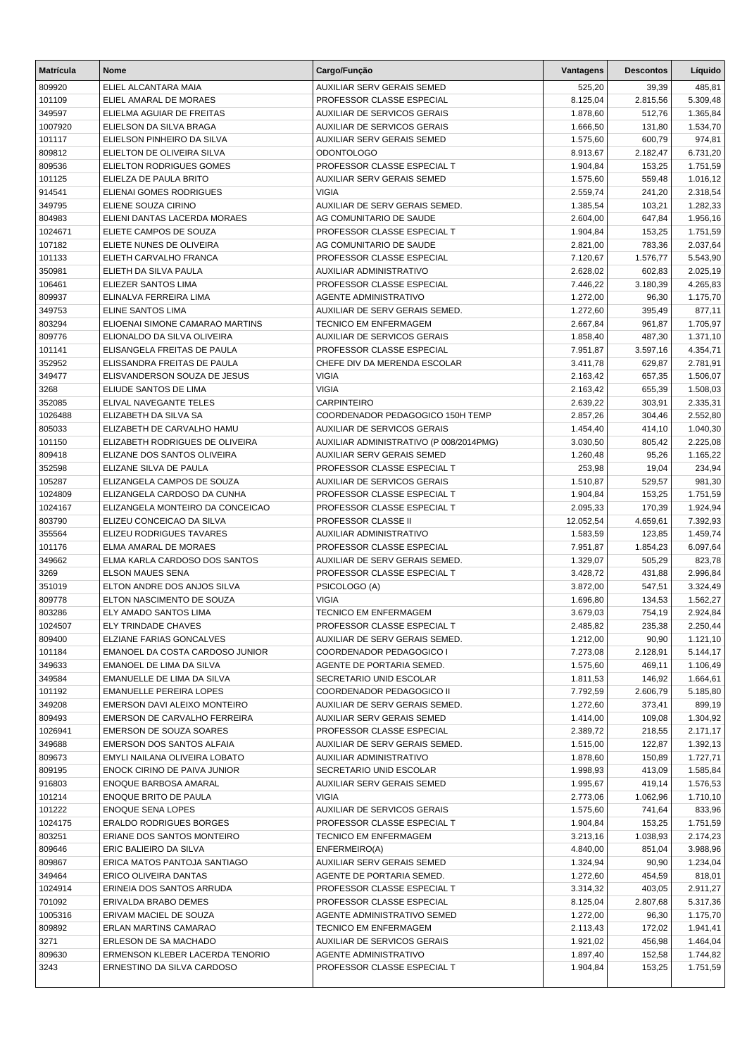| Matrícula | Nome | Cargo/Função | Vantagens | Descontos | Líquido |
|---|---|---|---|---|---|
| 809920 | ELIEL ALCANTARA MAIA | AUXILIAR SERV GERAIS SEMED | 525,20 | 39,39 | 485,81 |
| 101109 | ELIEL AMARAL DE MORAES | PROFESSOR CLASSE ESPECIAL | 8.125,04 | 2.815,56 | 5.309,48 |
| 349597 | ELIELMA AGUIAR DE FREITAS | AUXILIAR DE SERVICOS GERAIS | 1.878,60 | 512,76 | 1.365,84 |
| 1007920 | ELIELSON DA SILVA BRAGA | AUXILIAR DE SERVICOS GERAIS | 1.666,50 | 131,80 | 1.534,70 |
| 101117 | ELIELSON PINHEIRO DA SILVA | AUXILIAR SERV GERAIS SEMED | 1.575,60 | 600,79 | 974,81 |
| 809812 | ELIELTON DE OLIVEIRA SILVA | ODONTOLOGO | 8.913,67 | 2.182,47 | 6.731,20 |
| 809536 | ELIELTON RODRIGUES GOMES | PROFESSOR CLASSE ESPECIAL T | 1.904,84 | 153,25 | 1.751,59 |
| 101125 | ELIELZA DE PAULA BRITO | AUXILIAR SERV GERAIS SEMED | 1.575,60 | 559,48 | 1.016,12 |
| 914541 | ELIENAI GOMES RODRIGUES | VIGIA | 2.559,74 | 241,20 | 2.318,54 |
| 349795 | ELIENE SOUZA CIRINO | AUXILIAR DE SERV GERAIS SEMED. | 1.385,54 | 103,21 | 1.282,33 |
| 804983 | ELIENI DANTAS LACERDA MORAES | AG COMUNITARIO DE SAUDE | 2.604,00 | 647,84 | 1.956,16 |
| 1024671 | ELIETE CAMPOS DE SOUZA | PROFESSOR CLASSE ESPECIAL T | 1.904,84 | 153,25 | 1.751,59 |
| 107182 | ELIETE NUNES DE OLIVEIRA | AG COMUNITARIO DE SAUDE | 2.821,00 | 783,36 | 2.037,64 |
| 101133 | ELIETH CARVALHO FRANCA | PROFESSOR CLASSE ESPECIAL | 7.120,67 | 1.576,77 | 5.543,90 |
| 350981 | ELIETH DA SILVA PAULA | AUXILIAR ADMINISTRATIVO | 2.628,02 | 602,83 | 2.025,19 |
| 106461 | ELIEZER SANTOS LIMA | PROFESSOR CLASSE ESPECIAL | 7.446,22 | 3.180,39 | 4.265,83 |
| 809937 | ELINALVA FERREIRA LIMA | AGENTE ADMINISTRATIVO | 1.272,00 | 96,30 | 1.175,70 |
| 349753 | ELINE SANTOS LIMA | AUXILIAR DE SERV GERAIS SEMED. | 1.272,60 | 395,49 | 877,11 |
| 803294 | ELIOENAI SIMONE CAMARAO MARTINS | TECNICO EM ENFERMAGEM | 2.667,84 | 961,87 | 1.705,97 |
| 809776 | ELIONALDO DA SILVA OLIVEIRA | AUXILIAR DE SERVICOS GERAIS | 1.858,40 | 487,30 | 1.371,10 |
| 101141 | ELISANGELA FREITAS DE PAULA | PROFESSOR CLASSE ESPECIAL | 7.951,87 | 3.597,16 | 4.354,71 |
| 352952 | ELISSANDRA FREITAS DE PAULA | CHEFE DIV DA MERENDA ESCOLAR | 3.411,78 | 629,87 | 2.781,91 |
| 349477 | ELISVANDERSON SOUZA DE JESUS | VIGIA | 2.163,42 | 657,35 | 1.506,07 |
| 3268 | ELIUDE SANTOS DE LIMA | VIGIA | 2.163,42 | 655,39 | 1.508,03 |
| 352085 | ELIVAL NAVEGANTE TELES | CARPINTEIRO | 2.639,22 | 303,91 | 2.335,31 |
| 1026488 | ELIZABETH DA SILVA SA | COORDENADOR PEDAGOGICO 150H TEMP | 2.857,26 | 304,46 | 2.552,80 |
| 805033 | ELIZABETH DE CARVALHO HAMU | AUXILIAR DE SERVICOS GERAIS | 1.454,40 | 414,10 | 1.040,30 |
| 101150 | ELIZABETH RODRIGUES DE OLIVEIRA | AUXILIAR ADMINISTRATIVO (P 008/2014PMG) | 3.030,50 | 805,42 | 2.225,08 |
| 809418 | ELIZANE DOS SANTOS OLIVEIRA | AUXILIAR SERV GERAIS SEMED | 1.260,48 | 95,26 | 1.165,22 |
| 352598 | ELIZANE SILVA DE PAULA | PROFESSOR CLASSE ESPECIAL T | 253,98 | 19,04 | 234,94 |
| 105287 | ELIZANGELA CAMPOS DE SOUZA | AUXILIAR DE SERVICOS GERAIS | 1.510,87 | 529,57 | 981,30 |
| 1024809 | ELIZANGELA CARDOSO DA CUNHA | PROFESSOR CLASSE ESPECIAL T | 1.904,84 | 153,25 | 1.751,59 |
| 1024167 | ELIZANGELA MONTEIRO DA CONCEICAO | PROFESSOR CLASSE ESPECIAL T | 2.095,33 | 170,39 | 1.924,94 |
| 803790 | ELIZEU CONCEICAO DA SILVA | PROFESSOR CLASSE II | 12.052,54 | 4.659,61 | 7.392,93 |
| 355564 | ELIZEU RODRIGUES TAVARES | AUXILIAR ADMINISTRATIVO | 1.583,59 | 123,85 | 1.459,74 |
| 101176 | ELMA AMARAL DE MORAES | PROFESSOR CLASSE ESPECIAL | 7.951,87 | 1.854,23 | 6.097,64 |
| 349662 | ELMA KARLA CARDOSO DOS SANTOS | AUXILIAR DE SERV GERAIS SEMED. | 1.329,07 | 505,29 | 823,78 |
| 3269 | ELSON MAUES SENA | PROFESSOR CLASSE ESPECIAL T | 3.428,72 | 431,88 | 2.996,84 |
| 351019 | ELTON ANDRE DOS ANJOS SILVA | PSICOLOGO (A) | 3.872,00 | 547,51 | 3.324,49 |
| 809778 | ELTON NASCIMENTO DE SOUZA | VIGIA | 1.696,80 | 134,53 | 1.562,27 |
| 803286 | ELY AMADO SANTOS LIMA | TECNICO EM ENFERMAGEM | 3.679,03 | 754,19 | 2.924,84 |
| 1024507 | ELY TRINDADE CHAVES | PROFESSOR CLASSE ESPECIAL T | 2.485,82 | 235,38 | 2.250,44 |
| 809400 | ELZIANE FARIAS GONCALVES | AUXILIAR DE SERV GERAIS SEMED. | 1.212,00 | 90,90 | 1.121,10 |
| 101184 | EMANOEL DA COSTA CARDOSO JUNIOR | COORDENADOR PEDAGOGICO I | 7.273,08 | 2.128,91 | 5.144,17 |
| 349633 | EMANOEL DE LIMA DA SILVA | AGENTE DE PORTARIA SEMED. | 1.575,60 | 469,11 | 1.106,49 |
| 349584 | EMANUELLE DE LIMA DA SILVA | SECRETARIO UNID ESCOLAR | 1.811,53 | 146,92 | 1.664,61 |
| 101192 | EMANUELLE PEREIRA LOPES | COORDENADOR PEDAGOGICO II | 7.792,59 | 2.606,79 | 5.185,80 |
| 349208 | EMERSON DAVI ALEIXO MONTEIRO | AUXILIAR DE SERV GERAIS SEMED. | 1.272,60 | 373,41 | 899,19 |
| 809493 | EMERSON DE CARVALHO FERREIRA | AUXILIAR SERV GERAIS SEMED | 1.414,00 | 109,08 | 1.304,92 |
| 1026941 | EMERSON DE SOUZA SOARES | PROFESSOR CLASSE ESPECIAL | 2.389,72 | 218,55 | 2.171,17 |
| 349688 | EMERSON DOS SANTOS ALFAIA | AUXILIAR DE SERV GERAIS SEMED. | 1.515,00 | 122,87 | 1.392,13 |
| 809673 | EMYLI NAILANA OLIVEIRA LOBATO | AUXILIAR ADMINISTRATIVO | 1.878,60 | 150,89 | 1.727,71 |
| 809195 | ENOCK CIRINO DE PAIVA JUNIOR | SECRETARIO UNID ESCOLAR | 1.998,93 | 413,09 | 1.585,84 |
| 916803 | ENOQUE BARBOSA AMARAL | AUXILIAR SERV GERAIS SEMED | 1.995,67 | 419,14 | 1.576,53 |
| 101214 | ENOQUE BRITO DE PAULA | VIGIA | 2.773,06 | 1.062,96 | 1.710,10 |
| 101222 | ENOQUE SENA LOPES | AUXILIAR DE SERVICOS GERAIS | 1.575,60 | 741,64 | 833,96 |
| 1024175 | ERALDO RODRIGUES BORGES | PROFESSOR CLASSE ESPECIAL T | 1.904,84 | 153,25 | 1.751,59 |
| 803251 | ERIANE DOS SANTOS MONTEIRO | TECNICO EM ENFERMAGEM | 3.213,16 | 1.038,93 | 2.174,23 |
| 809646 | ERIC BALIEIRO DA SILVA | ENFERMEIRO(A) | 4.840,00 | 851,04 | 3.988,96 |
| 809867 | ERICA MATOS PANTOJA SANTIAGO | AUXILIAR SERV GERAIS SEMED | 1.324,94 | 90,90 | 1.234,04 |
| 349464 | ERICO OLIVEIRA DANTAS | AGENTE DE PORTARIA SEMED. | 1.272,60 | 454,59 | 818,01 |
| 1024914 | ERINEIA DOS SANTOS ARRUDA | PROFESSOR CLASSE ESPECIAL T | 3.314,32 | 403,05 | 2.911,27 |
| 701092 | ERIVALDA BRABO DEMES | PROFESSOR CLASSE ESPECIAL | 8.125,04 | 2.807,68 | 5.317,36 |
| 1005316 | ERIVAM MACIEL DE SOUZA | AGENTE ADMINISTRATIVO SEMED | 1.272,00 | 96,30 | 1.175,70 |
| 809892 | ERLAN MARTINS CAMARAO | TECNICO EM ENFERMAGEM | 2.113,43 | 172,02 | 1.941,41 |
| 3271 | ERLESON DE SA MACHADO | AUXILIAR DE SERVICOS GERAIS | 1.921,02 | 456,98 | 1.464,04 |
| 809630 | ERMENSON KLEBER LACERDA TENORIO | AGENTE ADMINISTRATIVO | 1.897,40 | 152,58 | 1.744,82 |
| 3243 | ERNESTINO DA SILVA CARDOSO | PROFESSOR CLASSE ESPECIAL T | 1.904,84 | 153,25 | 1.751,59 |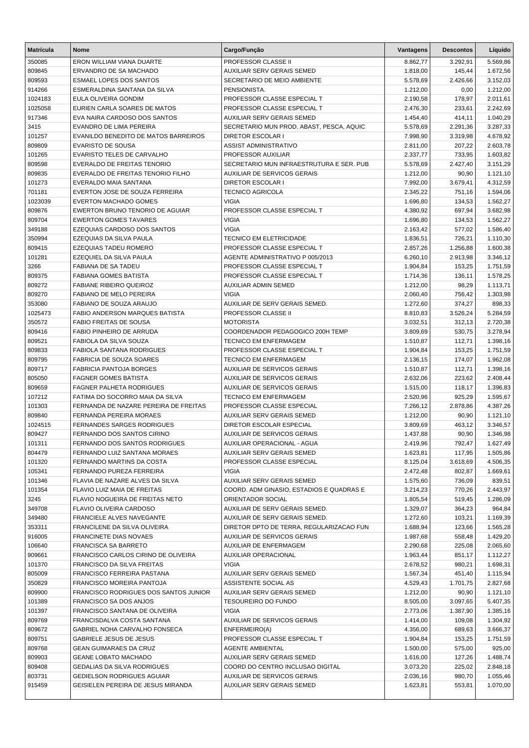| Matrícula | Nome | Cargo/Função | Vantagens | Descontos | Líquido |
|---|---|---|---|---|---|
| 350085 | ERON WILLIAM VIANA DUARTE | PROFESSOR CLASSE II | 8.862,77 | 3.292,91 | 5.569,86 |
| 809845 | ERVANDRO DE SA MACHADO | AUXILIAR SERV GERAIS SEMED | 1.818,00 | 145,44 | 1.672,56 |
| 809593 | ESMAEL LOPES DOS SANTOS | SECRETARIO DE MEIO AMBIENTE | 5.578,69 | 2.426,66 | 3.152,03 |
| 914266 | ESMERALDINA SANTANA DA SILVA | PENSIONISTA. | 1.212,00 | 0,00 | 1.212,00 |
| 1024183 | EULA OLIVEIRA GONDIM | PROFESSOR CLASSE ESPECIAL T | 2.190,58 | 178,97 | 2.011,61 |
| 1025058 | EURIEN CARLA SOARES DE MATOS | PROFESSOR CLASSE ESPECIAL T | 2.476,30 | 233,61 | 2.242,69 |
| 917346 | EVA NAIRA CARDOSO DOS SANTOS | AUXILIAR SERV GERAIS SEMED | 1.454,40 | 414,11 | 1.040,29 |
| 3415 | EVANDRO DE LIMA PEREIRA | SECRETARIO MUN PROD. ABAST, PESCA, AQUIC | 5.578,69 | 2.291,36 | 3.287,33 |
| 101257 | EVANILDO BENEDITO DE MATOS BARREIROS | DIRETOR ESCOLAR I | 7.998,90 | 3.319,98 | 4.678,92 |
| 809809 | EVARISTO DE SOUSA | ASSIST ADMINISTRATIVO | 2.811,00 | 207,22 | 2.603,78 |
| 101265 | EVARISTO TELES DE CARVALHO | PROFESSOR AUXILIAR | 2.337,77 | 733,95 | 1.603,82 |
| 809598 | EVERALDO DE FREITAS TENORIO | SECRETARIO MUN INFRAESTRUTURA E SER. PUB | 5.578,69 | 2.427,40 | 3.151,29 |
| 809835 | EVERALDO DE FREITAS TENORIO FILHO | AUXILIAR DE SERVICOS GERAIS | 1.212,00 | 90,90 | 1.121,10 |
| 101273 | EVERALDO MAIA SANTANA | DIRETOR ESCOLAR I | 7.992,00 | 3.679,41 | 4.312,59 |
| 701181 | EVERTON JOSE DE SOUZA FERREIRA | TECNICO AGRICOLA | 2.345,22 | 751,16 | 1.594,06 |
| 1023039 | EVERTON MACHADO GOMES | VIGIA | 1.696,80 | 134,53 | 1.562,27 |
| 809876 | EWERTON BRUNO TENORIO DE AGUIAR | PROFESSOR CLASSE ESPECIAL T | 4.380,92 | 697,94 | 3.682,98 |
| 809704 | EWERTON GOMES TAVARES | VIGIA | 1.696,80 | 134,53 | 1.562,27 |
| 349188 | EZEQUIAS CARDOSO DOS SANTOS | VIGIA | 2.163,42 | 577,02 | 1.586,40 |
| 350994 | EZEQUIAS DA SILVA PAULA | TECNICO EM ELETRICIDADE | 1.836,51 | 726,21 | 1.110,30 |
| 809415 | EZEQUIAS TADEU ROMERO | PROFESSOR CLASSE ESPECIAL T | 2.857,26 | 1.256,88 | 1.600,38 |
| 101281 | EZEQUIEL DA SILVA PAULA | AGENTE ADMINISTRATIVO P 005/2013 | 6.260,10 | 2.913,98 | 3.346,12 |
| 3266 | FABIANA DE SA TADEU | PROFESSOR CLASSE ESPECIAL T | 1.904,84 | 153,25 | 1.751,59 |
| 809375 | FABIANA GOMES BATISTA | PROFESSOR CLASSE ESPECIAL T | 1.714,36 | 136,11 | 1.578,25 |
| 809272 | FABIANE RIBEIRO QUEIROZ | AUXILIAR ADMIN SEMED | 1.212,00 | 98,29 | 1.113,71 |
| 809270 | FABIANO DE MELO PEREIRA | VIGIA | 2.060,40 | 756,42 | 1.303,98 |
| 353080 | FABIANO DE SOUZA ARAUJO | AUXILIAR DE SERV GERAIS SEMED. | 1.272,60 | 374,27 | 898,33 |
| 1025473 | FABIO ANDERSON MARQUES BATISTA | PROFESSOR CLASSE II | 8.810,83 | 3.526,24 | 5.284,59 |
| 350572 | FABIO FREITAS DE SOUSA | MOTORISTA | 3.032,51 | 312,13 | 2.720,38 |
| 809416 | FABIO PINHEIRO DE ARRUDA | COORDENADOR PEDAGOGICO 200H TEMP | 3.809,69 | 530,75 | 3.278,94 |
| 809521 | FABIOLA DA SILVA SOUZA | TECNICO EM ENFERMAGEM | 1.510,87 | 112,71 | 1.398,16 |
| 809833 | FABIOLA SANTANA RODRIGUES | PROFESSOR CLASSE ESPECIAL T | 1.904,84 | 153,25 | 1.751,59 |
| 809795 | FABRICIA DE SOUZA SOARES | TECNICO EM ENFERMAGEM | 2.136,15 | 174,07 | 1.962,08 |
| 809717 | FABRICIA PANTOJA BORGES | AUXILIAR DE SERVICOS GERAIS | 1.510,87 | 112,71 | 1.398,16 |
| 805050 | FAGNER GOMES BATISTA | AUXILIAR DE SERVICOS GERAIS | 2.632,06 | 223,62 | 2.408,44 |
| 809659 | FAGNER PALHETA RODRIGUES | AUXILIAR DE SERVICOS GERAIS | 1.515,00 | 118,17 | 1.396,83 |
| 107212 | FATIMA DO SOCORRO MAIA DA SILVA | TECNICO EM ENFERMAGEM | 2.520,96 | 925,29 | 1.595,67 |
| 101303 | FERNANDA DE NAZARE PEREIRA DE FREITAS | PROFESSOR CLASSE ESPECIAL | 7.266,12 | 2.878,86 | 4.387,26 |
| 809840 | FERNANDA PEREIRA MORAES | AUXILIAR SERV GERAIS SEMED | 1.212,00 | 90,90 | 1.121,10 |
| 1024515 | FERNANDES SARGES RODRIGUES | DIRETOR ESCOLAR ESPECIAL | 3.809,69 | 463,12 | 3.346,57 |
| 809427 | FERNANDO DOS SANTOS CIRINO | AUXILIAR DE SERVICOS GERAIS | 1.437,88 | 90,90 | 1.346,98 |
| 101311 | FERNANDO DOS SANTOS RODRIGUES | AUXILIAR OPERACIONAL - AGUA | 2.419,96 | 792,47 | 1.627,49 |
| 804479 | FERNANDO LUIZ SANTANA MORAES | AUXILIAR SERV GERAIS SEMED | 1.623,81 | 117,95 | 1.505,86 |
| 101320 | FERNANDO MARTINS DA COSTA | PROFESSOR CLASSE ESPECIAL | 8.125,04 | 3.618,69 | 4.506,35 |
| 105341 | FERNANDO PUREZA FERREIRA | VIGIA | 2.472,48 | 802,87 | 1.669,61 |
| 101346 | FLAVIA DE NAZARE ALVES DA SILVA | AUXILIAR SERV GERAIS SEMED | 1.575,60 | 736,09 | 839,51 |
| 101354 | FLAVIO LUIZ MAIA DE FREITAS | COORD. ADM GINASIO, ESTADIOS E QUADRAS E | 3.214,23 | 770,26 | 2.443,97 |
| 3245 | FLAVIO NOGUEIRA DE FREITAS NETO | ORIENTADOR SOCIAL | 1.805,54 | 519,45 | 1.286,09 |
| 349708 | FLAVIO OLIVEIRA CARDOSO | AUXILIAR DE SERV GERAIS SEMED. | 1.329,07 | 364,23 | 964,84 |
| 349480 | FRANCIELE ALVES NAVEGANTE | AUXILIAR DE SERV GERAIS SEMED. | 1.272,60 | 103,21 | 1.169,39 |
| 353311 | FRANCILENE DA SILVA OLIVEIRA | DIRETOR DPTO DE TERRA, REGULARIZACAO FUN | 1.688,94 | 123,66 | 1.565,28 |
| 916005 | FRANCINETE DIAS NOVAES | AUXILIAR DE SERVICOS GERAIS | 1.987,68 | 558,48 | 1.429,20 |
| 106640 | FRANCISCA SA BARRETO | AUXILIAR DE ENFERMAGEM | 2.290,68 | 225,08 | 2.065,60 |
| 909661 | FRANCISCO CARLOS CIRINO DE OLIVEIRA | AUXILIAR OPERACIONAL | 1.963,44 | 851,17 | 1.112,27 |
| 101370 | FRANCISCO DA SILVA FREITAS | VIGIA | 2.678,52 | 980,21 | 1.698,31 |
| 805009 | FRANCISCO FERREIRA PASTANA | AUXILIAR SERV GERAIS SEMED | 1.567,34 | 451,40 | 1.115,94 |
| 350829 | FRANCISCO MOREIRA PANTOJA | ASSISTENTE SOCIAL AS | 4.529,43 | 1.701,75 | 2.827,68 |
| 809900 | FRANCISCO RODRIGUES DOS SANTOS JUNIOR | AUXILIAR SERV GERAIS SEMED | 1.212,00 | 90,90 | 1.121,10 |
| 101389 | FRANCISCO SA DOS ANJOS | TESOUREIRO DO FUNDO | 8.505,00 | 3.097,65 | 5.407,35 |
| 101397 | FRANCISCO SANTANA DE OLIVEIRA | VIGIA | 2.773,06 | 1.387,90 | 1.385,16 |
| 809769 | FRANCISDALVA COSTA SANTANA | AUXILIAR DE SERVICOS GERAIS | 1.414,00 | 109,08 | 1.304,92 |
| 809672 | GABRIEL NOHA CARVALHO FONSECA | ENFERMEIRO(A) | 4.356,00 | 689,63 | 3.666,37 |
| 809751 | GABRIELE JESUS DE JESUS | PROFESSOR CLASSE ESPECIAL T | 1.904,84 | 153,25 | 1.751,59 |
| 809768 | GEAN GUIMARAES DA CRUZ | AGENTE AMBIENTAL | 1.500,00 | 575,00 | 925,00 |
| 809903 | GEANE LOBATO MACHADO | AUXILIAR SERV GERAIS SEMED | 1.616,00 | 127,26 | 1.488,74 |
| 809408 | GEDALIAS DA SILVA RODRIGUES | COORD DO CENTRO INCLUSAO DIGITAL | 3.073,20 | 225,02 | 2.848,18 |
| 803731 | GEDIELSON RODRIGUES AGUIAR | AUXILIAR DE SERVICOS GERAIS | 2.036,16 | 980,70 | 1.055,46 |
| 915459 | GEISIELEN PEREIRA DE JESUS MIRANDA | AUXILIAR SERV GERAIS SEMED | 1.623,81 | 553,81 | 1.070,00 |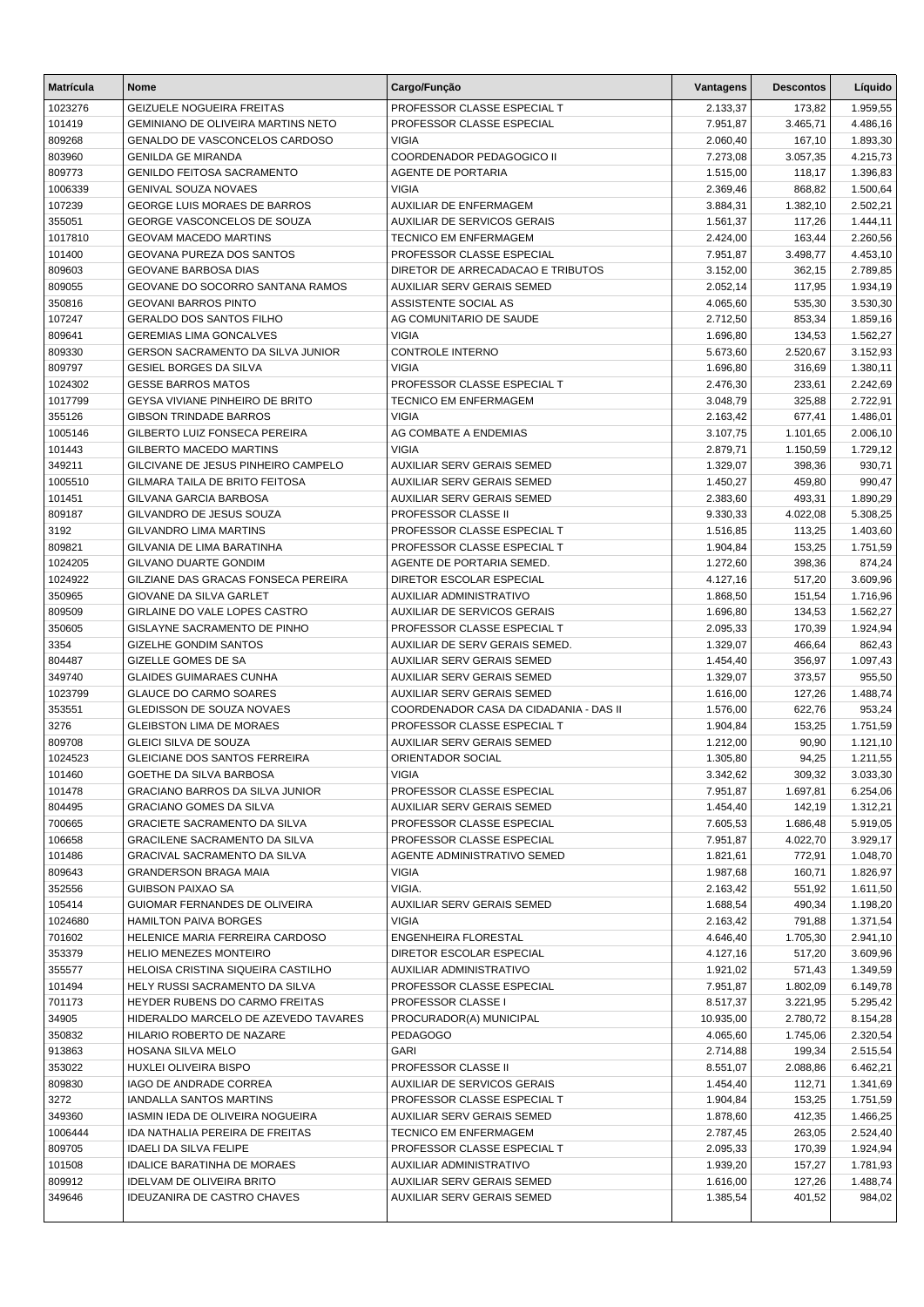| Matrícula | Nome | Cargo/Função | Vantagens | Descontos | Líquido |
|---|---|---|---|---|---|
| 1023276 | GEIZUELE NOGUEIRA FREITAS | PROFESSOR CLASSE ESPECIAL T | 2.133,37 | 173,82 | 1.959,55 |
| 101419 | GEMINIANO DE OLIVEIRA MARTINS NETO | PROFESSOR CLASSE ESPECIAL | 7.951,87 | 3.465,71 | 4.486,16 |
| 809268 | GENALDO DE VASCONCELOS CARDOSO | VIGIA | 2.060,40 | 167,10 | 1.893,30 |
| 803960 | GENILDA GE MIRANDA | COORDENADOR PEDAGOGICO II | 7.273,08 | 3.057,35 | 4.215,73 |
| 809773 | GENILDO FEITOSA SACRAMENTO | AGENTE DE PORTARIA | 1.515,00 | 118,17 | 1.396,83 |
| 1006339 | GENIVAL SOUZA NOVAES | VIGIA | 2.369,46 | 868,82 | 1.500,64 |
| 107239 | GEORGE LUIS MORAES DE BARROS | AUXILIAR DE ENFERMAGEM | 3.884,31 | 1.382,10 | 2.502,21 |
| 355051 | GEORGE VASCONCELOS DE SOUZA | AUXILIAR DE SERVICOS GERAIS | 1.561,37 | 117,26 | 1.444,11 |
| 1017810 | GEOVAM MACEDO MARTINS | TECNICO EM ENFERMAGEM | 2.424,00 | 163,44 | 2.260,56 |
| 101400 | GEOVANA PUREZA DOS SANTOS | PROFESSOR CLASSE ESPECIAL | 7.951,87 | 3.498,77 | 4.453,10 |
| 809603 | GEOVANE BARBOSA DIAS | DIRETOR DE ARRECADACAO E TRIBUTOS | 3.152,00 | 362,15 | 2.789,85 |
| 809055 | GEOVANE DO SOCORRO SANTANA RAMOS | AUXILIAR SERV GERAIS SEMED | 2.052,14 | 117,95 | 1.934,19 |
| 350816 | GEOVANI BARROS PINTO | ASSISTENTE SOCIAL AS | 4.065,60 | 535,30 | 3.530,30 |
| 107247 | GERALDO DOS SANTOS FILHO | AG COMUNITARIO DE SAUDE | 2.712,50 | 853,34 | 1.859,16 |
| 809641 | GEREMIAS LIMA GONCALVES | VIGIA | 1.696,80 | 134,53 | 1.562,27 |
| 809330 | GERSON SACRAMENTO DA SILVA JUNIOR | CONTROLE INTERNO | 5.673,60 | 2.520,67 | 3.152,93 |
| 809797 | GESIEL BORGES DA SILVA | VIGIA | 1.696,80 | 316,69 | 1.380,11 |
| 1024302 | GESSE BARROS MATOS | PROFESSOR CLASSE ESPECIAL T | 2.476,30 | 233,61 | 2.242,69 |
| 1017799 | GEYSA VIVIANE PINHEIRO DE BRITO | TECNICO EM ENFERMAGEM | 3.048,79 | 325,88 | 2.722,91 |
| 355126 | GIBSON TRINDADE BARROS | VIGIA | 2.163,42 | 677,41 | 1.486,01 |
| 1005146 | GILBERTO LUIZ FONSECA PEREIRA | AG COMBATE A ENDEMIAS | 3.107,75 | 1.101,65 | 2.006,10 |
| 101443 | GILBERTO MACEDO MARTINS | VIGIA | 2.879,71 | 1.150,59 | 1.729,12 |
| 349211 | GILCIVANE DE JESUS PINHEIRO CAMPELO | AUXILIAR SERV GERAIS SEMED | 1.329,07 | 398,36 | 930,71 |
| 1005510 | GILMARA TAILA DE BRITO FEITOSA | AUXILIAR SERV GERAIS SEMED | 1.450,27 | 459,80 | 990,47 |
| 101451 | GILVANA GARCIA BARBOSA | AUXILIAR SERV GERAIS SEMED | 2.383,60 | 493,31 | 1.890,29 |
| 809187 | GILVANDRO DE JESUS SOUZA | PROFESSOR CLASSE II | 9.330,33 | 4.022,08 | 5.308,25 |
| 3192 | GILVANDRO LIMA MARTINS | PROFESSOR CLASSE ESPECIAL T | 1.516,85 | 113,25 | 1.403,60 |
| 809821 | GILVANIA DE LIMA BARATINHA | PROFESSOR CLASSE ESPECIAL T | 1.904,84 | 153,25 | 1.751,59 |
| 1024205 | GILVANO DUARTE GONDIM | AGENTE DE PORTARIA SEMED. | 1.272,60 | 398,36 | 874,24 |
| 1024922 | GILZIANE DAS GRACAS FONSECA PEREIRA | DIRETOR ESCOLAR ESPECIAL | 4.127,16 | 517,20 | 3.609,96 |
| 350965 | GIOVANE DA SILVA GARLET | AUXILIAR ADMINISTRATIVO | 1.868,50 | 151,54 | 1.716,96 |
| 809509 | GIRLAINE DO VALE LOPES CASTRO | AUXILIAR DE SERVICOS GERAIS | 1.696,80 | 134,53 | 1.562,27 |
| 350605 | GISLAYNE SACRAMENTO DE PINHO | PROFESSOR CLASSE ESPECIAL T | 2.095,33 | 170,39 | 1.924,94 |
| 3354 | GIZELHE GONDIM SANTOS | AUXILIAR DE SERV GERAIS SEMED. | 1.329,07 | 466,64 | 862,43 |
| 804487 | GIZELLE GOMES DE SA | AUXILIAR SERV GERAIS SEMED | 1.454,40 | 356,97 | 1.097,43 |
| 349740 | GLAIDES GUIMARAES CUNHA | AUXILIAR SERV GERAIS SEMED | 1.329,07 | 373,57 | 955,50 |
| 1023799 | GLAUCE DO CARMO SOARES | AUXILIAR SERV GERAIS SEMED | 1.616,00 | 127,26 | 1.488,74 |
| 353551 | GLEDISSON DE SOUZA NOVAES | COORDENADOR CASA DA CIDADANIA - DAS II | 1.576,00 | 622,76 | 953,24 |
| 3276 | GLEIBSTON LIMA DE MORAES | PROFESSOR CLASSE ESPECIAL T | 1.904,84 | 153,25 | 1.751,59 |
| 809708 | GLEICI SILVA DE SOUZA | AUXILIAR SERV GERAIS SEMED | 1.212,00 | 90,90 | 1.121,10 |
| 1024523 | GLEICIANE DOS SANTOS FERREIRA | ORIENTADOR SOCIAL | 1.305,80 | 94,25 | 1.211,55 |
| 101460 | GOETHE DA SILVA BARBOSA | VIGIA | 3.342,62 | 309,32 | 3.033,30 |
| 101478 | GRACIANO BARROS DA SILVA JUNIOR | PROFESSOR CLASSE ESPECIAL | 7.951,87 | 1.697,81 | 6.254,06 |
| 804495 | GRACIANO GOMES DA SILVA | AUXILIAR SERV GERAIS SEMED | 1.454,40 | 142,19 | 1.312,21 |
| 700665 | GRACIETE SACRAMENTO DA SILVA | PROFESSOR CLASSE ESPECIAL | 7.605,53 | 1.686,48 | 5.919,05 |
| 106658 | GRACILENE SACRAMENTO DA SILVA | PROFESSOR CLASSE ESPECIAL | 7.951,87 | 4.022,70 | 3.929,17 |
| 101486 | GRACIVAL SACRAMENTO DA SILVA | AGENTE ADMINISTRATIVO SEMED | 1.821,61 | 772,91 | 1.048,70 |
| 809643 | GRANDERSON BRAGA MAIA | VIGIA | 1.987,68 | 160,71 | 1.826,97 |
| 352556 | GUIBSON PAIXAO SA | VIGIA. | 2.163,42 | 551,92 | 1.611,50 |
| 105414 | GUIOMAR FERNANDES DE OLIVEIRA | AUXILIAR SERV GERAIS SEMED | 1.688,54 | 490,34 | 1.198,20 |
| 1024680 | HAMILTON PAIVA BORGES | VIGIA | 2.163,42 | 791,88 | 1.371,54 |
| 701602 | HELENICE MARIA FERREIRA CARDOSO | ENGENHEIRA FLORESTAL | 4.646,40 | 1.705,30 | 2.941,10 |
| 353379 | HELIO MENEZES MONTEIRO | DIRETOR ESCOLAR ESPECIAL | 4.127,16 | 517,20 | 3.609,96 |
| 355577 | HELOISA CRISTINA SIQUEIRA CASTILHO | AUXILIAR ADMINISTRATIVO | 1.921,02 | 571,43 | 1.349,59 |
| 101494 | HELY RUSSI SACRAMENTO DA SILVA | PROFESSOR CLASSE ESPECIAL | 7.951,87 | 1.802,09 | 6.149,78 |
| 701173 | HEYDER RUBENS DO CARMO FREITAS | PROFESSOR CLASSE I | 8.517,37 | 3.221,95 | 5.295,42 |
| 34905 | HIDERALDO MARCELO DE AZEVEDO TAVARES | PROCURADOR(A) MUNICIPAL | 10.935,00 | 2.780,72 | 8.154,28 |
| 350832 | HILARIO ROBERTO DE NAZARE | PEDAGOGO | 4.065,60 | 1.745,06 | 2.320,54 |
| 913863 | HOSANA SILVA MELO | GARI | 2.714,88 | 199,34 | 2.515,54 |
| 353022 | HUXLEI OLIVEIRA BISPO | PROFESSOR CLASSE II | 8.551,07 | 2.088,86 | 6.462,21 |
| 809830 | IAGO DE ANDRADE CORREA | AUXILIAR DE SERVICOS GERAIS | 1.454,40 | 112,71 | 1.341,69 |
| 3272 | IANDALLA SANTOS MARTINS | PROFESSOR CLASSE ESPECIAL T | 1.904,84 | 153,25 | 1.751,59 |
| 349360 | IASMIN IEDA DE OLIVEIRA NOGUEIRA | AUXILIAR SERV GERAIS SEMED | 1.878,60 | 412,35 | 1.466,25 |
| 1006444 | IDA NATHALIA PEREIRA DE FREITAS | TECNICO EM ENFERMAGEM | 2.787,45 | 263,05 | 2.524,40 |
| 809705 | IDAELI DA SILVA FELIPE | PROFESSOR CLASSE ESPECIAL T | 2.095,33 | 170,39 | 1.924,94 |
| 101508 | IDALICE BARATINHA DE MORAES | AUXILIAR ADMINISTRATIVO | 1.939,20 | 157,27 | 1.781,93 |
| 809912 | IDELVAM DE OLIVEIRA BRITO | AUXILIAR SERV GERAIS SEMED | 1.616,00 | 127,26 | 1.488,74 |
| 349646 | IDEUZANIRA DE CASTRO CHAVES | AUXILIAR SERV GERAIS SEMED | 1.385,54 | 401,52 | 984,02 |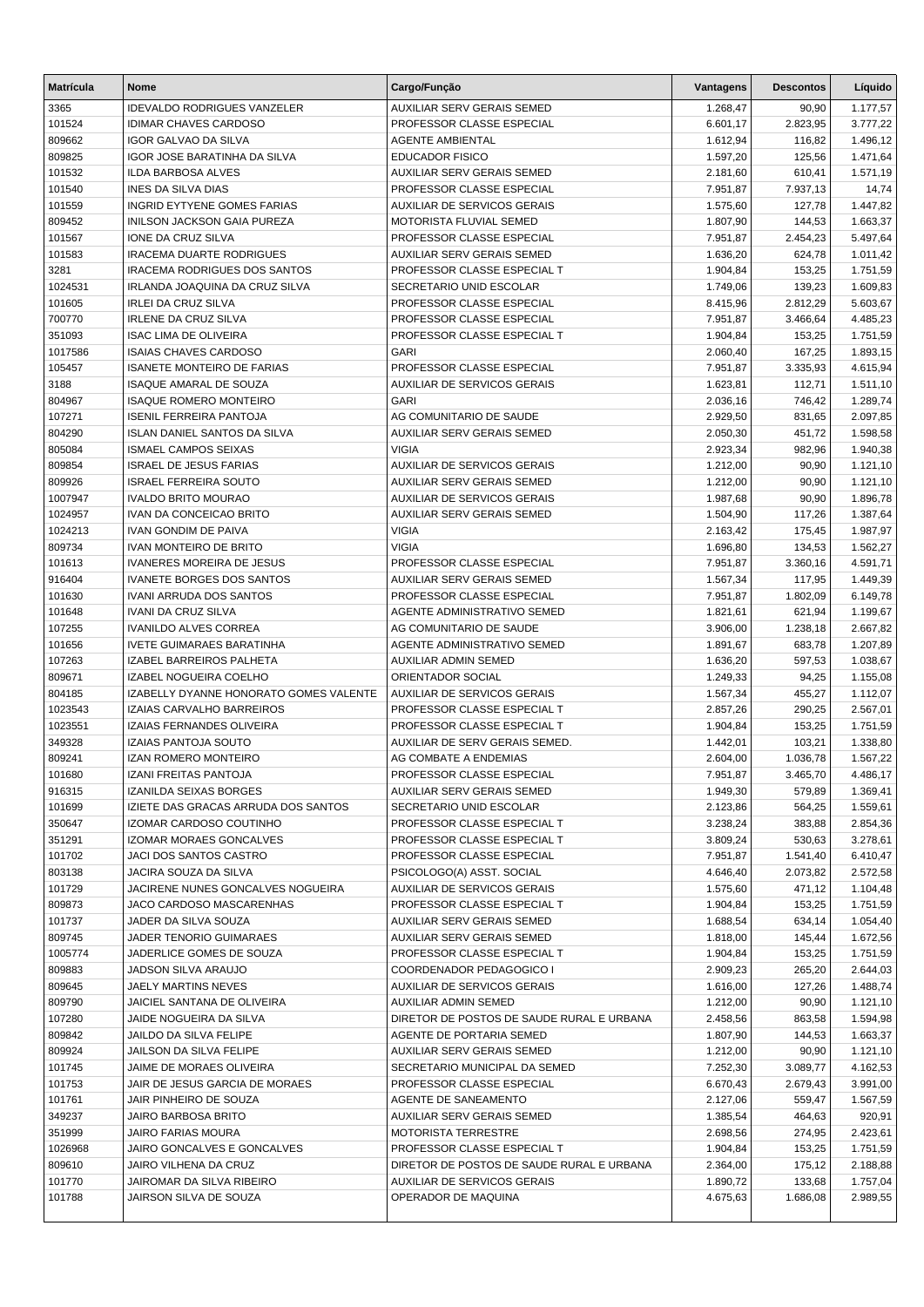| Matrícula | Nome | Cargo/Função | Vantagens | Descontos | Líquido |
|---|---|---|---|---|---|
| 3365 | IDEVALDO RODRIGUES VANZELER | AUXILIAR SERV GERAIS SEMED | 1.268,47 | 90,90 | 1.177,57 |
| 101524 | IDIMAR CHAVES CARDOSO | PROFESSOR CLASSE ESPECIAL | 6.601,17 | 2.823,95 | 3.777,22 |
| 809662 | IGOR GALVAO DA SILVA | AGENTE AMBIENTAL | 1.612,94 | 116,82 | 1.496,12 |
| 809825 | IGOR JOSE BARATINHA DA SILVA | EDUCADOR FISICO | 1.597,20 | 125,56 | 1.471,64 |
| 101532 | ILDA BARBOSA ALVES | AUXILIAR SERV GERAIS SEMED | 2.181,60 | 610,41 | 1.571,19 |
| 101540 | INES DA SILVA DIAS | PROFESSOR CLASSE ESPECIAL | 7.951,87 | 7.937,13 | 14,74 |
| 101559 | INGRID EYTYENE GOMES FARIAS | AUXILIAR DE SERVICOS GERAIS | 1.575,60 | 127,78 | 1.447,82 |
| 809452 | INILSON JACKSON GAIA PUREZA | MOTORISTA FLUVIAL SEMED | 1.807,90 | 144,53 | 1.663,37 |
| 101567 | IONE DA CRUZ SILVA | PROFESSOR CLASSE ESPECIAL | 7.951,87 | 2.454,23 | 5.497,64 |
| 101583 | IRACEMA DUARTE RODRIGUES | AUXILIAR SERV GERAIS SEMED | 1.636,20 | 624,78 | 1.011,42 |
| 3281 | IRACEMA RODRIGUES DOS SANTOS | PROFESSOR CLASSE ESPECIAL T | 1.904,84 | 153,25 | 1.751,59 |
| 1024531 | IRLANDA JOAQUINA DA CRUZ SILVA | SECRETARIO UNID ESCOLAR | 1.749,06 | 139,23 | 1.609,83 |
| 101605 | IRLEI DA CRUZ SILVA | PROFESSOR CLASSE ESPECIAL | 8.415,96 | 2.812,29 | 5.603,67 |
| 700770 | IRLENE DA CRUZ SILVA | PROFESSOR CLASSE ESPECIAL | 7.951,87 | 3.466,64 | 4.485,23 |
| 351093 | ISAC LIMA DE OLIVEIRA | PROFESSOR CLASSE ESPECIAL T | 1.904,84 | 153,25 | 1.751,59 |
| 1017586 | ISAIAS CHAVES CARDOSO | GARI | 2.060,40 | 167,25 | 1.893,15 |
| 105457 | ISANETE MONTEIRO DE FARIAS | PROFESSOR CLASSE ESPECIAL | 7.951,87 | 3.335,93 | 4.615,94 |
| 3188 | ISAQUE AMARAL DE SOUZA | AUXILIAR DE SERVICOS GERAIS | 1.623,81 | 112,71 | 1.511,10 |
| 804967 | ISAQUE ROMERO MONTEIRO | GARI | 2.036,16 | 746,42 | 1.289,74 |
| 107271 | ISENIL FERREIRA PANTOJA | AG COMUNITARIO DE SAUDE | 2.929,50 | 831,65 | 2.097,85 |
| 804290 | ISLAN DANIEL SANTOS DA SILVA | AUXILIAR SERV GERAIS SEMED | 2.050,30 | 451,72 | 1.598,58 |
| 805084 | ISMAEL CAMPOS SEIXAS | VIGIA | 2.923,34 | 982,96 | 1.940,38 |
| 809854 | ISRAEL DE JESUS FARIAS | AUXILIAR DE SERVICOS GERAIS | 1.212,00 | 90,90 | 1.121,10 |
| 809926 | ISRAEL FERREIRA SOUTO | AUXILIAR SERV GERAIS SEMED | 1.212,00 | 90,90 | 1.121,10 |
| 1007947 | IVALDO BRITO MOURAO | AUXILIAR DE SERVICOS GERAIS | 1.987,68 | 90,90 | 1.896,78 |
| 1024957 | IVAN DA CONCEICAO BRITO | AUXILIAR SERV GERAIS SEMED | 1.504,90 | 117,26 | 1.387,64 |
| 1024213 | IVAN GONDIM DE PAIVA | VIGIA | 2.163,42 | 175,45 | 1.987,97 |
| 809734 | IVAN MONTEIRO DE BRITO | VIGIA | 1.696,80 | 134,53 | 1.562,27 |
| 101613 | IVANERES MOREIRA DE JESUS | PROFESSOR CLASSE ESPECIAL | 7.951,87 | 3.360,16 | 4.591,71 |
| 916404 | IVANETE BORGES DOS SANTOS | AUXILIAR SERV GERAIS SEMED | 1.567,34 | 117,95 | 1.449,39 |
| 101630 | IVANI ARRUDA DOS SANTOS | PROFESSOR CLASSE ESPECIAL | 7.951,87 | 1.802,09 | 6.149,78 |
| 101648 | IVANI DA CRUZ SILVA | AGENTE ADMINISTRATIVO SEMED | 1.821,61 | 621,94 | 1.199,67 |
| 107255 | IVANILDO ALVES CORREA | AG COMUNITARIO DE SAUDE | 3.906,00 | 1.238,18 | 2.667,82 |
| 101656 | IVETE GUIMARAES BARATINHA | AGENTE ADMINISTRATIVO SEMED | 1.891,67 | 683,78 | 1.207,89 |
| 107263 | IZABEL BARREIROS PALHETA | AUXILIAR ADMIN SEMED | 1.636,20 | 597,53 | 1.038,67 |
| 809671 | IZABEL NOGUEIRA COELHO | ORIENTADOR SOCIAL | 1.249,33 | 94,25 | 1.155,08 |
| 804185 | IZABELLY DYANNE HONORATO GOMES VALENTE | AUXILIAR DE SERVICOS GERAIS | 1.567,34 | 455,27 | 1.112,07 |
| 1023543 | IZAIAS CARVALHO BARREIROS | PROFESSOR CLASSE ESPECIAL T | 2.857,26 | 290,25 | 2.567,01 |
| 1023551 | IZAIAS FERNANDES OLIVEIRA | PROFESSOR CLASSE ESPECIAL T | 1.904,84 | 153,25 | 1.751,59 |
| 349328 | IZAIAS PANTOJA SOUTO | AUXILIAR DE SERV GERAIS SEMED. | 1.442,01 | 103,21 | 1.338,80 |
| 809241 | IZAN ROMERO MONTEIRO | AG COMBATE A ENDEMIAS | 2.604,00 | 1.036,78 | 1.567,22 |
| 101680 | IZANI FREITAS PANTOJA | PROFESSOR CLASSE ESPECIAL | 7.951,87 | 3.465,70 | 4.486,17 |
| 916315 | IZANILDA SEIXAS BORGES | AUXILIAR SERV GERAIS SEMED | 1.949,30 | 579,89 | 1.369,41 |
| 101699 | IZIETE DAS GRACAS ARRUDA DOS SANTOS | SECRETARIO UNID ESCOLAR | 2.123,86 | 564,25 | 1.559,61 |
| 350647 | IZOMAR CARDOSO COUTINHO | PROFESSOR CLASSE ESPECIAL T | 3.238,24 | 383,88 | 2.854,36 |
| 351291 | IZOMAR MORAES GONCALVES | PROFESSOR CLASSE ESPECIAL T | 3.809,24 | 530,63 | 3.278,61 |
| 101702 | JACI DOS SANTOS CASTRO | PROFESSOR CLASSE ESPECIAL | 7.951,87 | 1.541,40 | 6.410,47 |
| 803138 | JACIRA SOUZA DA SILVA | PSICOLOGO(A) ASST. SOCIAL | 4.646,40 | 2.073,82 | 2.572,58 |
| 101729 | JACIRENE NUNES GONCALVES NOGUEIRA | AUXILIAR DE SERVICOS GERAIS | 1.575,60 | 471,12 | 1.104,48 |
| 809873 | JACO CARDOSO MASCARENHAS | PROFESSOR CLASSE ESPECIAL T | 1.904,84 | 153,25 | 1.751,59 |
| 101737 | JADER DA SILVA SOUZA | AUXILIAR SERV GERAIS SEMED | 1.688,54 | 634,14 | 1.054,40 |
| 809745 | JADER TENORIO GUIMARAES | AUXILIAR SERV GERAIS SEMED | 1.818,00 | 145,44 | 1.672,56 |
| 1005774 | JADERLICE GOMES DE SOUZA | PROFESSOR CLASSE ESPECIAL T | 1.904,84 | 153,25 | 1.751,59 |
| 809883 | JADSON SILVA ARAUJO | COORDENADOR PEDAGOGICO I | 2.909,23 | 265,20 | 2.644,03 |
| 809645 | JAELY MARTINS NEVES | AUXILIAR DE SERVICOS GERAIS | 1.616,00 | 127,26 | 1.488,74 |
| 809790 | JAICIEL SANTANA DE OLIVEIRA | AUXILIAR ADMIN SEMED | 1.212,00 | 90,90 | 1.121,10 |
| 107280 | JAIDE NOGUEIRA DA SILVA | DIRETOR DE POSTOS DE SAUDE RURAL E URBANA | 2.458,56 | 863,58 | 1.594,98 |
| 809842 | JAILDO DA SILVA FELIPE | AGENTE DE PORTARIA SEMED | 1.807,90 | 144,53 | 1.663,37 |
| 809924 | JAILSON DA SILVA FELIPE | AUXILIAR SERV GERAIS SEMED | 1.212,00 | 90,90 | 1.121,10 |
| 101745 | JAIME DE MORAES OLIVEIRA | SECRETARIO MUNICIPAL DA SEMED | 7.252,30 | 3.089,77 | 4.162,53 |
| 101753 | JAIR DE JESUS GARCIA DE MORAES | PROFESSOR CLASSE ESPECIAL | 6.670,43 | 2.679,43 | 3.991,00 |
| 101761 | JAIR PINHEIRO DE SOUZA | AGENTE DE SANEAMENTO | 2.127,06 | 559,47 | 1.567,59 |
| 349237 | JAIRO BARBOSA BRITO | AUXILIAR SERV GERAIS SEMED | 1.385,54 | 464,63 | 920,91 |
| 351999 | JAIRO FARIAS MOURA | MOTORISTA TERRESTRE | 2.698,56 | 274,95 | 2.423,61 |
| 1026968 | JAIRO GONCALVES E GONCALVES | PROFESSOR CLASSE ESPECIAL T | 1.904,84 | 153,25 | 1.751,59 |
| 809610 | JAIRO VILHENA DA CRUZ | DIRETOR DE POSTOS DE SAUDE RURAL E URBANA | 2.364,00 | 175,12 | 2.188,88 |
| 101770 | JAIROMAR DA SILVA RIBEIRO | AUXILIAR DE SERVICOS GERAIS | 1.890,72 | 133,68 | 1.757,04 |
| 101788 | JAIRSON SILVA DE SOUZA | OPERADOR DE MAQUINA | 4.675,63 | 1.686,08 | 2.989,55 |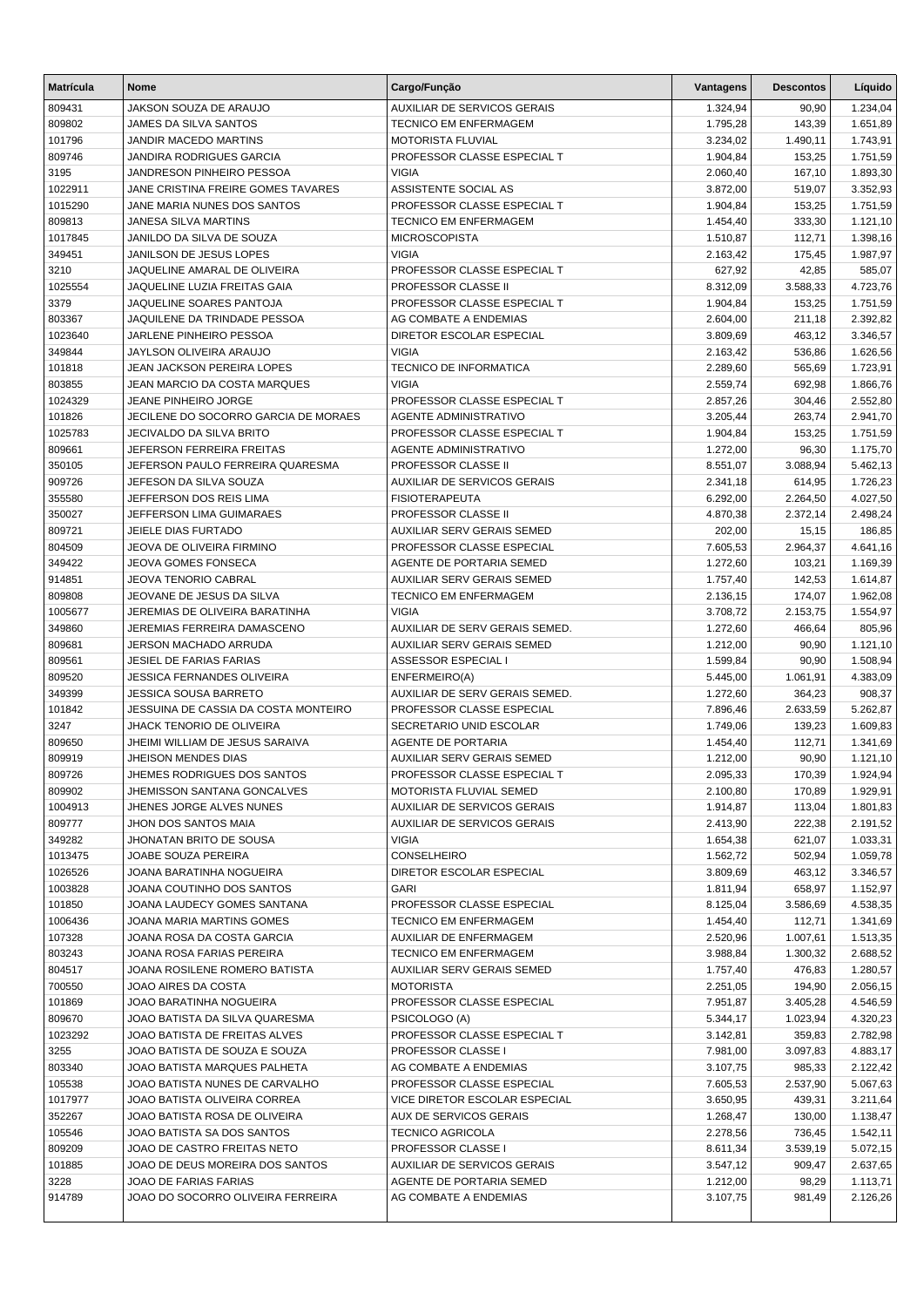| Matrícula | Nome | Cargo/Função | Vantagens | Descontos | Líquido |
|---|---|---|---|---|---|
| 809431 | JAKSON SOUZA DE ARAUJO | AUXILIAR DE SERVICOS GERAIS | 1.324,94 | 90,90 | 1.234,04 |
| 809802 | JAMES DA SILVA SANTOS | TECNICO EM ENFERMAGEM | 1.795,28 | 143,39 | 1.651,89 |
| 101796 | JANDIR MACEDO MARTINS | MOTORISTA FLUVIAL | 3.234,02 | 1.490,11 | 1.743,91 |
| 809746 | JANDIRA RODRIGUES GARCIA | PROFESSOR CLASSE ESPECIAL T | 1.904,84 | 153,25 | 1.751,59 |
| 3195 | JANDRESON PINHEIRO PESSOA | VIGIA | 2.060,40 | 167,10 | 1.893,30 |
| 1022911 | JANE CRISTINA FREIRE GOMES TAVARES | ASSISTENTE SOCIAL AS | 3.872,00 | 519,07 | 3.352,93 |
| 1015290 | JANE MARIA NUNES DOS SANTOS | PROFESSOR CLASSE ESPECIAL T | 1.904,84 | 153,25 | 1.751,59 |
| 809813 | JANESA SILVA MARTINS | TECNICO EM ENFERMAGEM | 1.454,40 | 333,30 | 1.121,10 |
| 1017845 | JANILDO DA SILVA DE SOUZA | MICROSCOPISTA | 1.510,87 | 112,71 | 1.398,16 |
| 349451 | JANILSON DE JESUS LOPES | VIGIA | 2.163,42 | 175,45 | 1.987,97 |
| 3210 | JAQUELINE AMARAL DE OLIVEIRA | PROFESSOR CLASSE ESPECIAL T | 627,92 | 42,85 | 585,07 |
| 1025554 | JAQUELINE LUZIA FREITAS GAIA | PROFESSOR CLASSE II | 8.312,09 | 3.588,33 | 4.723,76 |
| 3379 | JAQUELINE SOARES PANTOJA | PROFESSOR CLASSE ESPECIAL T | 1.904,84 | 153,25 | 1.751,59 |
| 803367 | JAQUILENE DA TRINDADE PESSOA | AG COMBATE A ENDEMIAS | 2.604,00 | 211,18 | 2.392,82 |
| 1023640 | JARLENE PINHEIRO PESSOA | DIRETOR ESCOLAR ESPECIAL | 3.809,69 | 463,12 | 3.346,57 |
| 349844 | JAYLSON OLIVEIRA ARAUJO | VIGIA | 2.163,42 | 536,86 | 1.626,56 |
| 101818 | JEAN JACKSON PEREIRA LOPES | TECNICO DE INFORMATICA | 2.289,60 | 565,69 | 1.723,91 |
| 803855 | JEAN MARCIO DA COSTA MARQUES | VIGIA | 2.559,74 | 692,98 | 1.866,76 |
| 1024329 | JEANE PINHEIRO JORGE | PROFESSOR CLASSE ESPECIAL T | 2.857,26 | 304,46 | 2.552,80 |
| 101826 | JECILENE DO SOCORRO GARCIA DE MORAES | AGENTE ADMINISTRATIVO | 3.205,44 | 263,74 | 2.941,70 |
| 1025783 | JECIVALDO DA SILVA BRITO | PROFESSOR CLASSE ESPECIAL T | 1.904,84 | 153,25 | 1.751,59 |
| 809661 | JEFERSON FERREIRA FREITAS | AGENTE ADMINISTRATIVO | 1.272,00 | 96,30 | 1.175,70 |
| 350105 | JEFERSON PAULO FERREIRA QUARESMA | PROFESSOR CLASSE II | 8.551,07 | 3.088,94 | 5.462,13 |
| 909726 | JEFESON DA SILVA SOUZA | AUXILIAR DE SERVICOS GERAIS | 2.341,18 | 614,95 | 1.726,23 |
| 355580 | JEFFERSON DOS REIS LIMA | FISIOTERAPEUTA | 6.292,00 | 2.264,50 | 4.027,50 |
| 350027 | JEFFERSON LIMA GUIMARAES | PROFESSOR CLASSE II | 4.870,38 | 2.372,14 | 2.498,24 |
| 809721 | JEIELE DIAS FURTADO | AUXILIAR SERV GERAIS SEMED | 202,00 | 15,15 | 186,85 |
| 804509 | JEOVA DE OLIVEIRA FIRMINO | PROFESSOR CLASSE ESPECIAL | 7.605,53 | 2.964,37 | 4.641,16 |
| 349422 | JEOVA GOMES FONSECA | AGENTE DE PORTARIA SEMED | 1.272,60 | 103,21 | 1.169,39 |
| 914851 | JEOVA TENORIO CABRAL | AUXILIAR SERV GERAIS SEMED | 1.757,40 | 142,53 | 1.614,87 |
| 809808 | JEOVANE DE JESUS DA SILVA | TECNICO EM ENFERMAGEM | 2.136,15 | 174,07 | 1.962,08 |
| 1005677 | JEREMIAS DE OLIVEIRA BARATINHA | VIGIA | 3.708,72 | 2.153,75 | 1.554,97 |
| 349860 | JEREMIAS FERREIRA DAMASCENO | AUXILIAR DE SERV GERAIS SEMED. | 1.272,60 | 466,64 | 805,96 |
| 809681 | JERSON MACHADO ARRUDA | AUXILIAR SERV GERAIS SEMED | 1.212,00 | 90,90 | 1.121,10 |
| 809561 | JESIEL DE FARIAS FARIAS | ASSESSOR ESPECIAL I | 1.599,84 | 90,90 | 1.508,94 |
| 809520 | JESSICA FERNANDES OLIVEIRA | ENFERMEIRO(A) | 5.445,00 | 1.061,91 | 4.383,09 |
| 349399 | JESSICA SOUSA BARRETO | AUXILIAR DE SERV GERAIS SEMED. | 1.272,60 | 364,23 | 908,37 |
| 101842 | JESSUINA DE CASSIA DA COSTA MONTEIRO | PROFESSOR CLASSE ESPECIAL | 7.896,46 | 2.633,59 | 5.262,87 |
| 3247 | JHACK TENORIO DE OLIVEIRA | SECRETARIO UNID ESCOLAR | 1.749,06 | 139,23 | 1.609,83 |
| 809650 | JHEIMI WILLIAM DE JESUS SARAIVA | AGENTE DE PORTARIA | 1.454,40 | 112,71 | 1.341,69 |
| 809919 | JHEISON MENDES DIAS | AUXILIAR SERV GERAIS SEMED | 1.212,00 | 90,90 | 1.121,10 |
| 809726 | JHEMES RODRIGUES DOS SANTOS | PROFESSOR CLASSE ESPECIAL T | 2.095,33 | 170,39 | 1.924,94 |
| 809902 | JHEMISSON SANTANA GONCALVES | MOTORISTA FLUVIAL SEMED | 2.100,80 | 170,89 | 1.929,91 |
| 1004913 | JHENES JORGE ALVES NUNES | AUXILIAR DE SERVICOS GERAIS | 1.914,87 | 113,04 | 1.801,83 |
| 809777 | JHON DOS SANTOS MAIA | AUXILIAR DE SERVICOS GERAIS | 2.413,90 | 222,38 | 2.191,52 |
| 349282 | JHONATAN BRITO DE SOUSA | VIGIA | 1.654,38 | 621,07 | 1.033,31 |
| 1013475 | JOABE SOUZA PEREIRA | CONSELHEIRO | 1.562,72 | 502,94 | 1.059,78 |
| 1026526 | JOANA BARATINHA NOGUEIRA | DIRETOR ESCOLAR ESPECIAL | 3.809,69 | 463,12 | 3.346,57 |
| 1003828 | JOANA COUTINHO DOS SANTOS | GARI | 1.811,94 | 658,97 | 1.152,97 |
| 101850 | JOANA LAUDECY GOMES SANTANA | PROFESSOR CLASSE ESPECIAL | 8.125,04 | 3.586,69 | 4.538,35 |
| 1006436 | JOANA MARIA MARTINS GOMES | TECNICO EM ENFERMAGEM | 1.454,40 | 112,71 | 1.341,69 |
| 107328 | JOANA ROSA DA COSTA GARCIA | AUXILIAR DE ENFERMAGEM | 2.520,96 | 1.007,61 | 1.513,35 |
| 803243 | JOANA ROSA FARIAS PEREIRA | TECNICO EM ENFERMAGEM | 3.988,84 | 1.300,32 | 2.688,52 |
| 804517 | JOANA ROSILENE ROMERO BATISTA | AUXILIAR SERV GERAIS SEMED | 1.757,40 | 476,83 | 1.280,57 |
| 700550 | JOAO AIRES DA COSTA | MOTORISTA | 2.251,05 | 194,90 | 2.056,15 |
| 101869 | JOAO BARATINHA NOGUEIRA | PROFESSOR CLASSE ESPECIAL | 7.951,87 | 3.405,28 | 4.546,59 |
| 809670 | JOAO BATISTA DA SILVA QUARESMA | PSICOLOGO (A) | 5.344,17 | 1.023,94 | 4.320,23 |
| 1023292 | JOAO BATISTA DE FREITAS ALVES | PROFESSOR CLASSE ESPECIAL T | 3.142,81 | 359,83 | 2.782,98 |
| 3255 | JOAO BATISTA DE SOUZA E SOUZA | PROFESSOR CLASSE I | 7.981,00 | 3.097,83 | 4.883,17 |
| 803340 | JOAO BATISTA MARQUES PALHETA | AG COMBATE A ENDEMIAS | 3.107,75 | 985,33 | 2.122,42 |
| 105538 | JOAO BATISTA NUNES DE CARVALHO | PROFESSOR CLASSE ESPECIAL | 7.605,53 | 2.537,90 | 5.067,63 |
| 1017977 | JOAO BATISTA OLIVEIRA CORREA | VICE DIRETOR ESCOLAR ESPECIAL | 3.650,95 | 439,31 | 3.211,64 |
| 352267 | JOAO BATISTA ROSA DE OLIVEIRA | AUX DE SERVICOS GERAIS | 1.268,47 | 130,00 | 1.138,47 |
| 105546 | JOAO BATISTA SA DOS SANTOS | TECNICO AGRICOLA | 2.278,56 | 736,45 | 1.542,11 |
| 809209 | JOAO DE CASTRO FREITAS NETO | PROFESSOR CLASSE I | 8.611,34 | 3.539,19 | 5.072,15 |
| 101885 | JOAO DE DEUS MOREIRA DOS SANTOS | AUXILIAR DE SERVICOS GERAIS | 3.547,12 | 909,47 | 2.637,65 |
| 3228 | JOAO DE FARIAS FARIAS | AGENTE DE PORTARIA SEMED | 1.212,00 | 98,29 | 1.113,71 |
| 914789 | JOAO DO SOCORRO OLIVEIRA FERREIRA | AG COMBATE A ENDEMIAS | 3.107,75 | 981,49 | 2.126,26 |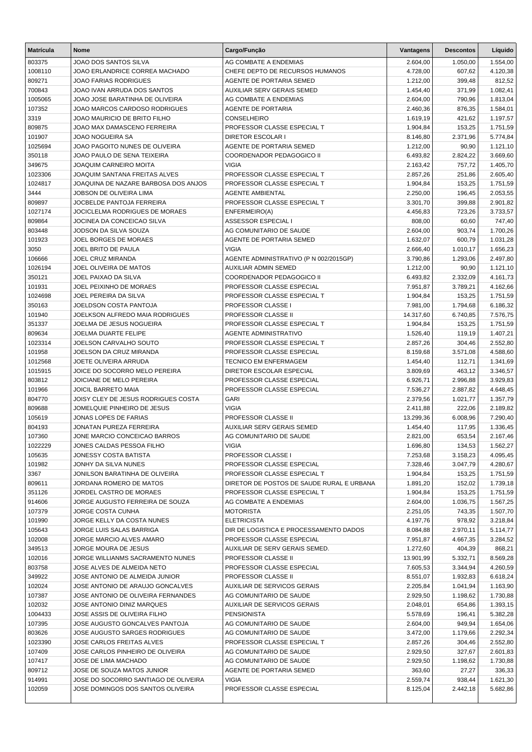| Matrícula | Nome | Cargo/Função | Vantagens | Descontos | Líquido |
|---|---|---|---|---|---|
| 803375 | JOAO DOS SANTOS SILVA | AG COMBATE A ENDEMIAS | 2.604,00 | 1.050,00 | 1.554,00 |
| 1008110 | JOAO ERLANDRICE CORREA MACHADO | CHEFE DEPTO DE RECURSOS HUMANOS | 4.728,00 | 607,62 | 4.120,38 |
| 809271 | JOAO FARIAS RODRIGUES | AGENTE DE PORTARIA SEMED | 1.212,00 | 399,48 | 812,52 |
| 700843 | JOAO IVAN ARRUDA DOS SANTOS | AUXILIAR SERV GERAIS SEMED | 1.454,40 | 371,99 | 1.082,41 |
| 1005065 | JOAO JOSE BARATINHA DE OLIVEIRA | AG COMBATE A ENDEMIAS | 2.604,00 | 790,96 | 1.813,04 |
| 107352 | JOAO MARCOS CARDOSO RODRIGUES | AGENTE DE PORTARIA | 2.460,36 | 876,35 | 1.584,01 |
| 3319 | JOAO MAURICIO DE BRITO FILHO | CONSELHEIRO | 1.619,19 | 421,62 | 1.197,57 |
| 809875 | JOAO MAX DAMASCENO FERREIRA | PROFESSOR CLASSE ESPECIAL T | 1.904,84 | 153,25 | 1.751,59 |
| 101907 | JOAO NOGUEIRA SA | DIRETOR ESCOLAR I | 8.146,80 | 2.371,96 | 5.774,84 |
| 1025694 | JOAO PAGOITO NUNES DE OLIVEIRA | AGENTE DE PORTARIA SEMED | 1.212,00 | 90,90 | 1.121,10 |
| 350118 | JOAO PAULO DE SENA TEIXEIRA | COORDENADOR PEDAGOGICO II | 6.493,82 | 2.824,22 | 3.669,60 |
| 349675 | JOAQUIM CARNEIRO MOITA | VIGIA | 2.163,42 | 757,72 | 1.405,70 |
| 1023306 | JOAQUIM SANTANA FREITAS ALVES | PROFESSOR CLASSE ESPECIAL T | 2.857,26 | 251,86 | 2.605,40 |
| 1024817 | JOAQUINA DE NAZARE BARBOSA DOS ANJOS | PROFESSOR CLASSE ESPECIAL T | 1.904,84 | 153,25 | 1.751,59 |
| 3444 | JOBSON DE OLIVEIRA LIMA | AGENTE AMBIENTAL | 2.250,00 | 196,45 | 2.053,55 |
| 809897 | JOCBELDE PANTOJA FERREIRA | PROFESSOR CLASSE ESPECIAL T | 3.301,70 | 399,88 | 2.901,82 |
| 1027174 | JOCICLELMA RODRIGUES DE MORAES | ENFERMEIRO(A) | 4.456,83 | 723,26 | 3.733,57 |
| 809864 | JOCINEA DA CONCEICAO SILVA | ASSESSOR ESPECIAL I | 808,00 | 60,60 | 747,40 |
| 803448 | JODSON DA SILVA SOUZA | AG COMUNITARIO DE SAUDE | 2.604,00 | 903,74 | 1.700,26 |
| 101923 | JOEL BORGES DE MORAES | AGENTE DE PORTARIA SEMED | 1.632,07 | 600,79 | 1.031,28 |
| 3050 | JOEL BRITO DE PAULA | VIGIA | 2.666,40 | 1.010,17 | 1.656,23 |
| 106666 | JOEL CRUZ MIRANDA | AGENTE ADMINISTRATIVO (P N 002/2015GP) | 3.790,86 | 1.293,06 | 2.497,80 |
| 1026194 | JOEL OLIVEIRA DE MATOS | AUXILIAR ADMIN SEMED | 1.212,00 | 90,90 | 1.121,10 |
| 350121 | JOEL PAIXAO DA SILVA | COORDENADOR PEDAGOGICO II | 6.493,82 | 2.332,09 | 4.161,73 |
| 101931 | JOEL PEIXINHO DE MORAES | PROFESSOR CLASSE ESPECIAL | 7.951,87 | 3.789,21 | 4.162,66 |
| 1024698 | JOEL PEREIRA DA SILVA | PROFESSOR CLASSE ESPECIAL T | 1.904,84 | 153,25 | 1.751,59 |
| 350163 | JOELDSON COSTA PANTOJA | PROFESSOR CLASSE I | 7.981,00 | 1.794,68 | 6.186,32 |
| 101940 | JOELKSON ALFREDO MAIA RODRIGUES | PROFESSOR CLASSE II | 14.317,60 | 6.740,85 | 7.576,75 |
| 351337 | JOELMA DE JESUS NOGUEIRA | PROFESSOR CLASSE ESPECIAL T | 1.904,84 | 153,25 | 1.751,59 |
| 809634 | JOELMA DUARTE FELIPE | AGENTE ADMINISTRATIVO | 1.526,40 | 119,19 | 1.407,21 |
| 1023314 | JOELSON CARVALHO SOUTO | PROFESSOR CLASSE ESPECIAL T | 2.857,26 | 304,46 | 2.552,80 |
| 101958 | JOELSON DA CRUZ MIRANDA | PROFESSOR CLASSE ESPECIAL | 8.159,68 | 3.571,08 | 4.588,60 |
| 1012568 | JOETE OLIVEIRA ARRUDA | TECNICO EM ENFERMAGEM | 1.454,40 | 112,71 | 1.341,69 |
| 1015915 | JOICE DO SOCORRO MELO PEREIRA | DIRETOR ESCOLAR ESPECIAL | 3.809,69 | 463,12 | 3.346,57 |
| 803812 | JOICIANE DE MELO PEREIRA | PROFESSOR CLASSE ESPECIAL | 6.926,71 | 2.996,88 | 3.929,83 |
| 101966 | JOICIL BARRETO MAIA | PROFESSOR CLASSE ESPECIAL | 7.536,27 | 2.887,82 | 4.648,45 |
| 804770 | JOISY CLEY DE JESUS RODRIGUES COSTA | GARI | 2.379,56 | 1.021,77 | 1.357,79 |
| 809688 | JOMELQUIE PINHEIRO DE JESUS | VIGIA | 2.411,88 | 222,06 | 2.189,82 |
| 105619 | JONAS LOPES DE FARIAS | PROFESSOR CLASSE II | 13.299,36 | 6.008,96 | 7.290,40 |
| 804193 | JONATAN PUREZA FERREIRA | AUXILIAR SERV GERAIS SEMED | 1.454,40 | 117,95 | 1.336,45 |
| 107360 | JONE MARCIO CONCEICAO BARROS | AG COMUNITARIO DE SAUDE | 2.821,00 | 653,54 | 2.167,46 |
| 1022229 | JONES CALDAS PESSOA FILHO | VIGIA | 1.696,80 | 134,53 | 1.562,27 |
| 105635 | JONESSY COSTA BATISTA | PROFESSOR CLASSE I | 7.253,68 | 3.158,23 | 4.095,45 |
| 101982 | JONHY DA SILVA NUNES | PROFESSOR CLASSE ESPECIAL | 7.328,46 | 3.047,79 | 4.280,67 |
| 3367 | JONILSON BARATINHA DE OLIVEIRA | PROFESSOR CLASSE ESPECIAL T | 1.904,84 | 153,25 | 1.751,59 |
| 809611 | JORDANA ROMERO DE MATOS | DIRETOR DE POSTOS DE SAUDE RURAL E URBANA | 1.891,20 | 152,02 | 1.739,18 |
| 351126 | JORDEL CASTRO DE MORAES | PROFESSOR CLASSE ESPECIAL T | 1.904,84 | 153,25 | 1.751,59 |
| 914606 | JORGE AUGUSTO FERREIRA DE SOUZA | AG COMBATE A ENDEMIAS | 2.604,00 | 1.036,75 | 1.567,25 |
| 107379 | JORGE COSTA CUNHA | MOTORISTA | 2.251,05 | 743,35 | 1.507,70 |
| 101990 | JORGE KELLY DA COSTA NUNES | ELETRICISTA | 4.197,76 | 978,92 | 3.218,84 |
| 105643 | JORGE LUIS SALAS BARRIGA | DIR DE LOGISTICA E PROCESSAMENTO DADOS | 8.084,88 | 2.970,11 | 5.114,77 |
| 102008 | JORGE MARCIO ALVES AMARO | PROFESSOR CLASSE ESPECIAL | 7.951,87 | 4.667,35 | 3.284,52 |
| 349513 | JORGE MOURA DE JESUS | AUXILIAR DE SERV GERAIS SEMED. | 1.272,60 | 404,39 | 868,21 |
| 102016 | JORGE WILLIANMS SACRAMENTO NUNES | PROFESSOR CLASSE II | 13.901,99 | 5.332,71 | 8.569,28 |
| 803758 | JOSE ALVES DE ALMEIDA NETO | PROFESSOR CLASSE ESPECIAL | 7.605,53 | 3.344,94 | 4.260,59 |
| 349922 | JOSE ANTONIO DE ALMEIDA JUNIOR | PROFESSOR CLASSE II | 8.551,07 | 1.932,83 | 6.618,24 |
| 102024 | JOSE ANTONIO DE ARAUJO GONCALVES | AUXILIAR DE SERVICOS GERAIS | 2.205,84 | 1.041,94 | 1.163,90 |
| 107387 | JOSE ANTONIO DE OLIVEIRA FERNANDES | AG COMUNITARIO DE SAUDE | 2.929,50 | 1.198,62 | 1.730,88 |
| 102032 | JOSE ANTONIO DINIZ MARQUES | AUXILIAR DE SERVICOS GERAIS | 2.048,01 | 654,86 | 1.393,15 |
| 1004433 | JOSE ASSIS DE OLIVEIRA FILHO | PENSIONISTA | 5.578,69 | 196,41 | 5.382,28 |
| 107395 | JOSE AUGUSTO GONCALVES PANTOJA | AG COMUNITARIO DE SAUDE | 2.604,00 | 949,94 | 1.654,06 |
| 803626 | JOSE AUGUSTO SARGES RODRIGUES | AG COMUNITARIO DE SAUDE | 3.472,00 | 1.179,66 | 2.292,34 |
| 1023390 | JOSE CARLOS FREITAS ALVES | PROFESSOR CLASSE ESPECIAL T | 2.857,26 | 304,46 | 2.552,80 |
| 107409 | JOSE CARLOS PINHEIRO DE OLIVEIRA | AG COMUNITARIO DE SAUDE | 2.929,50 | 327,67 | 2.601,83 |
| 107417 | JOSE DE LIMA MACHADO | AG COMUNITARIO DE SAUDE | 2.929,50 | 1.198,62 | 1.730,88 |
| 809712 | JOSE DE SOUZA MATOS JUNIOR | AGENTE DE PORTARIA SEMED | 363,60 | 27,27 | 336,33 |
| 914991 | JOSE DO SOCORRO SANTIAGO DE OLIVEIRA | VIGIA | 2.559,74 | 938,44 | 1.621,30 |
| 102059 | JOSE DOMINGOS DOS SANTOS OLIVEIRA | PROFESSOR CLASSE ESPECIAL | 8.125,04 | 2.442,18 | 5.682,86 |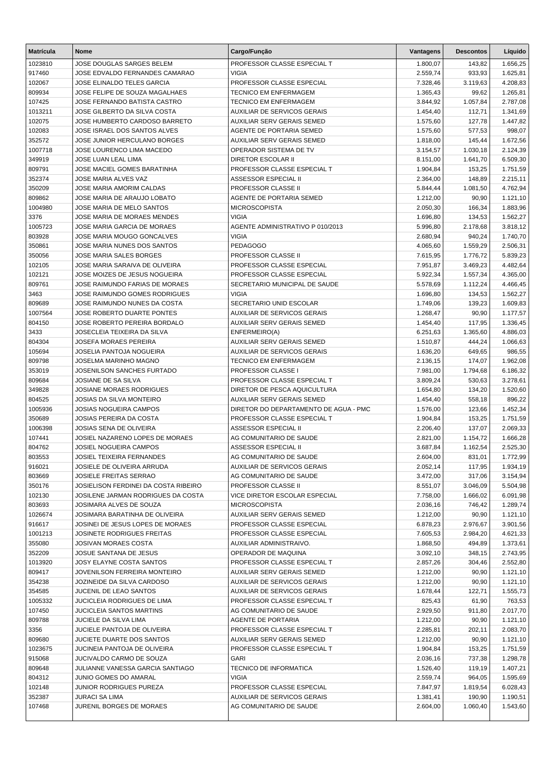| Matrícula | Nome | Cargo/Função | Vantagens | Descontos | Líquido |
|---|---|---|---|---|---|
| 1023810 | JOSE DOUGLAS SARGES BELEM | PROFESSOR CLASSE ESPECIAL T | 1.800,07 | 143,82 | 1.656,25 |
| 917460 | JOSE EDVALDO FERNANDES CAMARAO | VIGIA | 2.559,74 | 933,93 | 1.625,81 |
| 102067 | JOSE ELINALDO TELES GARCIA | PROFESSOR CLASSE ESPECIAL | 7.328,46 | 3.119,63 | 4.208,83 |
| 809934 | JOSE FELIPE DE SOUZA MAGALHAES | TECNICO EM ENFERMAGEM | 1.365,43 | 99,62 | 1.265,81 |
| 107425 | JOSE FERNANDO BATISTA CASTRO | TECNICO EM ENFERMAGEM | 3.844,92 | 1.057,84 | 2.787,08 |
| 1013211 | JOSE GILBERTO DA SILVA COSTA | AUXILIAR DE SERVICOS GERAIS | 1.454,40 | 112,71 | 1.341,69 |
| 102075 | JOSE HUMBERTO CARDOSO BARRETO | AUXILIAR SERV GERAIS SEMED | 1.575,60 | 127,78 | 1.447,82 |
| 102083 | JOSE ISRAEL DOS SANTOS ALVES | AGENTE DE PORTARIA SEMED | 1.575,60 | 577,53 | 998,07 |
| 352572 | JOSE JUNIOR HERCULANO BORGES | AUXILIAR SERV GERAIS SEMED | 1.818,00 | 145,44 | 1.672,56 |
| 1007718 | JOSE LOURENCO LIMA MACEDO | OPERADOR SISTEMA DE TV | 3.154,57 | 1.030,18 | 2.124,39 |
| 349919 | JOSE LUAN LEAL LIMA | DIRETOR ESCOLAR II | 8.151,00 | 1.641,70 | 6.509,30 |
| 809791 | JOSE MACIEL GOMES BARATINHA | PROFESSOR CLASSE ESPECIAL T | 1.904,84 | 153,25 | 1.751,59 |
| 352374 | JOSE MARIA ALVES VAZ | ASSESSOR ESPECIAL II | 2.364,00 | 148,89 | 2.215,11 |
| 350209 | JOSE MARIA AMORIM CALDAS | PROFESSOR CLASSE II | 5.844,44 | 1.081,50 | 4.762,94 |
| 809862 | JOSE MARIA DE ARAUJO LOBATO | AGENTE DE PORTARIA SEMED | 1.212,00 | 90,90 | 1.121,10 |
| 1004980 | JOSE MARIA DE MELO SANTOS | MICROSCOPISTA | 2.050,30 | 166,34 | 1.883,96 |
| 3376 | JOSE MARIA DE MORAES MENDES | VIGIA | 1.696,80 | 134,53 | 1.562,27 |
| 1005723 | JOSE MARIA GARCIA DE MORAES | AGENTE ADMINISTRATIVO P 010/2013 | 5.996,80 | 2.178,68 | 3.818,12 |
| 803928 | JOSE MARIA MOUGO GONCALVES | VIGIA | 2.680,94 | 940,24 | 1.740,70 |
| 350861 | JOSE MARIA NUNES DOS SANTOS | PEDAGOGO | 4.065,60 | 1.559,29 | 2.506,31 |
| 350056 | JOSE MARIA SALES BORGES | PROFESSOR CLASSE II | 7.615,95 | 1.776,72 | 5.839,23 |
| 102105 | JOSE MARIA SARAIVA DE OLIVEIRA | PROFESSOR CLASSE ESPECIAL | 7.951,87 | 3.469,23 | 4.482,64 |
| 102121 | JOSE MOIZES DE JESUS NOGUEIRA | PROFESSOR CLASSE ESPECIAL | 5.922,34 | 1.557,34 | 4.365,00 |
| 809761 | JOSE RAIMUNDO FARIAS DE MORAES | SECRETARIO MUNICIPAL DE SAUDE | 5.578,69 | 1.112,24 | 4.466,45 |
| 3463 | JOSE RAIMUNDO GOMES RODRIGUES | VIGIA | 1.696,80 | 134,53 | 1.562,27 |
| 809689 | JOSE RAIMUNDO NUNES DA COSTA | SECRETARIO UNID ESCOLAR | 1.749,06 | 139,23 | 1.609,83 |
| 1007564 | JOSE ROBERTO DUARTE PONTES | AUXILIAR DE SERVICOS GERAIS | 1.268,47 | 90,90 | 1.177,57 |
| 804150 | JOSE ROBERTO PEREIRA BORDALO | AUXILIAR SERV GERAIS SEMED | 1.454,40 | 117,95 | 1.336,45 |
| 3433 | JOSECLEIA TEIXEIRA DA SILVA | ENFERMEIRO(A) | 6.251,63 | 1.365,60 | 4.886,03 |
| 804304 | JOSEFA MORAES PEREIRA | AUXILIAR SERV GERAIS SEMED | 1.510,87 | 444,24 | 1.066,63 |
| 105694 | JOSELIA PANTOJA NOGUEIRA | AUXILIAR DE SERVICOS GERAIS | 1.636,20 | 649,65 | 986,55 |
| 809798 | JOSELMA MARINHO MAGNO | TECNICO EM ENFERMAGEM | 2.136,15 | 174,07 | 1.962,08 |
| 353019 | JOSENILSON SANCHES FURTADO | PROFESSOR CLASSE I | 7.981,00 | 1.794,68 | 6.186,32 |
| 809684 | JOSIANE DE SA SILVA | PROFESSOR CLASSE ESPECIAL T | 3.809,24 | 530,63 | 3.278,61 |
| 349828 | JOSIANE MORAES RODRIGUES | DIRETOR DE PESCA AQUICULTURA | 1.654,80 | 134,20 | 1.520,60 |
| 804525 | JOSIAS DA SILVA MONTEIRO | AUXILIAR SERV GERAIS SEMED | 1.454,40 | 558,18 | 896,22 |
| 1005936 | JOSIAS NOGUEIRA CAMPOS | DIRETOR DO DEPARTAMENTO DE AGUA - PMC | 1.576,00 | 123,66 | 1.452,34 |
| 350689 | JOSIAS PEREIRA DA COSTA | PROFESSOR CLASSE ESPECIAL T | 1.904,84 | 153,25 | 1.751,59 |
| 1006398 | JOSIAS SENA DE OLIVEIRA | ASSESSOR ESPECIAL II | 2.206,40 | 137,07 | 2.069,33 |
| 107441 | JOSIEL NAZARENO LOPES DE MORAES | AG COMUNITARIO DE SAUDE | 2.821,00 | 1.154,72 | 1.666,28 |
| 804762 | JOSIEL NOGUEIRA CAMPOS | ASSESSOR ESPECIAL II | 3.687,84 | 1.162,54 | 2.525,30 |
| 803553 | JOSIEL TEIXEIRA FERNANDES | AG COMUNITARIO DE SAUDE | 2.604,00 | 831,01 | 1.772,99 |
| 916021 | JOSIELE DE OLIVEIRA ARRUDA | AUXILIAR DE SERVICOS GERAIS | 2.052,14 | 117,95 | 1.934,19 |
| 803669 | JOSIELE FREITAS SERRAO | AG COMUNITARIO DE SAUDE | 3.472,00 | 317,06 | 3.154,94 |
| 350176 | JOSIELISON FERDINEI DA COSTA RIBEIRO | PROFESSOR CLASSE II | 8.551,07 | 3.046,09 | 5.504,98 |
| 102130 | JOSILENE JARMAN RODRIGUES DA COSTA | VICE DIRETOR ESCOLAR ESPECIAL | 7.758,00 | 1.666,02 | 6.091,98 |
| 803693 | JOSIMARA ALVES DE SOUZA | MICROSCOPISTA | 2.036,16 | 746,42 | 1.289,74 |
| 1026674 | JOSIMARA BARATINHA DE OLIVEIRA | AUXILIAR SERV GERAIS SEMED | 1.212,00 | 90,90 | 1.121,10 |
| 916617 | JOSINEI DE JESUS LOPES DE MORAES | PROFESSOR CLASSE ESPECIAL | 6.878,23 | 2.976,67 | 3.901,56 |
| 1001213 | JOSINETE RODRIGUES FREITAS | PROFESSOR CLASSE ESPECIAL | 7.605,53 | 2.984,20 | 4.621,33 |
| 355080 | JOSIVAN MORAES COSTA | AUXILIAR ADMINISTRAIVO. | 1.868,50 | 494,89 | 1.373,61 |
| 352209 | JOSUE SANTANA DE JESUS | OPERADOR DE MAQUINA | 3.092,10 | 348,15 | 2.743,95 |
| 1013920 | JOSY ELAYNE COSTA SANTOS | PROFESSOR CLASSE ESPECIAL T | 2.857,26 | 304,46 | 2.552,80 |
| 809417 | JOVENILSON FERREIRA MONTEIRO | AUXILIAR SERV GERAIS SEMED | 1.212,00 | 90,90 | 1.121,10 |
| 354238 | JOZINEIDE DA SILVA CARDOSO | AUXILIAR DE SERVICOS GERAIS | 1.212,00 | 90,90 | 1.121,10 |
| 354585 | JUCENIL DE LEAO SANTOS | AUXILIAR DE SERVICOS GERAIS | 1.678,44 | 122,71 | 1.555,73 |
| 1005332 | JUCICLEIA RODRIGUES DE LIMA | PROFESSOR CLASSE ESPECIAL T | 825,43 | 61,90 | 763,53 |
| 107450 | JUCICLEIA SANTOS MARTINS | AG COMUNITARIO DE SAUDE | 2.929,50 | 911,80 | 2.017,70 |
| 809788 | JUCIELE DA SILVA LIMA | AGENTE DE PORTARIA | 1.212,00 | 90,90 | 1.121,10 |
| 3356 | JUCIELE PANTOJA DE OLIVEIRA | PROFESSOR CLASSE ESPECIAL T | 2.285,81 | 202,11 | 2.083,70 |
| 809680 | JUCIETE DUARTE DOS SANTOS | AUXILIAR SERV GERAIS SEMED | 1.212,00 | 90,90 | 1.121,10 |
| 1023675 | JUCINEIA PANTOJA DE OLIVEIRA | PROFESSOR CLASSE ESPECIAL T | 1.904,84 | 153,25 | 1.751,59 |
| 915068 | JUCIVALDO CARMO DE SOUZA | GARI | 2.036,16 | 737,38 | 1.298,78 |
| 809648 | JULIANNE VANESSA GARCIA SANTIAGO | TECNICO DE INFORMATICA | 1.526,40 | 119,19 | 1.407,21 |
| 804312 | JUNIO GOMES DO AMARAL | VIGIA | 2.559,74 | 964,05 | 1.595,69 |
| 102148 | JUNIOR RODRIGUES PUREZA | PROFESSOR CLASSE ESPECIAL | 7.847,97 | 1.819,54 | 6.028,43 |
| 352387 | JURACI SA LIMA | AUXILIAR DE SERVICOS GERAIS | 1.381,41 | 190,90 | 1.190,51 |
| 107468 | JURENIL BORGES DE MORAES | AG COMUNITARIO DE SAUDE | 2.604,00 | 1.060,40 | 1.543,60 |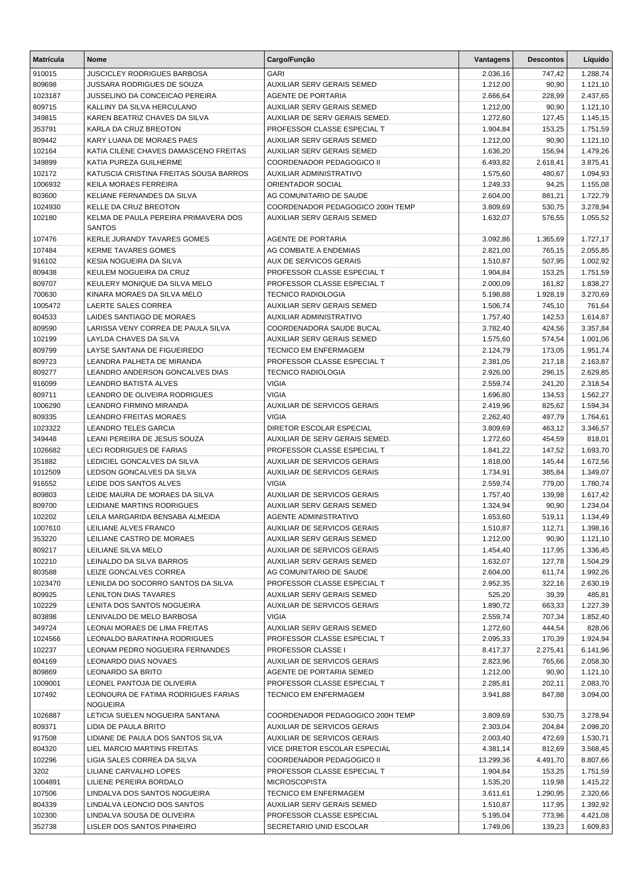| Matrícula | Nome | Cargo/Função | Vantagens | Descontos | Líquido |
|---|---|---|---|---|---|
| 910015 | JUSCICLEY RODRIGUES BARBOSA | GARI | 2.036,16 | 747,42 | 1.288,74 |
| 809698 | JUSSARA RODRIGUES DE SOUZA | AUXILIAR SERV GERAIS SEMED | 1.212,00 | 90,90 | 1.121,10 |
| 1023187 | JUSSELINO DA CONCEICAO PEREIRA | AGENTE DE PORTARIA | 2.666,64 | 228,99 | 2.437,65 |
| 809715 | KALLINY DA SILVA HERCULANO | AUXILIAR SERV GERAIS SEMED | 1.212,00 | 90,90 | 1.121,10 |
| 349815 | KAREN BEATRIZ CHAVES DA SILVA | AUXILIAR DE SERV GERAIS SEMED. | 1.272,60 | 127,45 | 1.145,15 |
| 353791 | KARLA DA CRUZ BREOTON | PROFESSOR CLASSE ESPECIAL T | 1.904,84 | 153,25 | 1.751,59 |
| 809442 | KARY LUANA DE MORAES PAES | AUXILIAR SERV GERAIS SEMED | 1.212,00 | 90,90 | 1.121,10 |
| 102164 | KATIA CILENE CHAVES DAMASCENO FREITAS | AUXILIAR SERV GERAIS SEMED | 1.636,20 | 156,94 | 1.479,26 |
| 349899 | KATIA PUREZA GUILHERME | COORDENADOR PEDAGOGICO II | 6.493,82 | 2.618,41 | 3.875,41 |
| 102172 | KATUSCIA CRISTINA FREITAS SOUSA BARROS | AUXILIAR ADMINISTRATIVO | 1.575,60 | 480,67 | 1.094,93 |
| 1006932 | KEILA MORAES FERREIRA | ORIENTADOR SOCIAL | 1.249,33 | 94,25 | 1.155,08 |
| 803600 | KELIANE FERNANDES DA SILVA | AG COMUNITARIO DE SAUDE | 2.604,00 | 881,21 | 1.722,79 |
| 1024930 | KELLE DA CRUZ BREOTON | COORDENADOR PEDAGOGICO 200H TEMP | 3.809,69 | 530,75 | 3.278,94 |
| 102180 | KELMA DE PAULA PEREIRA PRIMAVERA DOS SANTOS | AUXILIAR SERV GERAIS SEMED | 1.632,07 | 576,55 | 1.055,52 |
| 107476 | KERLE JURANDY TAVARES GOMES | AGENTE DE PORTARIA | 3.092,86 | 1.365,69 | 1.727,17 |
| 107484 | KERME TAVARES GOMES | AG COMBATE A ENDEMIAS | 2.821,00 | 765,15 | 2.055,85 |
| 916102 | KESIA NOGUEIRA DA SILVA | AUX DE SERVICOS GERAIS | 1.510,87 | 507,95 | 1.002,92 |
| 809438 | KEULEM NOGUEIRA DA CRUZ | PROFESSOR CLASSE ESPECIAL T | 1.904,84 | 153,25 | 1.751,59 |
| 809707 | KEULERY MONIQUE DA SILVA MELO | PROFESSOR CLASSE ESPECIAL T | 2.000,09 | 161,82 | 1.838,27 |
| 700630 | KINARA MORAES DA SILVA MELO | TECNICO RADIOLOGIA | 5.198,88 | 1.928,19 | 3.270,69 |
| 1005472 | LAERTE SALES CORREA | AUXILIAR SERV GERAIS SEMED | 1.506,74 | 745,10 | 761,64 |
| 804533 | LAIDES SANTIAGO DE MORAES | AUXILIAR ADMINISTRATIVO | 1.757,40 | 142,53 | 1.614,87 |
| 809590 | LARISSA VENY CORREA DE PAULA SILVA | COORDENADORA SAUDE BUCAL | 3.782,40 | 424,56 | 3.357,84 |
| 102199 | LAYLDA CHAVES DA SILVA | AUXILIAR SERV GERAIS SEMED | 1.575,60 | 574,54 | 1.001,06 |
| 809799 | LAYSE SANTANA DE FIGUEIREDO | TECNICO EM ENFERMAGEM | 2.124,79 | 173,05 | 1.951,74 |
| 809723 | LEANDRA PALHETA DE MIRANDA | PROFESSOR CLASSE ESPECIAL T | 2.381,05 | 217,18 | 2.163,87 |
| 809277 | LEANDRO ANDERSON GONCALVES DIAS | TECNICO RADIOLOGIA | 2.926,00 | 296,15 | 2.629,85 |
| 916099 | LEANDRO BATISTA ALVES | VIGIA | 2.559,74 | 241,20 | 2.318,54 |
| 809711 | LEANDRO DE OLIVEIRA RODRIGUES | VIGIA | 1.696,80 | 134,53 | 1.562,27 |
| 1006290 | LEANDRO FIRMINO MIRANDA | AUXILIAR DE SERVICOS GERAIS | 2.419,96 | 825,62 | 1.594,34 |
| 809335 | LEANDRO FREITAS MORAES | VIGIA | 2.262,40 | 497,79 | 1.764,61 |
| 1023322 | LEANDRO TELES GARCIA | DIRETOR ESCOLAR ESPECIAL | 3.809,69 | 463,12 | 3.346,57 |
| 349448 | LEANI PEREIRA DE JESUS SOUZA | AUXILIAR DE SERV GERAIS SEMED. | 1.272,60 | 454,59 | 818,01 |
| 1026682 | LECI RODRIGUES DE FARIAS | PROFESSOR CLASSE ESPECIAL T | 1.841,22 | 147,52 | 1.693,70 |
| 351882 | LEDICIEL GONCALVES DA SILVA | AUXILIAR DE SERVICOS GERAIS | 1.818,00 | 145,44 | 1.672,56 |
| 1012509 | LEDSON GONCALVES DA SILVA | AUXILIAR DE SERVICOS GERAIS | 1.734,91 | 385,84 | 1.349,07 |
| 916552 | LEIDE DOS SANTOS ALVES | VIGIA | 2.559,74 | 779,00 | 1.780,74 |
| 809803 | LEIDE MAURA DE MORAES DA SILVA | AUXILIAR DE SERVICOS GERAIS | 1.757,40 | 139,98 | 1.617,42 |
| 809700 | LEIDIANE MARTINS RODRIGUES | AUXILIAR SERV GERAIS SEMED | 1.324,94 | 90,90 | 1.234,04 |
| 102202 | LEILA MARGARIDA BENSABA ALMEIDA | AGENTE ADMINISTRATIVO | 1.653,60 | 519,11 | 1.134,49 |
| 1007610 | LEILIANE ALVES FRANCO | AUXILIAR DE SERVICOS GERAIS | 1.510,87 | 112,71 | 1.398,16 |
| 353220 | LEILIANE CASTRO DE MORAES | AUXILIAR SERV GERAIS SEMED | 1.212,00 | 90,90 | 1.121,10 |
| 809217 | LEILIANE SILVA MELO | AUXILIAR DE SERVICOS GERAIS | 1.454,40 | 117,95 | 1.336,45 |
| 102210 | LEINALDO DA SILVA BARROS | AUXILIAR SERV GERAIS SEMED | 1.632,07 | 127,78 | 1.504,29 |
| 803588 | LEIZE GONCALVES CORREA | AG COMUNITARIO DE SAUDE | 2.604,00 | 611,74 | 1.992,26 |
| 1023470 | LENILDA DO SOCORRO SANTOS DA SILVA | PROFESSOR CLASSE ESPECIAL T | 2.952,35 | 322,16 | 2.630,19 |
| 809925 | LENILTON DIAS TAVARES | AUXILIAR SERV GERAIS SEMED | 525,20 | 39,39 | 485,81 |
| 102229 | LENITA DOS SANTOS NOGUEIRA | AUXILIAR DE SERVICOS GERAIS | 1.890,72 | 663,33 | 1.227,39 |
| 803898 | LENIVALDO DE MELO BARBOSA | VIGIA | 2.559,74 | 707,34 | 1.852,40 |
| 349724 | LEONAI MORAES DE LIMA FREITAS | AUXILIAR SERV GERAIS SEMED | 1.272,60 | 444,54 | 828,06 |
| 1024566 | LEONALDO BARATINHA RODRIGUES | PROFESSOR CLASSE ESPECIAL T | 2.095,33 | 170,39 | 1.924,94 |
| 102237 | LEONAM PEDRO NOGUEIRA FERNANDES | PROFESSOR CLASSE I | 8.417,37 | 2.275,41 | 6.141,96 |
| 804169 | LEONARDO DIAS NOVAES | AUXILIAR DE SERVICOS GERAIS | 2.823,96 | 765,66 | 2.058,30 |
| 809869 | LEONARDO SA BRITO | AGENTE DE PORTARIA SEMED | 1.212,00 | 90,90 | 1.121,10 |
| 1009001 | LEONEL PANTOJA DE OLIVEIRA | PROFESSOR CLASSE ESPECIAL T | 2.285,81 | 202,11 | 2.083,70 |
| 107492 | LEONOURA DE FATIMA RODRIGUES FARIAS NOGUEIRA | TECNICO EM ENFERMAGEM | 3.941,88 | 847,88 | 3.094,00 |
| 1026887 | LETICIA SUELEN NOGUEIRA SANTANA | COORDENADOR PEDAGOGICO 200H TEMP | 3.809,69 | 530,75 | 3.278,94 |
| 809371 | LIDIA DE PAULA BRITO | AUXILIAR DE SERVICOS GERAIS | 2.303,04 | 204,84 | 2.098,20 |
| 917508 | LIDIANE DE PAULA DOS SANTOS SILVA | AUXILIAR DE SERVICOS GERAIS | 2.003,40 | 472,69 | 1.530,71 |
| 804320 | LIEL MARCIO MARTINS FREITAS | VICE DIRETOR ESCOLAR ESPECIAL | 4.381,14 | 812,69 | 3.568,45 |
| 102296 | LIGIA SALES CORREA DA SILVA | COORDENADOR PEDAGOGICO II | 13.299,36 | 4.491,70 | 8.807,66 |
| 3202 | LILIANE CARVALHO LOPES | PROFESSOR CLASSE ESPECIAL T | 1.904,84 | 153,25 | 1.751,59 |
| 1004891 | LILIENE PEREIRA BORDALO | MICROSCOPISTA | 1.535,20 | 119,98 | 1.415,22 |
| 107506 | LINDALVA DOS SANTOS NOGUEIRA | TECNICO EM ENFERMAGEM | 3.611,61 | 1.290,95 | 2.320,66 |
| 804339 | LINDALVA LEONCIO DOS SANTOS | AUXILIAR SERV GERAIS SEMED | 1.510,87 | 117,95 | 1.392,92 |
| 102300 | LINDALVA SOUSA DE OLIVEIRA | PROFESSOR CLASSE ESPECIAL | 5.195,04 | 773,96 | 4.421,08 |
| 352738 | LISLER DOS SANTOS PINHEIRO | SECRETARIO UNID ESCOLAR | 1.749,06 | 139,23 | 1.609,83 |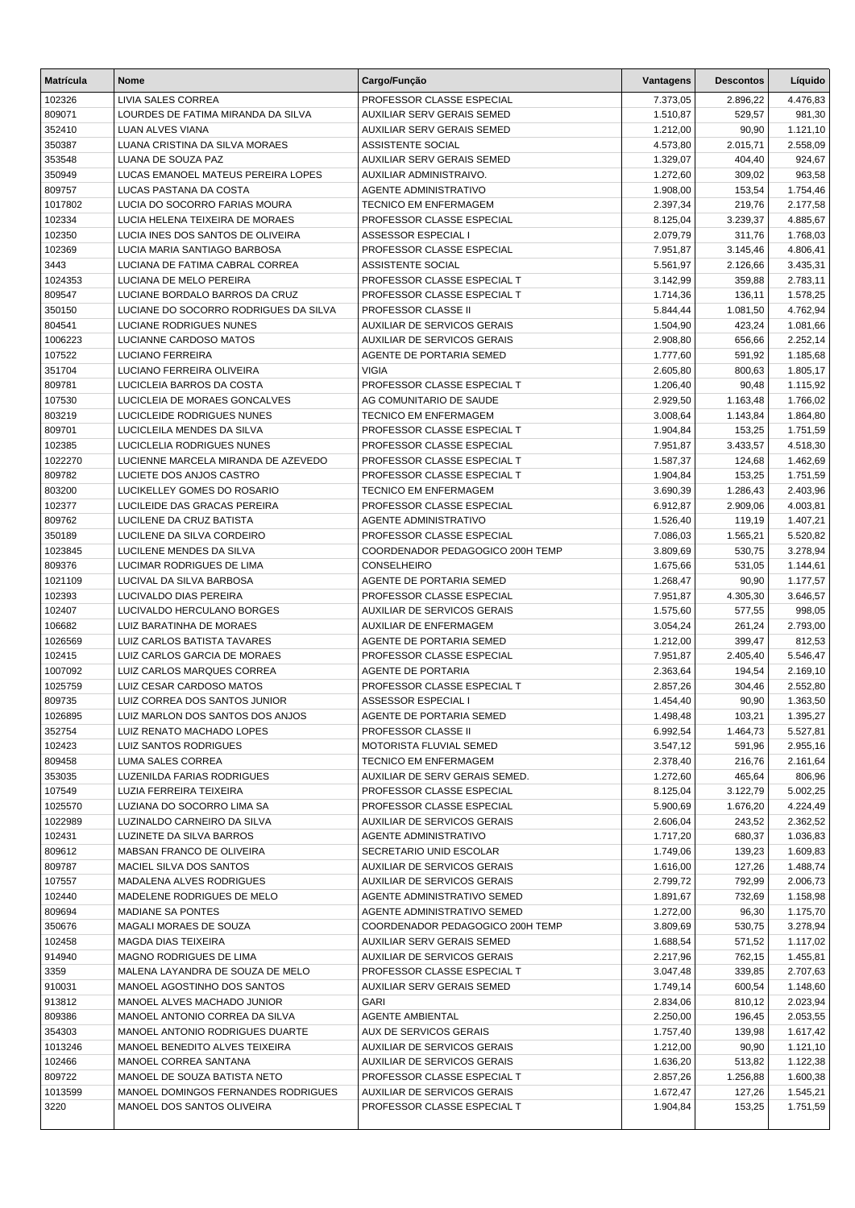| Matrícula | Nome | Cargo/Função | Vantagens | Descontos | Líquido |
|---|---|---|---|---|---|
| 102326 | LIVIA SALES CORREA | PROFESSOR CLASSE ESPECIAL | 7.373,05 | 2.896,22 | 4.476,83 |
| 809071 | LOURDES DE FATIMA MIRANDA DA SILVA | AUXILIAR SERV GERAIS SEMED | 1.510,87 | 529,57 | 981,30 |
| 352410 | LUAN ALVES VIANA | AUXILIAR SERV GERAIS SEMED | 1.212,00 | 90,90 | 1.121,10 |
| 350387 | LUANA CRISTINA DA SILVA MORAES | ASSISTENTE SOCIAL | 4.573,80 | 2.015,71 | 2.558,09 |
| 353548 | LUANA DE SOUZA PAZ | AUXILIAR SERV GERAIS SEMED | 1.329,07 | 404,40 | 924,67 |
| 350949 | LUCAS EMANOEL MATEUS PEREIRA LOPES | AUXILIAR ADMINISTRAIVO. | 1.272,60 | 309,02 | 963,58 |
| 809757 | LUCAS PASTANA DA COSTA | AGENTE ADMINISTRATIVO | 1.908,00 | 153,54 | 1.754,46 |
| 1017802 | LUCIA DO SOCORRO FARIAS MOURA | TECNICO EM ENFERMAGEM | 2.397,34 | 219,76 | 2.177,58 |
| 102334 | LUCIA HELENA TEIXEIRA DE MORAES | PROFESSOR CLASSE ESPECIAL | 8.125,04 | 3.239,37 | 4.885,67 |
| 102350 | LUCIA INES DOS SANTOS DE OLIVEIRA | ASSESSOR ESPECIAL I | 2.079,79 | 311,76 | 1.768,03 |
| 102369 | LUCIA MARIA SANTIAGO BARBOSA | PROFESSOR CLASSE ESPECIAL | 7.951,87 | 3.145,46 | 4.806,41 |
| 3443 | LUCIANA DE FATIMA CABRAL CORREA | ASSISTENTE SOCIAL | 5.561,97 | 2.126,66 | 3.435,31 |
| 1024353 | LUCIANA DE MELO PEREIRA | PROFESSOR CLASSE ESPECIAL T | 3.142,99 | 359,88 | 2.783,11 |
| 809547 | LUCIANE BORDALO BARROS DA CRUZ | PROFESSOR CLASSE ESPECIAL T | 1.714,36 | 136,11 | 1.578,25 |
| 350150 | LUCIANE DO SOCORRO RODRIGUES DA SILVA | PROFESSOR CLASSE II | 5.844,44 | 1.081,50 | 4.762,94 |
| 804541 | LUCIANE RODRIGUES NUNES | AUXILIAR DE SERVICOS GERAIS | 1.504,90 | 423,24 | 1.081,66 |
| 1006223 | LUCIANNE CARDOSO MATOS | AUXILIAR DE SERVICOS GERAIS | 2.908,80 | 656,66 | 2.252,14 |
| 107522 | LUCIANO FERREIRA | AGENTE DE PORTARIA SEMED | 1.777,60 | 591,92 | 1.185,68 |
| 351704 | LUCIANO FERREIRA OLIVEIRA | VIGIA | 2.605,80 | 800,63 | 1.805,17 |
| 809781 | LUCICLEIA BARROS DA COSTA | PROFESSOR CLASSE ESPECIAL T | 1.206,40 | 90,48 | 1.115,92 |
| 107530 | LUCICLEIA DE MORAES GONCALVES | AG COMUNITARIO DE SAUDE | 2.929,50 | 1.163,48 | 1.766,02 |
| 803219 | LUCICLEIDE RODRIGUES NUNES | TECNICO EM ENFERMAGEM | 3.008,64 | 1.143,84 | 1.864,80 |
| 809701 | LUCICLEILA MENDES DA SILVA | PROFESSOR CLASSE ESPECIAL T | 1.904,84 | 153,25 | 1.751,59 |
| 102385 | LUCICLELIA RODRIGUES NUNES | PROFESSOR CLASSE ESPECIAL | 7.951,87 | 3.433,57 | 4.518,30 |
| 1022270 | LUCIENNE MARCELA MIRANDA DE AZEVEDO | PROFESSOR CLASSE ESPECIAL T | 1.587,37 | 124,68 | 1.462,69 |
| 809782 | LUCIETE DOS ANJOS CASTRO | PROFESSOR CLASSE ESPECIAL T | 1.904,84 | 153,25 | 1.751,59 |
| 803200 | LUCIKELLEY GOMES DO ROSARIO | TECNICO EM ENFERMAGEM | 3.690,39 | 1.286,43 | 2.403,96 |
| 102377 | LUCILEIDE DAS GRACAS PEREIRA | PROFESSOR CLASSE ESPECIAL | 6.912,87 | 2.909,06 | 4.003,81 |
| 809762 | LUCILENE DA CRUZ BATISTA | AGENTE ADMINISTRATIVO | 1.526,40 | 119,19 | 1.407,21 |
| 350189 | LUCILENE DA SILVA CORDEIRO | PROFESSOR CLASSE ESPECIAL | 7.086,03 | 1.565,21 | 5.520,82 |
| 1023845 | LUCILENE MENDES DA SILVA | COORDENADOR PEDAGOGICO 200H TEMP | 3.809,69 | 530,75 | 3.278,94 |
| 809376 | LUCIMAR RODRIGUES DE LIMA | CONSELHEIRO | 1.675,66 | 531,05 | 1.144,61 |
| 1021109 | LUCIVAL DA SILVA BARBOSA | AGENTE DE PORTARIA SEMED | 1.268,47 | 90,90 | 1.177,57 |
| 102393 | LUCIVALDO DIAS PEREIRA | PROFESSOR CLASSE ESPECIAL | 7.951,87 | 4.305,30 | 3.646,57 |
| 102407 | LUCIVALDO HERCULANO BORGES | AUXILIAR DE SERVICOS GERAIS | 1.575,60 | 577,55 | 998,05 |
| 106682 | LUIZ BARATINHA DE MORAES | AUXILIAR DE ENFERMAGEM | 3.054,24 | 261,24 | 2.793,00 |
| 1026569 | LUIZ CARLOS BATISTA TAVARES | AGENTE DE PORTARIA SEMED | 1.212,00 | 399,47 | 812,53 |
| 102415 | LUIZ CARLOS GARCIA DE MORAES | PROFESSOR CLASSE ESPECIAL | 7.951,87 | 2.405,40 | 5.546,47 |
| 1007092 | LUIZ CARLOS MARQUES CORREA | AGENTE DE PORTARIA | 2.363,64 | 194,54 | 2.169,10 |
| 1025759 | LUIZ CESAR CARDOSO MATOS | PROFESSOR CLASSE ESPECIAL T | 2.857,26 | 304,46 | 2.552,80 |
| 809735 | LUIZ CORREA DOS SANTOS JUNIOR | ASSESSOR ESPECIAL I | 1.454,40 | 90,90 | 1.363,50 |
| 1026895 | LUIZ MARLON DOS SANTOS DOS ANJOS | AGENTE DE PORTARIA SEMED | 1.498,48 | 103,21 | 1.395,27 |
| 352754 | LUIZ RENATO MACHADO LOPES | PROFESSOR CLASSE II | 6.992,54 | 1.464,73 | 5.527,81 |
| 102423 | LUIZ SANTOS RODRIGUES | MOTORISTA FLUVIAL SEMED | 3.547,12 | 591,96 | 2.955,16 |
| 809458 | LUMA SALES CORREA | TECNICO EM ENFERMAGEM | 2.378,40 | 216,76 | 2.161,64 |
| 353035 | LUZENILDA FARIAS RODRIGUES | AUXILIAR DE SERV GERAIS SEMED. | 1.272,60 | 465,64 | 806,96 |
| 107549 | LUZIA FERREIRA TEIXEIRA | PROFESSOR CLASSE ESPECIAL | 8.125,04 | 3.122,79 | 5.002,25 |
| 1025570 | LUZIANA DO SOCORRO LIMA SA | PROFESSOR CLASSE ESPECIAL | 5.900,69 | 1.676,20 | 4.224,49 |
| 1022989 | LUZINALDO CARNEIRO DA SILVA | AUXILIAR DE SERVICOS GERAIS | 2.606,04 | 243,52 | 2.362,52 |
| 102431 | LUZINETE DA SILVA BARROS | AGENTE ADMINISTRATIVO | 1.717,20 | 680,37 | 1.036,83 |
| 809612 | MABSAN FRANCO DE OLIVEIRA | SECRETARIO UNID ESCOLAR | 1.749,06 | 139,23 | 1.609,83 |
| 809787 | MACIEL SILVA DOS SANTOS | AUXILIAR DE SERVICOS GERAIS | 1.616,00 | 127,26 | 1.488,74 |
| 107557 | MADALENA ALVES RODRIGUES | AUXILIAR DE SERVICOS GERAIS | 2.799,72 | 792,99 | 2.006,73 |
| 102440 | MADELENE RODRIGUES DE MELO | AGENTE ADMINISTRATIVO SEMED | 1.891,67 | 732,69 | 1.158,98 |
| 809694 | MADIANE SA PONTES | AGENTE ADMINISTRATIVO SEMED | 1.272,00 | 96,30 | 1.175,70 |
| 350676 | MAGALI MORAES DE SOUZA | COORDENADOR PEDAGOGICO 200H TEMP | 3.809,69 | 530,75 | 3.278,94 |
| 102458 | MAGDA DIAS TEIXEIRA | AUXILIAR SERV GERAIS SEMED | 1.688,54 | 571,52 | 1.117,02 |
| 914940 | MAGNO RODRIGUES DE LIMA | AUXILIAR DE SERVICOS GERAIS | 2.217,96 | 762,15 | 1.455,81 |
| 3359 | MALENA LAYANDRA DE SOUZA DE MELO | PROFESSOR CLASSE ESPECIAL T | 3.047,48 | 339,85 | 2.707,63 |
| 910031 | MANOEL AGOSTINHO DOS SANTOS | AUXILIAR SERV GERAIS SEMED | 1.749,14 | 600,54 | 1.148,60 |
| 913812 | MANOEL ALVES MACHADO JUNIOR | GARI | 2.834,06 | 810,12 | 2.023,94 |
| 809386 | MANOEL ANTONIO CORREA DA SILVA | AGENTE AMBIENTAL | 2.250,00 | 196,45 | 2.053,55 |
| 354303 | MANOEL ANTONIO RODRIGUES DUARTE | AUX DE SERVICOS GERAIS | 1.757,40 | 139,98 | 1.617,42 |
| 1013246 | MANOEL BENEDITO ALVES TEIXEIRA | AUXILIAR DE SERVICOS GERAIS | 1.212,00 | 90,90 | 1.121,10 |
| 102466 | MANOEL CORREA SANTANA | AUXILIAR DE SERVICOS GERAIS | 1.636,20 | 513,82 | 1.122,38 |
| 809722 | MANOEL DE SOUZA BATISTA NETO | PROFESSOR CLASSE ESPECIAL T | 2.857,26 | 1.256,88 | 1.600,38 |
| 1013599 | MANOEL DOMINGOS FERNANDES RODRIGUES | AUXILIAR DE SERVICOS GERAIS | 1.672,47 | 127,26 | 1.545,21 |
| 3220 | MANOEL DOS SANTOS OLIVEIRA | PROFESSOR CLASSE ESPECIAL T | 1.904,84 | 153,25 | 1.751,59 |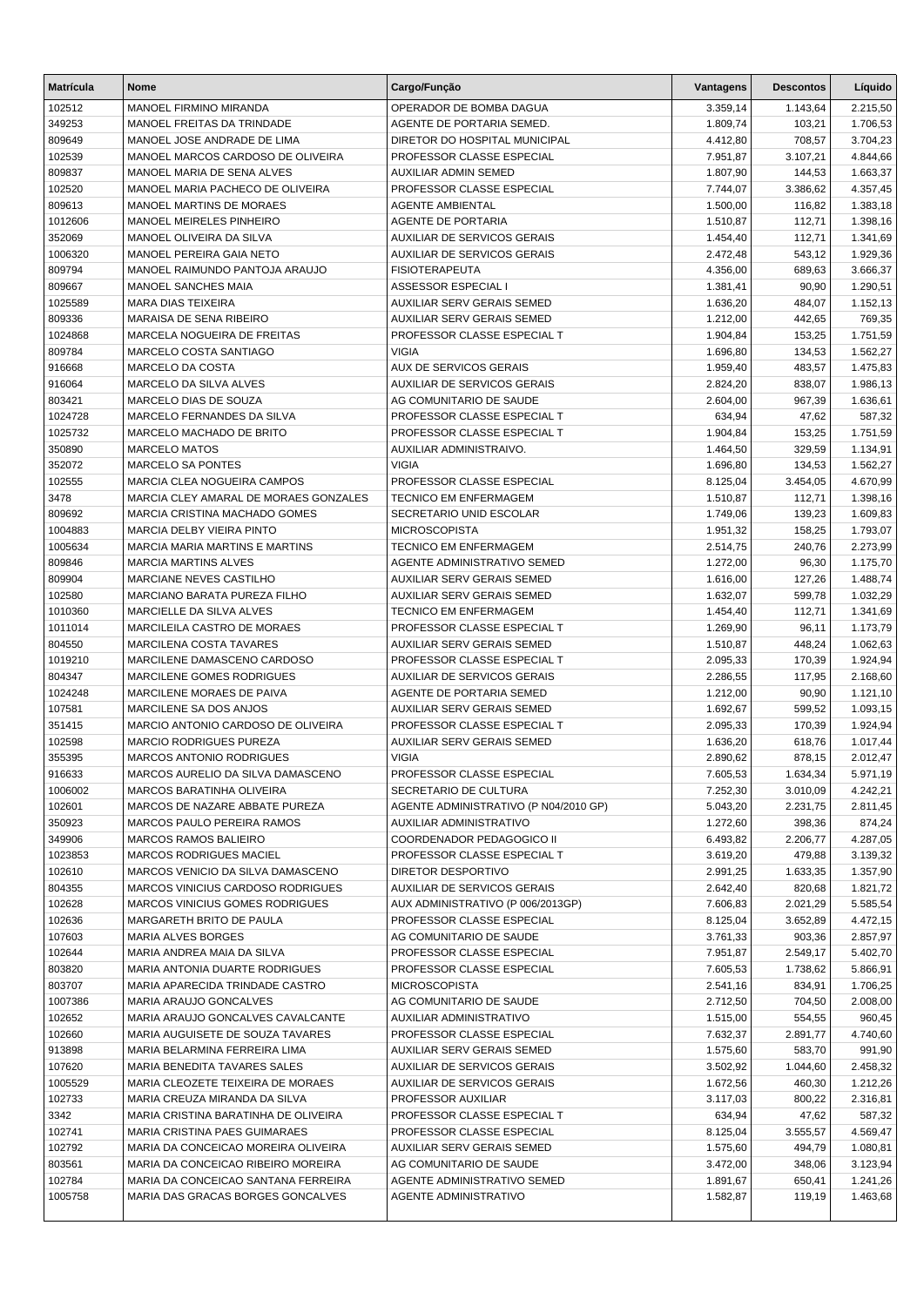| Matrícula | Nome | Cargo/Função | Vantagens | Descontos | Líquido |
|---|---|---|---|---|---|
| 102512 | MANOEL FIRMINO MIRANDA | OPERADOR DE BOMBA DAGUA | 3.359,14 | 1.143,64 | 2.215,50 |
| 349253 | MANOEL FREITAS DA TRINDADE | AGENTE DE PORTARIA SEMED. | 1.809,74 | 103,21 | 1.706,53 |
| 809649 | MANOEL JOSE ANDRADE DE LIMA | DIRETOR DO HOSPITAL MUNICIPAL | 4.412,80 | 708,57 | 3.704,23 |
| 102539 | MANOEL MARCOS CARDOSO DE OLIVEIRA | PROFESSOR CLASSE ESPECIAL | 7.951,87 | 3.107,21 | 4.844,66 |
| 809837 | MANOEL MARIA DE SENA ALVES | AUXILIAR ADMIN SEMED | 1.807,90 | 144,53 | 1.663,37 |
| 102520 | MANOEL MARIA PACHECO DE OLIVEIRA | PROFESSOR CLASSE ESPECIAL | 7.744,07 | 3.386,62 | 4.357,45 |
| 809613 | MANOEL MARTINS DE MORAES | AGENTE AMBIENTAL | 1.500,00 | 116,82 | 1.383,18 |
| 1012606 | MANOEL MEIRELES PINHEIRO | AGENTE DE PORTARIA | 1.510,87 | 112,71 | 1.398,16 |
| 352069 | MANOEL OLIVEIRA DA SILVA | AUXILIAR DE SERVICOS GERAIS | 1.454,40 | 112,71 | 1.341,69 |
| 1006320 | MANOEL PEREIRA GAIA NETO | AUXILIAR DE SERVICOS GERAIS | 2.472,48 | 543,12 | 1.929,36 |
| 809794 | MANOEL RAIMUNDO PANTOJA ARAUJO | FISIOTERAPEUTA | 4.356,00 | 689,63 | 3.666,37 |
| 809667 | MANOEL SANCHES MAIA | ASSESSOR ESPECIAL I | 1.381,41 | 90,90 | 1.290,51 |
| 1025589 | MARA DIAS TEIXEIRA | AUXILIAR SERV GERAIS SEMED | 1.636,20 | 484,07 | 1.152,13 |
| 809336 | MARAISA DE SENA RIBEIRO | AUXILIAR SERV GERAIS SEMED | 1.212,00 | 442,65 | 769,35 |
| 1024868 | MARCELA NOGUEIRA DE FREITAS | PROFESSOR CLASSE ESPECIAL T | 1.904,84 | 153,25 | 1.751,59 |
| 809784 | MARCELO COSTA SANTIAGO | VIGIA | 1.696,80 | 134,53 | 1.562,27 |
| 916668 | MARCELO DA COSTA | AUX DE SERVICOS GERAIS | 1.959,40 | 483,57 | 1.475,83 |
| 916064 | MARCELO DA SILVA ALVES | AUXILIAR DE SERVICOS GERAIS | 2.824,20 | 838,07 | 1.986,13 |
| 803421 | MARCELO DIAS DE SOUZA | AG COMUNITARIO DE SAUDE | 2.604,00 | 967,39 | 1.636,61 |
| 1024728 | MARCELO FERNANDES DA SILVA | PROFESSOR CLASSE ESPECIAL T | 634,94 | 47,62 | 587,32 |
| 1025732 | MARCELO MACHADO DE BRITO | PROFESSOR CLASSE ESPECIAL T | 1.904,84 | 153,25 | 1.751,59 |
| 350890 | MARCELO MATOS | AUXILIAR ADMINISTRAIVO. | 1.464,50 | 329,59 | 1.134,91 |
| 352072 | MARCELO SA PONTES | VIGIA | 1.696,80 | 134,53 | 1.562,27 |
| 102555 | MARCIA CLEA NOGUEIRA CAMPOS | PROFESSOR CLASSE ESPECIAL | 8.125,04 | 3.454,05 | 4.670,99 |
| 3478 | MARCIA CLEY AMARAL DE MORAES GONZALES | TECNICO EM ENFERMAGEM | 1.510,87 | 112,71 | 1.398,16 |
| 809692 | MARCIA CRISTINA MACHADO GOMES | SECRETARIO UNID ESCOLAR | 1.749,06 | 139,23 | 1.609,83 |
| 1004883 | MARCIA DELBY VIEIRA PINTO | MICROSCOPISTA | 1.951,32 | 158,25 | 1.793,07 |
| 1005634 | MARCIA MARIA MARTINS E MARTINS | TECNICO EM ENFERMAGEM | 2.514,75 | 240,76 | 2.273,99 |
| 809846 | MARCIA MARTINS ALVES | AGENTE ADMINISTRATIVO SEMED | 1.272,00 | 96,30 | 1.175,70 |
| 809904 | MARCIANE NEVES CASTILHO | AUXILIAR SERV GERAIS SEMED | 1.616,00 | 127,26 | 1.488,74 |
| 102580 | MARCIANO BARATA PUREZA FILHO | AUXILIAR SERV GERAIS SEMED | 1.632,07 | 599,78 | 1.032,29 |
| 1010360 | MARCIELLE DA SILVA ALVES | TECNICO EM ENFERMAGEM | 1.454,40 | 112,71 | 1.341,69 |
| 1011014 | MARCILEILA CASTRO DE MORAES | PROFESSOR CLASSE ESPECIAL T | 1.269,90 | 96,11 | 1.173,79 |
| 804550 | MARCILENA COSTA TAVARES | AUXILIAR SERV GERAIS SEMED | 1.510,87 | 448,24 | 1.062,63 |
| 1019210 | MARCILENE DAMASCENO CARDOSO | PROFESSOR CLASSE ESPECIAL T | 2.095,33 | 170,39 | 1.924,94 |
| 804347 | MARCILENE GOMES RODRIGUES | AUXILIAR DE SERVICOS GERAIS | 2.286,55 | 117,95 | 2.168,60 |
| 1024248 | MARCILENE MORAES DE PAIVA | AGENTE DE PORTARIA SEMED | 1.212,00 | 90,90 | 1.121,10 |
| 107581 | MARCILENE SA DOS ANJOS | AUXILIAR SERV GERAIS SEMED | 1.692,67 | 599,52 | 1.093,15 |
| 351415 | MARCIO ANTONIO CARDOSO DE OLIVEIRA | PROFESSOR CLASSE ESPECIAL T | 2.095,33 | 170,39 | 1.924,94 |
| 102598 | MARCIO RODRIGUES PUREZA | AUXILIAR SERV GERAIS SEMED | 1.636,20 | 618,76 | 1.017,44 |
| 355395 | MARCOS ANTONIO RODRIGUES | VIGIA | 2.890,62 | 878,15 | 2.012,47 |
| 916633 | MARCOS AURELIO DA SILVA DAMASCENO | PROFESSOR CLASSE ESPECIAL | 7.605,53 | 1.634,34 | 5.971,19 |
| 1006002 | MARCOS BARATINHA OLIVEIRA | SECRETARIO DE CULTURA | 7.252,30 | 3.010,09 | 4.242,21 |
| 102601 | MARCOS DE NAZARE ABBATE PUREZA | AGENTE ADMINISTRATIVO (P N04/2010 GP) | 5.043,20 | 2.231,75 | 2.811,45 |
| 350923 | MARCOS PAULO PEREIRA RAMOS | AUXILIAR ADMINISTRATIVO | 1.272,60 | 398,36 | 874,24 |
| 349906 | MARCOS RAMOS BALIEIRO | COORDENADOR PEDAGOGICO II | 6.493,82 | 2.206,77 | 4.287,05 |
| 1023853 | MARCOS RODRIGUES MACIEL | PROFESSOR CLASSE ESPECIAL T | 3.619,20 | 479,88 | 3.139,32 |
| 102610 | MARCOS VENICIO DA SILVA DAMASCENO | DIRETOR DESPORTIVO | 2.991,25 | 1.633,35 | 1.357,90 |
| 804355 | MARCOS VINICIUS CARDOSO RODRIGUES | AUXILIAR DE SERVICOS GERAIS | 2.642,40 | 820,68 | 1.821,72 |
| 102628 | MARCOS VINICIUS GOMES RODRIGUES | AUX ADMINISTRATIVO (P 006/2013GP) | 7.606,83 | 2.021,29 | 5.585,54 |
| 102636 | MARGARETH BRITO DE PAULA | PROFESSOR CLASSE ESPECIAL | 8.125,04 | 3.652,89 | 4.472,15 |
| 107603 | MARIA ALVES BORGES | AG COMUNITARIO DE SAUDE | 3.761,33 | 903,36 | 2.857,97 |
| 102644 | MARIA ANDREA MAIA DA SILVA | PROFESSOR CLASSE ESPECIAL | 7.951,87 | 2.549,17 | 5.402,70 |
| 803820 | MARIA ANTONIA DUARTE RODRIGUES | PROFESSOR CLASSE ESPECIAL | 7.605,53 | 1.738,62 | 5.866,91 |
| 803707 | MARIA APARECIDA TRINDADE CASTRO | MICROSCOPISTA | 2.541,16 | 834,91 | 1.706,25 |
| 1007386 | MARIA ARAUJO GONCALVES | AG COMUNITARIO DE SAUDE | 2.712,50 | 704,50 | 2.008,00 |
| 102652 | MARIA ARAUJO GONCALVES CAVALCANTE | AUXILIAR ADMINISTRATIVO | 1.515,00 | 554,55 | 960,45 |
| 102660 | MARIA AUGUISETE DE SOUZA TAVARES | PROFESSOR CLASSE ESPECIAL | 7.632,37 | 2.891,77 | 4.740,60 |
| 913898 | MARIA BELARMINA FERREIRA LIMA | AUXILIAR SERV GERAIS SEMED | 1.575,60 | 583,70 | 991,90 |
| 107620 | MARIA BENEDITA TAVARES SALES | AUXILIAR DE SERVICOS GERAIS | 3.502,92 | 1.044,60 | 2.458,32 |
| 1005529 | MARIA CLEOZETE TEIXEIRA DE MORAES | AUXILIAR DE SERVICOS GERAIS | 1.672,56 | 460,30 | 1.212,26 |
| 102733 | MARIA CREUZA MIRANDA DA SILVA | PROFESSOR AUXILIAR | 3.117,03 | 800,22 | 2.316,81 |
| 3342 | MARIA CRISTINA BARATINHA DE OLIVEIRA | PROFESSOR CLASSE ESPECIAL T | 634,94 | 47,62 | 587,32 |
| 102741 | MARIA CRISTINA PAES GUIMARAES | PROFESSOR CLASSE ESPECIAL | 8.125,04 | 3.555,57 | 4.569,47 |
| 102792 | MARIA DA CONCEICAO MOREIRA OLIVEIRA | AUXILIAR SERV GERAIS SEMED | 1.575,60 | 494,79 | 1.080,81 |
| 803561 | MARIA DA CONCEICAO RIBEIRO MOREIRA | AG COMUNITARIO DE SAUDE | 3.472,00 | 348,06 | 3.123,94 |
| 102784 | MARIA DA CONCEICAO SANTANA FERREIRA | AGENTE ADMINISTRATIVO SEMED | 1.891,67 | 650,41 | 1.241,26 |
| 1005758 | MARIA DAS GRACAS BORGES GONCALVES | AGENTE ADMINISTRATIVO | 1.582,87 | 119,19 | 1.463,68 |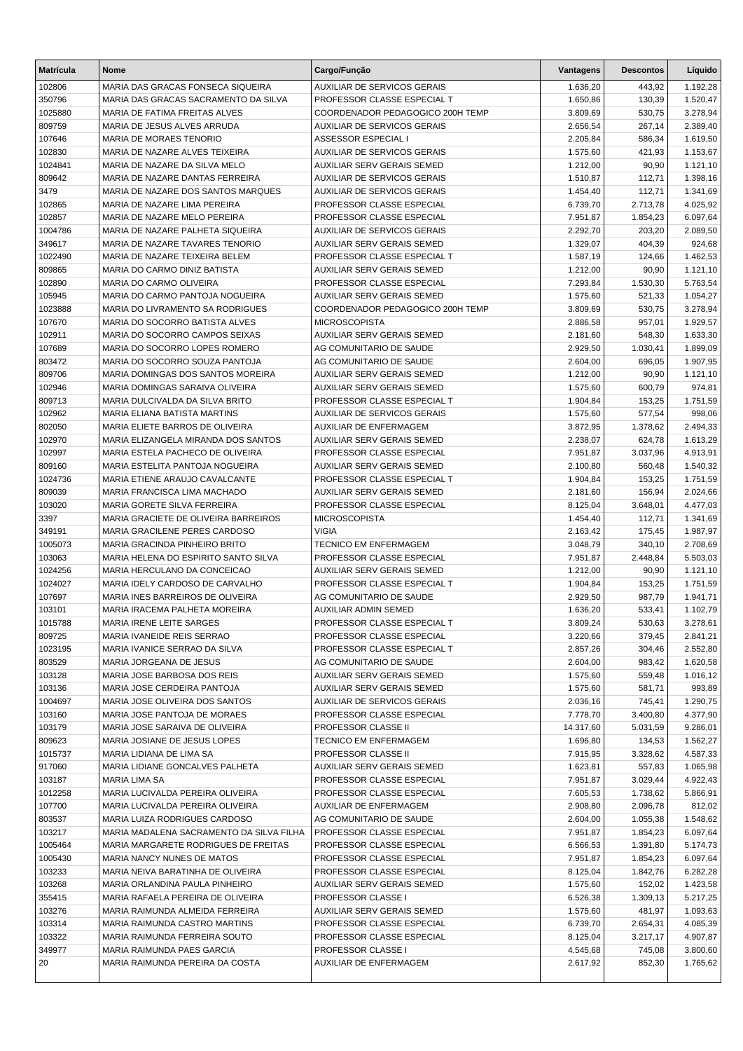| Matrícula | Nome | Cargo/Função | Vantagens | Descontos | Líquido |
|---|---|---|---|---|---|
| 102806 | MARIA DAS GRACAS FONSECA SIQUEIRA | AUXILIAR DE SERVICOS GERAIS | 1.636,20 | 443,92 | 1.192,28 |
| 350796 | MARIA DAS GRACAS SACRAMENTO DA SILVA | PROFESSOR CLASSE ESPECIAL T | 1.650,86 | 130,39 | 1.520,47 |
| 1025880 | MARIA DE FATIMA FREITAS ALVES | COORDENADOR PEDAGOGICO 200H TEMP | 3.809,69 | 530,75 | 3.278,94 |
| 809759 | MARIA DE JESUS ALVES ARRUDA | AUXILIAR DE SERVICOS GERAIS | 2.656,54 | 267,14 | 2.389,40 |
| 107646 | MARIA DE MORAES TENORIO | ASSESSOR ESPECIAL I | 2.205,84 | 586,34 | 1.619,50 |
| 102830 | MARIA DE NAZARE ALVES TEIXEIRA | AUXILIAR DE SERVICOS GERAIS | 1.575,60 | 421,93 | 1.153,67 |
| 1024841 | MARIA DE NAZARE DA SILVA MELO | AUXILIAR SERV GERAIS SEMED | 1.212,00 | 90,90 | 1.121,10 |
| 809642 | MARIA DE NAZARE DANTAS FERREIRA | AUXILIAR DE SERVICOS GERAIS | 1.510,87 | 112,71 | 1.398,16 |
| 3479 | MARIA DE NAZARE DOS SANTOS MARQUES | AUXILIAR DE SERVICOS GERAIS | 1.454,40 | 112,71 | 1.341,69 |
| 102865 | MARIA DE NAZARE LIMA PEREIRA | PROFESSOR CLASSE ESPECIAL | 6.739,70 | 2.713,78 | 4.025,92 |
| 102857 | MARIA DE NAZARE MELO PEREIRA | PROFESSOR CLASSE ESPECIAL | 7.951,87 | 1.854,23 | 6.097,64 |
| 1004786 | MARIA DE NAZARE PALHETA SIQUEIRA | AUXILIAR DE SERVICOS GERAIS | 2.292,70 | 203,20 | 2.089,50 |
| 349617 | MARIA DE NAZARE TAVARES TENORIO | AUXILIAR SERV GERAIS SEMED | 1.329,07 | 404,39 | 924,68 |
| 1022490 | MARIA DE NAZARE TEIXEIRA BELEM | PROFESSOR CLASSE ESPECIAL T | 1.587,19 | 124,66 | 1.462,53 |
| 809865 | MARIA DO CARMO DINIZ BATISTA | AUXILIAR SERV GERAIS SEMED | 1.212,00 | 90,90 | 1.121,10 |
| 102890 | MARIA DO CARMO OLIVEIRA | PROFESSOR CLASSE ESPECIAL | 7.293,84 | 1.530,30 | 5.763,54 |
| 105945 | MARIA DO CARMO PANTOJA NOGUEIRA | AUXILIAR SERV GERAIS SEMED | 1.575,60 | 521,33 | 1.054,27 |
| 1023888 | MARIA DO LIVRAMENTO SA RODRIGUES | COORDENADOR PEDAGOGICO 200H TEMP | 3.809,69 | 530,75 | 3.278,94 |
| 107670 | MARIA DO SOCORRO BATISTA ALVES | MICROSCOPISTA | 2.886,58 | 957,01 | 1.929,57 |
| 102911 | MARIA DO SOCORRO CAMPOS SEIXAS | AUXILIAR SERV GERAIS SEMED | 2.181,60 | 548,30 | 1.633,30 |
| 107689 | MARIA DO SOCORRO LOPES ROMERO | AG COMUNITARIO DE SAUDE | 2.929,50 | 1.030,41 | 1.899,09 |
| 803472 | MARIA DO SOCORRO SOUZA PANTOJA | AG COMUNITARIO DE SAUDE | 2.604,00 | 696,05 | 1.907,95 |
| 809706 | MARIA DOMINGAS DOS SANTOS MOREIRA | AUXILIAR SERV GERAIS SEMED | 1.212,00 | 90,90 | 1.121,10 |
| 102946 | MARIA DOMINGAS SARAIVA OLIVEIRA | AUXILIAR SERV GERAIS SEMED | 1.575,60 | 600,79 | 974,81 |
| 809713 | MARIA DULCIVALDA DA SILVA BRITO | PROFESSOR CLASSE ESPECIAL T | 1.904,84 | 153,25 | 1.751,59 |
| 102962 | MARIA ELIANA BATISTA MARTINS | AUXILIAR DE SERVICOS GERAIS | 1.575,60 | 577,54 | 998,06 |
| 802050 | MARIA ELIETE BARROS DE OLIVEIRA | AUXILIAR DE ENFERMAGEM | 3.872,95 | 1.378,62 | 2.494,33 |
| 102970 | MARIA ELIZANGELA MIRANDA DOS SANTOS | AUXILIAR SERV GERAIS SEMED | 2.238,07 | 624,78 | 1.613,29 |
| 102997 | MARIA ESTELA PACHECO DE OLIVEIRA | PROFESSOR CLASSE ESPECIAL | 7.951,87 | 3.037,96 | 4.913,91 |
| 809160 | MARIA ESTELITA PANTOJA NOGUEIRA | AUXILIAR SERV GERAIS SEMED | 2.100,80 | 560,48 | 1.540,32 |
| 1024736 | MARIA ETIENE ARAUJO CAVALCANTE | PROFESSOR CLASSE ESPECIAL T | 1.904,84 | 153,25 | 1.751,59 |
| 809039 | MARIA FRANCISCA LIMA MACHADO | AUXILIAR SERV GERAIS SEMED | 2.181,60 | 156,94 | 2.024,66 |
| 103020 | MARIA GORETE SILVA FERREIRA | PROFESSOR CLASSE ESPECIAL | 8.125,04 | 3.648,01 | 4.477,03 |
| 3397 | MARIA GRACIETE DE OLIVEIRA BARREIROS | MICROSCOPISTA | 1.454,40 | 112,71 | 1.341,69 |
| 349191 | MARIA GRACILENE PERES CARDOSO | VIGIA | 2.163,42 | 175,45 | 1.987,97 |
| 1005073 | MARIA GRACINDA PINHEIRO BRITO | TECNICO EM ENFERMAGEM | 3.048,79 | 340,10 | 2.708,69 |
| 103063 | MARIA HELENA DO ESPIRITO SANTO SILVA | PROFESSOR CLASSE ESPECIAL | 7.951,87 | 2.448,84 | 5.503,03 |
| 1024256 | MARIA HERCULANO DA CONCEICAO | AUXILIAR SERV GERAIS SEMED | 1.212,00 | 90,90 | 1.121,10 |
| 1024027 | MARIA IDELY CARDOSO DE CARVALHO | PROFESSOR CLASSE ESPECIAL T | 1.904,84 | 153,25 | 1.751,59 |
| 107697 | MARIA INES BARREIROS DE OLIVEIRA | AG COMUNITARIO DE SAUDE | 2.929,50 | 987,79 | 1.941,71 |
| 103101 | MARIA IRACEMA PALHETA MOREIRA | AUXILIAR ADMIN SEMED | 1.636,20 | 533,41 | 1.102,79 |
| 1015788 | MARIA IRENE LEITE SARGES | PROFESSOR CLASSE ESPECIAL T | 3.809,24 | 530,63 | 3.278,61 |
| 809725 | MARIA IVANEIDE REIS SERRAO | PROFESSOR CLASSE ESPECIAL | 3.220,66 | 379,45 | 2.841,21 |
| 1023195 | MARIA IVANICE SERRAO DA SILVA | PROFESSOR CLASSE ESPECIAL T | 2.857,26 | 304,46 | 2.552,80 |
| 803529 | MARIA JORGEANA DE JESUS | AG COMUNITARIO DE SAUDE | 2.604,00 | 983,42 | 1.620,58 |
| 103128 | MARIA JOSE BARBOSA DOS REIS | AUXILIAR SERV GERAIS SEMED | 1.575,60 | 559,48 | 1.016,12 |
| 103136 | MARIA JOSE CERDEIRA PANTOJA | AUXILIAR SERV GERAIS SEMED | 1.575,60 | 581,71 | 993,89 |
| 1004697 | MARIA JOSE OLIVEIRA DOS SANTOS | AUXILIAR DE SERVICOS GERAIS | 2.036,16 | 745,41 | 1.290,75 |
| 103160 | MARIA JOSE PANTOJA DE MORAES | PROFESSOR CLASSE ESPECIAL | 7.778,70 | 3.400,80 | 4.377,90 |
| 103179 | MARIA JOSE SARAIVA DE OLIVEIRA | PROFESSOR CLASSE II | 14.317,60 | 5.031,59 | 9.286,01 |
| 809623 | MARIA JOSIANE DE JESUS LOPES | TECNICO EM ENFERMAGEM | 1.696,80 | 134,53 | 1.562,27 |
| 1015737 | MARIA LIDIANA DE LIMA SA | PROFESSOR CLASSE II | 7.915,95 | 3.328,62 | 4.587,33 |
| 917060 | MARIA LIDIANE GONCALVES PALHETA | AUXILIAR SERV GERAIS SEMED | 1.623,81 | 557,83 | 1.065,98 |
| 103187 | MARIA LIMA SA | PROFESSOR CLASSE ESPECIAL | 7.951,87 | 3.029,44 | 4.922,43 |
| 1012258 | MARIA LUCIVALDA PEREIRA OLIVEIRA | PROFESSOR CLASSE ESPECIAL | 7.605,53 | 1.738,62 | 5.866,91 |
| 107700 | MARIA LUCIVALDA PEREIRA OLIVEIRA | AUXILIAR DE ENFERMAGEM | 2.908,80 | 2.096,78 | 812,02 |
| 803537 | MARIA LUIZA RODRIGUES CARDOSO | AG COMUNITARIO DE SAUDE | 2.604,00 | 1.055,38 | 1.548,62 |
| 103217 | MARIA MADALENA SACRAMENTO DA SILVA FILHA | PROFESSOR CLASSE ESPECIAL | 7.951,87 | 1.854,23 | 6.097,64 |
| 1005464 | MARIA MARGARETE RODRIGUES DE FREITAS | PROFESSOR CLASSE ESPECIAL | 6.566,53 | 1.391,80 | 5.174,73 |
| 1005430 | MARIA NANCY NUNES DE MATOS | PROFESSOR CLASSE ESPECIAL | 7.951,87 | 1.854,23 | 6.097,64 |
| 103233 | MARIA NEIVA BARATINHA DE OLIVEIRA | PROFESSOR CLASSE ESPECIAL | 8.125,04 | 1.842,76 | 6.282,28 |
| 103268 | MARIA ORLANDINA PAULA PINHEIRO | AUXILIAR SERV GERAIS SEMED | 1.575,60 | 152,02 | 1.423,58 |
| 355415 | MARIA RAFAELA PEREIRA DE OLIVEIRA | PROFESSOR CLASSE I | 6.526,38 | 1.309,13 | 5.217,25 |
| 103276 | MARIA RAIMUNDA ALMEIDA FERREIRA | AUXILIAR SERV GERAIS SEMED | 1.575,60 | 481,97 | 1.093,63 |
| 103314 | MARIA RAIMUNDA CASTRO MARTINS | PROFESSOR CLASSE ESPECIAL | 6.739,70 | 2.654,31 | 4.085,39 |
| 103322 | MARIA RAIMUNDA FERREIRA SOUTO | PROFESSOR CLASSE ESPECIAL | 8.125,04 | 3.217,17 | 4.907,87 |
| 349977 | MARIA RAIMUNDA PAES GARCIA | PROFESSOR CLASSE I | 4.545,68 | 745,08 | 3.800,60 |
| 20 | MARIA RAIMUNDA PEREIRA DA COSTA | AUXILIAR DE ENFERMAGEM | 2.617,92 | 852,30 | 1.765,62 |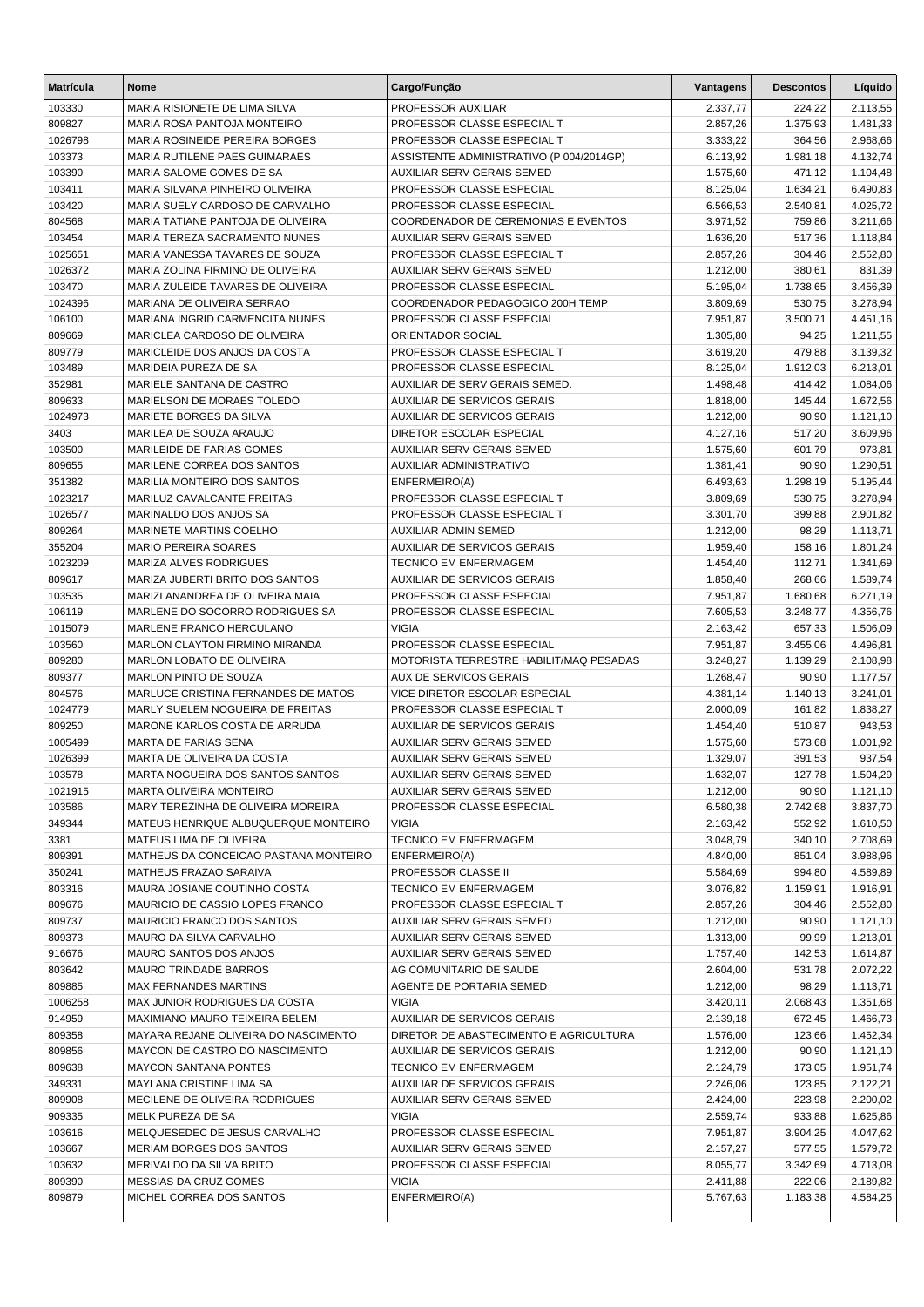| Matrícula | Nome | Cargo/Função | Vantagens | Descontos | Líquido |
|---|---|---|---|---|---|
| 103330 | MARIA RISIONETE DE LIMA SILVA | PROFESSOR AUXILIAR | 2.337,77 | 224,22 | 2.113,55 |
| 809827 | MARIA ROSA PANTOJA MONTEIRO | PROFESSOR CLASSE ESPECIAL T | 2.857,26 | 1.375,93 | 1.481,33 |
| 1026798 | MARIA ROSINEIDE PEREIRA BORGES | PROFESSOR CLASSE ESPECIAL T | 3.333,22 | 364,56 | 2.968,66 |
| 103373 | MARIA RUTILENE PAES GUIMARAES | ASSISTENTE ADMINISTRATIVO (P 004/2014GP) | 6.113,92 | 1.981,18 | 4.132,74 |
| 103390 | MARIA SALOME GOMES DE SA | AUXILIAR SERV GERAIS SEMED | 1.575,60 | 471,12 | 1.104,48 |
| 103411 | MARIA SILVANA PINHEIRO OLIVEIRA | PROFESSOR CLASSE ESPECIAL | 8.125,04 | 1.634,21 | 6.490,83 |
| 103420 | MARIA SUELY CARDOSO DE CARVALHO | PROFESSOR CLASSE ESPECIAL | 6.566,53 | 2.540,81 | 4.025,72 |
| 804568 | MARIA TATIANE PANTOJA DE OLIVEIRA | COORDENADOR DE CEREMONIAS E EVENTOS | 3.971,52 | 759,86 | 3.211,66 |
| 103454 | MARIA TEREZA SACRAMENTO NUNES | AUXILIAR SERV GERAIS SEMED | 1.636,20 | 517,36 | 1.118,84 |
| 1025651 | MARIA VANESSA TAVARES DE SOUZA | PROFESSOR CLASSE ESPECIAL T | 2.857,26 | 304,46 | 2.552,80 |
| 1026372 | MARIA ZOLINA FIRMINO DE OLIVEIRA | AUXILIAR SERV GERAIS SEMED | 1.212,00 | 380,61 | 831,39 |
| 103470 | MARIA ZULEIDE TAVARES DE OLIVEIRA | PROFESSOR CLASSE ESPECIAL | 5.195,04 | 1.738,65 | 3.456,39 |
| 1024396 | MARIANA DE OLIVEIRA SERRAO | COORDENADOR PEDAGOGICO 200H TEMP | 3.809,69 | 530,75 | 3.278,94 |
| 106100 | MARIANA INGRID CARMENCITA NUNES | PROFESSOR CLASSE ESPECIAL | 7.951,87 | 3.500,71 | 4.451,16 |
| 809669 | MARICLEA CARDOSO DE OLIVEIRA | ORIENTADOR SOCIAL | 1.305,80 | 94,25 | 1.211,55 |
| 809779 | MARICLEIDE DOS ANJOS DA COSTA | PROFESSOR CLASSE ESPECIAL T | 3.619,20 | 479,88 | 3.139,32 |
| 103489 | MARIDEIA PUREZA DE SA | PROFESSOR CLASSE ESPECIAL | 8.125,04 | 1.912,03 | 6.213,01 |
| 352981 | MARIELE SANTANA DE CASTRO | AUXILIAR DE SERV GERAIS SEMED. | 1.498,48 | 414,42 | 1.084,06 |
| 809633 | MARIELSON DE MORAES TOLEDO | AUXILIAR DE SERVICOS GERAIS | 1.818,00 | 145,44 | 1.672,56 |
| 1024973 | MARIETE BORGES DA SILVA | AUXILIAR DE SERVICOS GERAIS | 1.212,00 | 90,90 | 1.121,10 |
| 3403 | MARILEA DE SOUZA ARAUJO | DIRETOR ESCOLAR ESPECIAL | 4.127,16 | 517,20 | 3.609,96 |
| 103500 | MARILEIDE DE FARIAS GOMES | AUXILIAR SERV GERAIS SEMED | 1.575,60 | 601,79 | 973,81 |
| 809655 | MARILENE CORREA DOS SANTOS | AUXILIAR ADMINISTRATIVO | 1.381,41 | 90,90 | 1.290,51 |
| 351382 | MARILIA MONTEIRO DOS SANTOS | ENFERMEIRO(A) | 6.493,63 | 1.298,19 | 5.195,44 |
| 1023217 | MARILUZ CAVALCANTE FREITAS | PROFESSOR CLASSE ESPECIAL T | 3.809,69 | 530,75 | 3.278,94 |
| 1026577 | MARINALDO DOS ANJOS SA | PROFESSOR CLASSE ESPECIAL T | 3.301,70 | 399,88 | 2.901,82 |
| 809264 | MARINETE MARTINS COELHO | AUXILIAR ADMIN SEMED | 1.212,00 | 98,29 | 1.113,71 |
| 355204 | MARIO PEREIRA SOARES | AUXILIAR DE SERVICOS GERAIS | 1.959,40 | 158,16 | 1.801,24 |
| 1023209 | MARIZA ALVES RODRIGUES | TECNICO EM ENFERMAGEM | 1.454,40 | 112,71 | 1.341,69 |
| 809617 | MARIZA JUBERTI BRITO DOS SANTOS | AUXILIAR DE SERVICOS GERAIS | 1.858,40 | 268,66 | 1.589,74 |
| 103535 | MARIZI ANANDREA DE OLIVEIRA MAIA | PROFESSOR CLASSE ESPECIAL | 7.951,87 | 1.680,68 | 6.271,19 |
| 106119 | MARLENE DO SOCORRO RODRIGUES SA | PROFESSOR CLASSE ESPECIAL | 7.605,53 | 3.248,77 | 4.356,76 |
| 1015079 | MARLENE FRANCO HERCULANO | VIGIA | 2.163,42 | 657,33 | 1.506,09 |
| 103560 | MARLON CLAYTON FIRMINO MIRANDA | PROFESSOR CLASSE ESPECIAL | 7.951,87 | 3.455,06 | 4.496,81 |
| 809280 | MARLON LOBATO DE OLIVEIRA | MOTORISTA TERRESTRE HABILIT/MAQ PESADAS | 3.248,27 | 1.139,29 | 2.108,98 |
| 809377 | MARLON PINTO DE SOUZA | AUX DE SERVICOS GERAIS | 1.268,47 | 90,90 | 1.177,57 |
| 804576 | MARLUCE CRISTINA FERNANDES DE MATOS | VICE DIRETOR ESCOLAR ESPECIAL | 4.381,14 | 1.140,13 | 3.241,01 |
| 1024779 | MARLY SUELEM NOGUEIRA DE FREITAS | PROFESSOR CLASSE ESPECIAL T | 2.000,09 | 161,82 | 1.838,27 |
| 809250 | MARONE KARLOS COSTA DE ARRUDA | AUXILIAR DE SERVICOS GERAIS | 1.454,40 | 510,87 | 943,53 |
| 1005499 | MARTA DE FARIAS SENA | AUXILIAR SERV GERAIS SEMED | 1.575,60 | 573,68 | 1.001,92 |
| 1026399 | MARTA DE OLIVEIRA DA COSTA | AUXILIAR SERV GERAIS SEMED | 1.329,07 | 391,53 | 937,54 |
| 103578 | MARTA NOGUEIRA DOS SANTOS SANTOS | AUXILIAR SERV GERAIS SEMED | 1.632,07 | 127,78 | 1.504,29 |
| 1021915 | MARTA OLIVEIRA MONTEIRO | AUXILIAR SERV GERAIS SEMED | 1.212,00 | 90,90 | 1.121,10 |
| 103586 | MARY TEREZINHA DE OLIVEIRA MOREIRA | PROFESSOR CLASSE ESPECIAL | 6.580,38 | 2.742,68 | 3.837,70 |
| 349344 | MATEUS HENRIQUE ALBUQUERQUE MONTEIRO | VIGIA | 2.163,42 | 552,92 | 1.610,50 |
| 3381 | MATEUS LIMA DE OLIVEIRA | TECNICO EM ENFERMAGEM | 3.048,79 | 340,10 | 2.708,69 |
| 809391 | MATHEUS DA CONCEICAO PASTANA MONTEIRO | ENFERMEIRO(A) | 4.840,00 | 851,04 | 3.988,96 |
| 350241 | MATHEUS FRAZAO SARAIVA | PROFESSOR CLASSE II | 5.584,69 | 994,80 | 4.589,89 |
| 803316 | MAURA JOSIANE COUTINHO COSTA | TECNICO EM ENFERMAGEM | 3.076,82 | 1.159,91 | 1.916,91 |
| 809676 | MAURICIO DE CASSIO LOPES FRANCO | PROFESSOR CLASSE ESPECIAL T | 2.857,26 | 304,46 | 2.552,80 |
| 809737 | MAURICIO FRANCO DOS SANTOS | AUXILIAR SERV GERAIS SEMED | 1.212,00 | 90,90 | 1.121,10 |
| 809373 | MAURO DA SILVA CARVALHO | AUXILIAR SERV GERAIS SEMED | 1.313,00 | 99,99 | 1.213,01 |
| 916676 | MAURO SANTOS DOS ANJOS | AUXILIAR SERV GERAIS SEMED | 1.757,40 | 142,53 | 1.614,87 |
| 803642 | MAURO TRINDADE BARROS | AG COMUNITARIO DE SAUDE | 2.604,00 | 531,78 | 2.072,22 |
| 809885 | MAX FERNANDES MARTINS | AGENTE DE PORTARIA SEMED | 1.212,00 | 98,29 | 1.113,71 |
| 1006258 | MAX JUNIOR RODRIGUES DA COSTA | VIGIA | 3.420,11 | 2.068,43 | 1.351,68 |
| 914959 | MAXIMIANO MAURO TEIXEIRA BELEM | AUXILIAR DE SERVICOS GERAIS | 2.139,18 | 672,45 | 1.466,73 |
| 809358 | MAYARA REJANE OLIVEIRA DO NASCIMENTO | DIRETOR DE ABASTECIMENTO E AGRICULTURA | 1.576,00 | 123,66 | 1.452,34 |
| 809856 | MAYCON DE CASTRO DO NASCIMENTO | AUXILIAR DE SERVICOS GERAIS | 1.212,00 | 90,90 | 1.121,10 |
| 809638 | MAYCON SANTANA PONTES | TECNICO EM ENFERMAGEM | 2.124,79 | 173,05 | 1.951,74 |
| 349331 | MAYLANA CRISTINE LIMA SA | AUXILIAR DE SERVICOS GERAIS | 2.246,06 | 123,85 | 2.122,21 |
| 809908 | MECILENE DE OLIVEIRA RODRIGUES | AUXILIAR SERV GERAIS SEMED | 2.424,00 | 223,98 | 2.200,02 |
| 909335 | MELK PUREZA DE SA | VIGIA | 2.559,74 | 933,88 | 1.625,86 |
| 103616 | MELQUESEDEC DE JESUS CARVALHO | PROFESSOR CLASSE ESPECIAL | 7.951,87 | 3.904,25 | 4.047,62 |
| 103667 | MERIAM BORGES DOS SANTOS | AUXILIAR SERV GERAIS SEMED | 2.157,27 | 577,55 | 1.579,72 |
| 103632 | MERIVALDO DA SILVA BRITO | PROFESSOR CLASSE ESPECIAL | 8.055,77 | 3.342,69 | 4.713,08 |
| 809390 | MESSIAS DA CRUZ GOMES | VIGIA | 2.411,88 | 222,06 | 2.189,82 |
| 809879 | MICHEL CORREA DOS SANTOS | ENFERMEIRO(A) | 5.767,63 | 1.183,38 | 4.584,25 |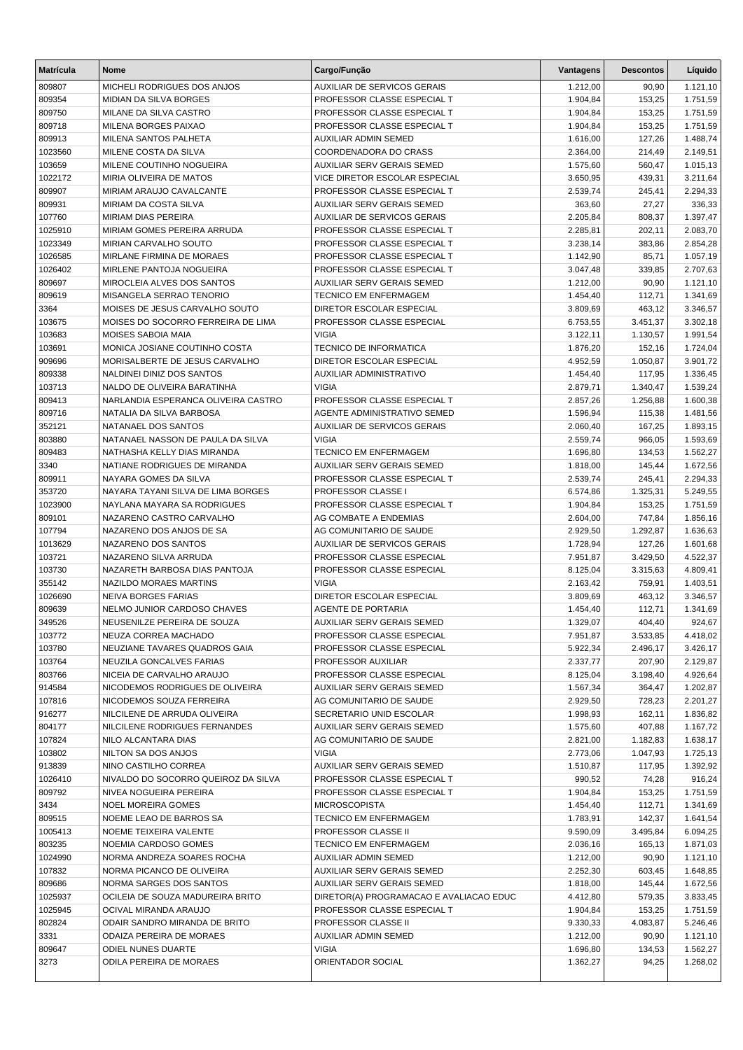| Matrícula | Nome | Cargo/Função | Vantagens | Descontos | Líquido |
|---|---|---|---|---|---|
| 809807 | MICHELI RODRIGUES DOS ANJOS | AUXILIAR DE SERVICOS GERAIS | 1.212,00 | 90,90 | 1.121,10 |
| 809354 | MIDIAN DA SILVA BORGES | PROFESSOR CLASSE ESPECIAL T | 1.904,84 | 153,25 | 1.751,59 |
| 809750 | MILANE DA SILVA CASTRO | PROFESSOR CLASSE ESPECIAL T | 1.904,84 | 153,25 | 1.751,59 |
| 809718 | MILENA BORGES PAIXAO | PROFESSOR CLASSE ESPECIAL T | 1.904,84 | 153,25 | 1.751,59 |
| 809913 | MILENA SANTOS PALHETA | AUXILIAR ADMIN SEMED | 1.616,00 | 127,26 | 1.488,74 |
| 1023560 | MILENE COSTA DA SILVA | COORDENADORA DO CRASS | 2.364,00 | 214,49 | 2.149,51 |
| 103659 | MILENE COUTINHO NOGUEIRA | AUXILIAR SERV GERAIS SEMED | 1.575,60 | 560,47 | 1.015,13 |
| 1022172 | MIRIA OLIVEIRA DE MATOS | VICE DIRETOR ESCOLAR ESPECIAL | 3.650,95 | 439,31 | 3.211,64 |
| 809907 | MIRIAM ARAUJO CAVALCANTE | PROFESSOR CLASSE ESPECIAL T | 2.539,74 | 245,41 | 2.294,33 |
| 809931 | MIRIAM DA COSTA SILVA | AUXILIAR SERV GERAIS SEMED | 363,60 | 27,27 | 336,33 |
| 107760 | MIRIAM DIAS PEREIRA | AUXILIAR DE SERVICOS GERAIS | 2.205,84 | 808,37 | 1.397,47 |
| 1025910 | MIRIAM GOMES PEREIRA ARRUDA | PROFESSOR CLASSE ESPECIAL T | 2.285,81 | 202,11 | 2.083,70 |
| 1023349 | MIRIAN CARVALHO SOUTO | PROFESSOR CLASSE ESPECIAL T | 3.238,14 | 383,86 | 2.854,28 |
| 1026585 | MIRLANE FIRMINA DE MORAES | PROFESSOR CLASSE ESPECIAL T | 1.142,90 | 85,71 | 1.057,19 |
| 1026402 | MIRLENE PANTOJA NOGUEIRA | PROFESSOR CLASSE ESPECIAL T | 3.047,48 | 339,85 | 2.707,63 |
| 809697 | MIROCLEIA ALVES DOS SANTOS | AUXILIAR SERV GERAIS SEMED | 1.212,00 | 90,90 | 1.121,10 |
| 809619 | MISANGELA SERRAO TENORIO | TECNICO EM ENFERMAGEM | 1.454,40 | 112,71 | 1.341,69 |
| 3364 | MOISES DE JESUS CARVALHO SOUTO | DIRETOR ESCOLAR ESPECIAL | 3.809,69 | 463,12 | 3.346,57 |
| 103675 | MOISES DO SOCORRO FERREIRA DE LIMA | PROFESSOR CLASSE ESPECIAL | 6.753,55 | 3.451,37 | 3.302,18 |
| 103683 | MOISES SABOIA MAIA | VIGIA | 3.122,11 | 1.130,57 | 1.991,54 |
| 103691 | MONICA JOSIANE COUTINHO COSTA | TECNICO DE INFORMATICA | 1.876,20 | 152,16 | 1.724,04 |
| 909696 | MORISALBERTE DE JESUS CARVALHO | DIRETOR ESCOLAR ESPECIAL | 4.952,59 | 1.050,87 | 3.901,72 |
| 809338 | NALDINEI DINIZ DOS SANTOS | AUXILIAR ADMINISTRATIVO | 1.454,40 | 117,95 | 1.336,45 |
| 103713 | NALDO DE OLIVEIRA BARATINHA | VIGIA | 2.879,71 | 1.340,47 | 1.539,24 |
| 809413 | NARLANDIA ESPERANCA OLIVEIRA CASTRO | PROFESSOR CLASSE ESPECIAL T | 2.857,26 | 1.256,88 | 1.600,38 |
| 809716 | NATALIA DA SILVA BARBOSA | AGENTE ADMINISTRATIVO SEMED | 1.596,94 | 115,38 | 1.481,56 |
| 352121 | NATANAEL DOS SANTOS | AUXILIAR DE SERVICOS GERAIS | 2.060,40 | 167,25 | 1.893,15 |
| 803880 | NATANAEL NASSON DE PAULA DA SILVA | VIGIA | 2.559,74 | 966,05 | 1.593,69 |
| 809483 | NATHASHA KELLY DIAS MIRANDA | TECNICO EM ENFERMAGEM | 1.696,80 | 134,53 | 1.562,27 |
| 3340 | NATIANE RODRIGUES DE MIRANDA | AUXILIAR SERV GERAIS SEMED | 1.818,00 | 145,44 | 1.672,56 |
| 809911 | NAYARA GOMES DA SILVA | PROFESSOR CLASSE ESPECIAL T | 2.539,74 | 245,41 | 2.294,33 |
| 353720 | NAYARA TAYANI SILVA DE LIMA BORGES | PROFESSOR CLASSE I | 6.574,86 | 1.325,31 | 5.249,55 |
| 1023900 | NAYLANA MAYARA SA RODRIGUES | PROFESSOR CLASSE ESPECIAL T | 1.904,84 | 153,25 | 1.751,59 |
| 809101 | NAZARENO CASTRO CARVALHO | AG COMBATE A ENDEMIAS | 2.604,00 | 747,84 | 1.856,16 |
| 107794 | NAZARENO DOS ANJOS DE SA | AG COMUNITARIO DE SAUDE | 2.929,50 | 1.292,87 | 1.636,63 |
| 1013629 | NAZARENO DOS SANTOS | AUXILIAR DE SERVICOS GERAIS | 1.728,94 | 127,26 | 1.601,68 |
| 103721 | NAZARENO SILVA ARRUDA | PROFESSOR CLASSE ESPECIAL | 7.951,87 | 3.429,50 | 4.522,37 |
| 103730 | NAZARETH BARBOSA DIAS PANTOJA | PROFESSOR CLASSE ESPECIAL | 8.125,04 | 3.315,63 | 4.809,41 |
| 355142 | NAZILDO MORAES MARTINS | VIGIA | 2.163,42 | 759,91 | 1.403,51 |
| 1026690 | NEIVA BORGES FARIAS | DIRETOR ESCOLAR ESPECIAL | 3.809,69 | 463,12 | 3.346,57 |
| 809639 | NELMO JUNIOR CARDOSO CHAVES | AGENTE DE PORTARIA | 1.454,40 | 112,71 | 1.341,69 |
| 349526 | NEUSENILZE PEREIRA DE SOUZA | AUXILIAR SERV GERAIS SEMED | 1.329,07 | 404,40 | 924,67 |
| 103772 | NEUZA CORREA MACHADO | PROFESSOR CLASSE ESPECIAL | 7.951,87 | 3.533,85 | 4.418,02 |
| 103780 | NEUZIANE TAVARES QUADROS GAIA | PROFESSOR CLASSE ESPECIAL | 5.922,34 | 2.496,17 | 3.426,17 |
| 103764 | NEUZILA GONCALVES FARIAS | PROFESSOR AUXILIAR | 2.337,77 | 207,90 | 2.129,87 |
| 803766 | NICEIA DE CARVALHO ARAUJO | PROFESSOR CLASSE ESPECIAL | 8.125,04 | 3.198,40 | 4.926,64 |
| 914584 | NICODEMOS RODRIGUES DE OLIVEIRA | AUXILIAR SERV GERAIS SEMED | 1.567,34 | 364,47 | 1.202,87 |
| 107816 | NICODEMOS SOUZA FERREIRA | AG COMUNITARIO DE SAUDE | 2.929,50 | 728,23 | 2.201,27 |
| 916277 | NILCILENE DE ARRUDA OLIVEIRA | SECRETARIO UNID ESCOLAR | 1.998,93 | 162,11 | 1.836,82 |
| 804177 | NILCILENE RODRIGUES FERNANDES | AUXILIAR SERV GERAIS SEMED | 1.575,60 | 407,88 | 1.167,72 |
| 107824 | NILO ALCANTARA DIAS | AG COMUNITARIO DE SAUDE | 2.821,00 | 1.182,83 | 1.638,17 |
| 103802 | NILTON SA DOS ANJOS | VIGIA | 2.773,06 | 1.047,93 | 1.725,13 |
| 913839 | NINO CASTILHO CORREA | AUXILIAR SERV GERAIS SEMED | 1.510,87 | 117,95 | 1.392,92 |
| 1026410 | NIVALDO DO SOCORRO QUEIROZ DA SILVA | PROFESSOR CLASSE ESPECIAL T | 990,52 | 74,28 | 916,24 |
| 809792 | NIVEA NOGUEIRA PEREIRA | PROFESSOR CLASSE ESPECIAL T | 1.904,84 | 153,25 | 1.751,59 |
| 3434 | NOEL MOREIRA GOMES | MICROSCOPISTA | 1.454,40 | 112,71 | 1.341,69 |
| 809515 | NOEME LEAO DE BARROS SA | TECNICO EM ENFERMAGEM | 1.783,91 | 142,37 | 1.641,54 |
| 1005413 | NOEME TEIXEIRA VALENTE | PROFESSOR CLASSE II | 9.590,09 | 3.495,84 | 6.094,25 |
| 803235 | NOEMIA CARDOSO GOMES | TECNICO EM ENFERMAGEM | 2.036,16 | 165,13 | 1.871,03 |
| 1024990 | NORMA ANDREZA SOARES ROCHA | AUXILIAR ADMIN SEMED | 1.212,00 | 90,90 | 1.121,10 |
| 107832 | NORMA PICANCO DE OLIVEIRA | AUXILIAR SERV GERAIS SEMED | 2.252,30 | 603,45 | 1.648,85 |
| 809686 | NORMA SARGES DOS SANTOS | AUXILIAR SERV GERAIS SEMED | 1.818,00 | 145,44 | 1.672,56 |
| 1025937 | OCILEIA DE SOUZA MADUREIRA BRITO | DIRETOR(A) PROGRAMACAO E AVALIACAO EDUC | 4.412,80 | 579,35 | 3.833,45 |
| 1025945 | OCIVAL MIRANDA ARAUJO | PROFESSOR CLASSE ESPECIAL T | 1.904,84 | 153,25 | 1.751,59 |
| 802824 | ODAIR SANDRO MIRANDA DE BRITO | PROFESSOR CLASSE II | 9.330,33 | 4.083,87 | 5.246,46 |
| 3331 | ODAIZA PEREIRA DE MORAES | AUXILIAR ADMIN SEMED | 1.212,00 | 90,90 | 1.121,10 |
| 809647 | ODIEL NUNES DUARTE | VIGIA | 1.696,80 | 134,53 | 1.562,27 |
| 3273 | ODILA PEREIRA DE MORAES | ORIENTADOR SOCIAL | 1.362,27 | 94,25 | 1.268,02 |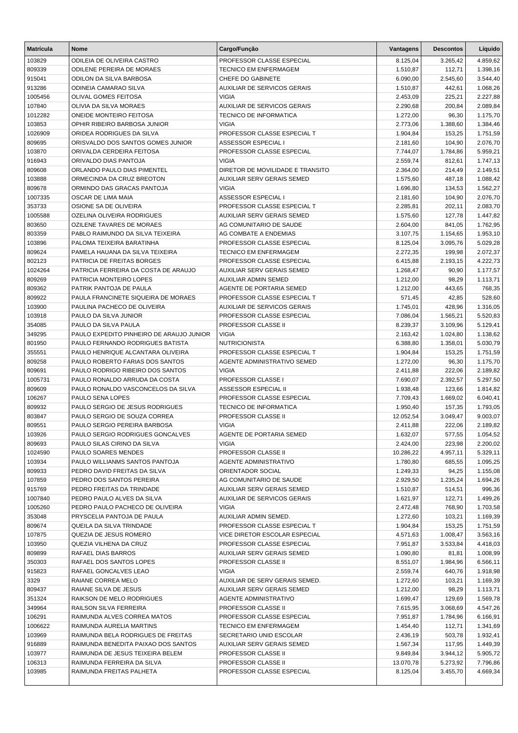| Matrícula | Nome | Cargo/Função | Vantagens | Descontos | Líquido |
|---|---|---|---|---|---|
| 103829 | ODILEIA DE OLIVEIRA CASTRO | PROFESSOR CLASSE ESPECIAL | 8.125,04 | 3.265,42 | 4.859,62 |
| 809339 | ODILENE PEREIRA DE MORAES | TECNICO EM ENFERMAGEM | 1.510,87 | 112,71 | 1.398,16 |
| 915041 | ODILON DA SILVA BARBOSA | CHEFE DO GABINETE | 6.090,00 | 2.545,60 | 3.544,40 |
| 913286 | ODINEIA CAMARAO SILVA | AUXILIAR DE SERVICOS GERAIS | 1.510,87 | 442,61 | 1.068,26 |
| 1005456 | OLIVAL GOMES FEITOSA | VIGIA | 2.453,09 | 225,21 | 2.227,88 |
| 107840 | OLIVIA DA SILVA MORAES | AUXILIAR DE SERVICOS GERAIS | 2.290,68 | 200,84 | 2.089,84 |
| 1012282 | ONEIDE MONTEIRO FEITOSA | TECNICO DE INFORMATICA | 1.272,00 | 96,30 | 1.175,70 |
| 103853 | OPHIR RIBEIRO BARBOSA JUNIOR | VIGIA | 2.773,06 | 1.388,60 | 1.384,46 |
| 1026909 | ORIDEA RODRIGUES DA SILVA | PROFESSOR CLASSE ESPECIAL T | 1.904,84 | 153,25 | 1.751,59 |
| 809695 | ORISVALDO DOS SANTOS GOMES JUNIOR | ASSESSOR ESPECIAL I | 2.181,60 | 104,90 | 2.076,70 |
| 103870 | ORIVALDA CERDEIRA FEITOSA | PROFESSOR CLASSE ESPECIAL | 7.744,07 | 1.784,86 | 5.959,21 |
| 916943 | ORIVALDO DIAS PANTOJA | VIGIA | 2.559,74 | 812,61 | 1.747,13 |
| 809608 | ORLANDO PAULO DIAS PIMENTEL | DIRETOR DE MOVILIDADE E TRANSITO | 2.364,00 | 214,49 | 2.149,51 |
| 103888 | ORMECINDA DA CRUZ BREOTON | AUXILIAR SERV GERAIS SEMED | 1.575,60 | 487,18 | 1.088,42 |
| 809678 | ORMINDO DAS GRACAS PANTOJA | VIGIA | 1.696,80 | 134,53 | 1.562,27 |
| 1007335 | OSCAR DE LIMA MAIA | ASSESSOR ESPECIAL I | 2.181,60 | 104,90 | 2.076,70 |
| 353733 | OSIONE SA DE OLIVEIRA | PROFESSOR CLASSE ESPECIAL T | 2.285,81 | 202,11 | 2.083,70 |
| 1005588 | OZELINA OLIVEIRA RODRIGUES | AUXILIAR SERV GERAIS SEMED | 1.575,60 | 127,78 | 1.447,82 |
| 803650 | OZILENE TAVARES DE MORAES | AG COMUNITARIO DE SAUDE | 2.604,00 | 841,05 | 1.762,95 |
| 803359 | PABLO RAIMUNDO DA SILVA TEIXEIRA | AG COMBATE A ENDEMIAS | 3.107,75 | 1.154,65 | 1.953,10 |
| 103896 | PALOMA TEIXEIRA BARATINHA | PROFESSOR CLASSE ESPECIAL | 8.125,04 | 3.095,76 | 5.029,28 |
| 809624 | PAMELA HAUANA DA SILVA TEIXEIRA | TECNICO EM ENFERMAGEM | 2.272,35 | 199,98 | 2.072,37 |
| 802123 | PATRICIA DE FREITAS BORGES | PROFESSOR CLASSE ESPECIAL | 6.415,88 | 2.193,15 | 4.222,73 |
| 1024264 | PATRICIA FERREIRA DA COSTA DE ARAUJO | AUXILIAR SERV GERAIS SEMED | 1.268,47 | 90,90 | 1.177,57 |
| 809269 | PATRICIA MONTEIRO LOPES | AUXILIAR ADMIN SEMED | 1.212,00 | 98,29 | 1.113,71 |
| 809362 | PATRIK PANTOJA DE PAULA | AGENTE DE PORTARIA SEMED | 1.212,00 | 443,65 | 768,35 |
| 809922 | PAULA FRANCINETE SIQUEIRA DE MORAES | PROFESSOR CLASSE ESPECIAL T | 571,45 | 42,85 | 528,60 |
| 103900 | PAULINA PACHECO DE OLIVEIRA | AUXILIAR DE SERVICOS GERAIS | 1.745,01 | 428,96 | 1.316,05 |
| 103918 | PAULO DA SILVA JUNIOR | PROFESSOR CLASSE ESPECIAL | 7.086,04 | 1.565,21 | 5.520,83 |
| 354085 | PAULO DA SILVA PAULA | PROFESSOR CLASSE II | 8.239,37 | 3.109,96 | 5.129,41 |
| 349295 | PAULO EXPEDITO PINHEIRO DE ARAUJO JUNIOR | VIGIA | 2.163,42 | 1.024,80 | 1.138,62 |
| 801950 | PAULO FERNANDO RODRIGUES BATISTA | NUTRICIONISTA | 6.388,80 | 1.358,01 | 5.030,79 |
| 355551 | PAULO HENRIQUE ALCANTARA OLIVEIRA | PROFESSOR CLASSE ESPECIAL T | 1.904,84 | 153,25 | 1.751,59 |
| 809258 | PAULO ROBERTO FARIAS DOS SANTOS | AGENTE ADMINISTRATIVO SEMED | 1.272,00 | 96,30 | 1.175,70 |
| 809691 | PAULO RODRIGO RIBEIRO DOS SANTOS | VIGIA | 2.411,88 | 222,06 | 2.189,82 |
| 1005731 | PAULO RONALDO ARRUDA DA COSTA | PROFESSOR CLASSE I | 7.690,07 | 2.392,57 | 5.297,50 |
| 809609 | PAULO RONALDO VASCONCELOS DA SILVA | ASSESSOR ESPECIAL II | 1.938,48 | 123,66 | 1.814,82 |
| 106267 | PAULO SENA LOPES | PROFESSOR CLASSE ESPECIAL | 7.709,43 | 1.669,02 | 6.040,41 |
| 809932 | PAULO SERGIO DE JESUS RODRIGUES | TECNICO DE INFORMATICA | 1.950,40 | 157,35 | 1.793,05 |
| 803847 | PAULO SERGIO DE SOUZA CORREA | PROFESSOR CLASSE II | 12.052,54 | 3.049,47 | 9.003,07 |
| 809551 | PAULO SERGIO PEREIRA BARBOSA | VIGIA | 2.411,88 | 222,06 | 2.189,82 |
| 103926 | PAULO SERGIO RODRIGUES GONCALVES | AGENTE DE PORTARIA SEMED | 1.632,07 | 577,55 | 1.054,52 |
| 809693 | PAULO SILAS CIRINO DA SILVA | VIGIA | 2.424,00 | 223,98 | 2.200,02 |
| 1024590 | PAULO SOARES MENDES | PROFESSOR CLASSE II | 10.286,22 | 4.957,11 | 5.329,11 |
| 103934 | PAULO WILLIANMS SANTOS PANTOJA | AGENTE ADMINISTRATIVO | 1.780,80 | 685,55 | 1.095,25 |
| 809933 | PEDRO DAVID FREITAS DA SILVA | ORIENTADOR SOCIAL | 1.249,33 | 94,25 | 1.155,08 |
| 107859 | PEDRO DOS SANTOS PEREIRA | AG COMUNITARIO DE SAUDE | 2.929,50 | 1.235,24 | 1.694,26 |
| 915769 | PEDRO FREITAS DA TRINDADE | AUXILIAR SERV GERAIS SEMED | 1.510,87 | 514,51 | 996,36 |
| 1007840 | PEDRO PAULO ALVES DA SILVA | AUXILIAR DE SERVICOS GERAIS | 1.621,97 | 122,71 | 1.499,26 |
| 1005260 | PEDRO PAULO PACHECO DE OLIVEIRA | VIGIA | 2.472,48 | 768,90 | 1.703,58 |
| 353048 | PRYSCELIA PANTOJA DE PAULA | AUXILIAR ADMIN SEMED. | 1.272,60 | 103,21 | 1.169,39 |
| 809674 | QUEILA DA SILVA TRINDADE | PROFESSOR CLASSE ESPECIAL T | 1.904,84 | 153,25 | 1.751,59 |
| 107875 | QUEZIA DE JESUS ROMERO | VICE DIRETOR ESCOLAR ESPECIAL | 4.571,63 | 1.008,47 | 3.563,16 |
| 103950 | QUEZIA VILHENA DA CRUZ | PROFESSOR CLASSE ESPECIAL | 7.951,87 | 3.533,84 | 4.418,03 |
| 809899 | RAFAEL DIAS BARROS | AUXILIAR SERV GERAIS SEMED | 1.090,80 | 81,81 | 1.008,99 |
| 350303 | RAFAEL DOS SANTOS LOPES | PROFESSOR CLASSE II | 8.551,07 | 1.984,96 | 6.566,11 |
| 915823 | RAFAEL GONCALVES LEAO | VIGIA | 2.559,74 | 640,76 | 1.918,98 |
| 3329 | RAIANE CORREA MELO | AUXILIAR DE SERV GERAIS SEMED. | 1.272,60 | 103,21 | 1.169,39 |
| 809437 | RAIANE SILVA DE JESUS | AUXILIAR SERV GERAIS SEMED | 1.212,00 | 98,29 | 1.113,71 |
| 351324 | RAIKSON DE MELO RODRIGUES | AGENTE ADMINISTRATIVO | 1.699,47 | 129,69 | 1.569,78 |
| 349964 | RAILSON SILVA FERREIRA | PROFESSOR CLASSE II | 7.615,95 | 3.068,69 | 4.547,26 |
| 106291 | RAIMUNDA ALVES CORREA MATOS | PROFESSOR CLASSE ESPECIAL | 7.951,87 | 1.784,96 | 6.166,91 |
| 1006622 | RAIMUNDA AURELIA MARTINS | TECNICO EM ENFERMAGEM | 1.454,40 | 112,71 | 1.341,69 |
| 103969 | RAIMUNDA BELA RODRIGUES DE FREITAS | SECRETARIO UNID ESCOLAR | 2.436,19 | 503,78 | 1.932,41 |
| 916889 | RAIMUNDA BENEDITA PAIXAO DOS SANTOS | AUXILIAR SERV GERAIS SEMED | 1.567,34 | 117,95 | 1.449,39 |
| 103977 | RAIMUNDA DE JESUS TEIXEIRA BELEM | PROFESSOR CLASSE II | 9.849,84 | 3.944,12 | 5.905,72 |
| 106313 | RAIMUNDA FERREIRA DA SILVA | PROFESSOR CLASSE II | 13.070,78 | 5.273,92 | 7.796,86 |
| 103985 | RAIMUNDA FREITAS PALHETA | PROFESSOR CLASSE ESPECIAL | 8.125,04 | 3.455,70 | 4.669,34 |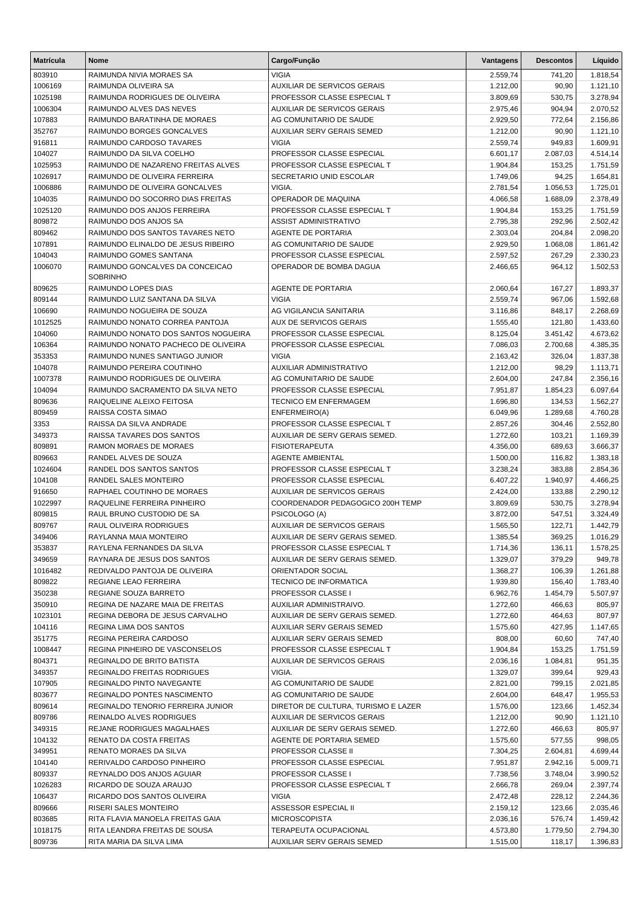| Matrícula | Nome | Cargo/Função | Vantagens | Descontos | Líquido |
|---|---|---|---|---|---|
| 803910 | RAIMUNDA NIVIA MORAES SA | VIGIA | 2.559,74 | 741,20 | 1.818,54 |
| 1006169 | RAIMUNDA OLIVEIRA SA | AUXILIAR DE SERVICOS GERAIS | 1.212,00 | 90,90 | 1.121,10 |
| 1025198 | RAIMUNDA RODRIGUES DE OLIVEIRA | PROFESSOR CLASSE ESPECIAL T | 3.809,69 | 530,75 | 3.278,94 |
| 1006304 | RAIMUNDO ALVES DAS NEVES | AUXILIAR DE SERVICOS GERAIS | 2.975,46 | 904,94 | 2.070,52 |
| 107883 | RAIMUNDO BARATINHA DE MORAES | AG COMUNITARIO DE SAUDE | 2.929,50 | 772,64 | 2.156,86 |
| 352767 | RAIMUNDO BORGES GONCALVES | AUXILIAR SERV GERAIS SEMED | 1.212,00 | 90,90 | 1.121,10 |
| 916811 | RAIMUNDO CARDOSO TAVARES | VIGIA | 2.559,74 | 949,83 | 1.609,91 |
| 104027 | RAIMUNDO DA SILVA COELHO | PROFESSOR CLASSE ESPECIAL | 6.601,17 | 2.087,03 | 4.514,14 |
| 1025953 | RAIMUNDO DE NAZARENO FREITAS ALVES | PROFESSOR CLASSE ESPECIAL T | 1.904,84 | 153,25 | 1.751,59 |
| 1026917 | RAIMUNDO DE OLIVEIRA FERREIRA | SECRETARIO UNID ESCOLAR | 1.749,06 | 94,25 | 1.654,81 |
| 1006886 | RAIMUNDO DE OLIVEIRA GONCALVES | VIGIA. | 2.781,54 | 1.056,53 | 1.725,01 |
| 104035 | RAIMUNDO DO SOCORRO DIAS FREITAS | OPERADOR DE MAQUINA | 4.066,58 | 1.688,09 | 2.378,49 |
| 1025120 | RAIMUNDO DOS ANJOS FERREIRA | PROFESSOR CLASSE ESPECIAL T | 1.904,84 | 153,25 | 1.751,59 |
| 809872 | RAIMUNDO DOS ANJOS SA | ASSIST ADMINISTRATIVO | 2.795,38 | 292,96 | 2.502,42 |
| 809462 | RAIMUNDO DOS SANTOS TAVARES NETO | AGENTE DE PORTARIA | 2.303,04 | 204,84 | 2.098,20 |
| 107891 | RAIMUNDO ELINALDO DE JESUS RIBEIRO | AG COMUNITARIO DE SAUDE | 2.929,50 | 1.068,08 | 1.861,42 |
| 104043 | RAIMUNDO GOMES SANTANA | PROFESSOR CLASSE ESPECIAL | 2.597,52 | 267,29 | 2.330,23 |
| 1006070 | RAIMUNDO GONCALVES DA CONCEICAO SOBRINHO | OPERADOR DE BOMBA DAGUA | 2.466,65 | 964,12 | 1.502,53 |
| 809625 | RAIMUNDO LOPES DIAS | AGENTE DE PORTARIA | 2.060,64 | 167,27 | 1.893,37 |
| 809144 | RAIMUNDO LUIZ SANTANA DA SILVA | VIGIA | 2.559,74 | 967,06 | 1.592,68 |
| 106690 | RAIMUNDO NOGUEIRA DE SOUZA | AG VIGILANCIA SANITARIA | 3.116,86 | 848,17 | 2.268,69 |
| 1012525 | RAIMUNDO NONATO CORREA PANTOJA | AUX DE SERVICOS GERAIS | 1.555,40 | 121,80 | 1.433,60 |
| 104060 | RAIMUNDO NONATO DOS SANTOS NOGUEIRA | PROFESSOR CLASSE ESPECIAL | 8.125,04 | 3.451,42 | 4.673,62 |
| 106364 | RAIMUNDO NONATO PACHECO DE OLIVEIRA | PROFESSOR CLASSE ESPECIAL | 7.086,03 | 2.700,68 | 4.385,35 |
| 353353 | RAIMUNDO NUNES SANTIAGO JUNIOR | VIGIA | 2.163,42 | 326,04 | 1.837,38 |
| 104078 | RAIMUNDO PEREIRA COUTINHO | AUXILIAR ADMINISTRATIVO | 1.212,00 | 98,29 | 1.113,71 |
| 1007378 | RAIMUNDO RODRIGUES DE OLIVEIRA | AG COMUNITARIO DE SAUDE | 2.604,00 | 247,84 | 2.356,16 |
| 104094 | RAIMUNDO SACRAMENTO DA SILVA NETO | PROFESSOR CLASSE ESPECIAL | 7.951,87 | 1.854,23 | 6.097,64 |
| 809636 | RAIQUELINE ALEIXO FEITOSA | TECNICO EM ENFERMAGEM | 1.696,80 | 134,53 | 1.562,27 |
| 809459 | RAISSA COSTA SIMAO | ENFERMEIRO(A) | 6.049,96 | 1.289,68 | 4.760,28 |
| 3353 | RAISSA DA SILVA ANDRADE | PROFESSOR CLASSE ESPECIAL T | 2.857,26 | 304,46 | 2.552,80 |
| 349373 | RAISSA TAVARES DOS SANTOS | AUXILIAR DE SERV GERAIS SEMED. | 1.272,60 | 103,21 | 1.169,39 |
| 809891 | RAMON MORAES DE MORAES | FISIOTERAPEUTA | 4.356,00 | 689,63 | 3.666,37 |
| 809663 | RANDEL ALVES DE SOUZA | AGENTE AMBIENTAL | 1.500,00 | 116,82 | 1.383,18 |
| 1024604 | RANDEL DOS SANTOS SANTOS | PROFESSOR CLASSE ESPECIAL T | 3.238,24 | 383,88 | 2.854,36 |
| 104108 | RANDEL SALES MONTEIRO | PROFESSOR CLASSE ESPECIAL | 6.407,22 | 1.940,97 | 4.466,25 |
| 916650 | RAPHAEL COUTINHO DE MORAES | AUXILIAR DE SERVICOS GERAIS | 2.424,00 | 133,88 | 2.290,12 |
| 1022997 | RAQUELINE FERREIRA PINHEIRO | COORDENADOR PEDAGOGICO 200H TEMP | 3.809,69 | 530,75 | 3.278,94 |
| 809815 | RAUL BRUNO CUSTODIO DE SA | PSICOLOGO (A) | 3.872,00 | 547,51 | 3.324,49 |
| 809767 | RAUL OLIVEIRA RODRIGUES | AUXILIAR DE SERVICOS GERAIS | 1.565,50 | 122,71 | 1.442,79 |
| 349406 | RAYLANNA MAIA MONTEIRO | AUXILIAR DE SERV GERAIS SEMED. | 1.385,54 | 369,25 | 1.016,29 |
| 353837 | RAYLENA FERNANDES DA SILVA | PROFESSOR CLASSE ESPECIAL T | 1.714,36 | 136,11 | 1.578,25 |
| 349659 | RAYNARA DE JESUS DOS SANTOS | AUXILIAR DE SERV GERAIS SEMED. | 1.329,07 | 379,29 | 949,78 |
| 1016482 | REDIVALDO PANTOJA DE OLIVEIRA | ORIENTADOR SOCIAL | 1.368,27 | 106,39 | 1.261,88 |
| 809822 | REGIANE LEAO FERREIRA | TECNICO DE INFORMATICA | 1.939,80 | 156,40 | 1.783,40 |
| 350238 | REGIANE SOUZA BARRETO | PROFESSOR CLASSE I | 6.962,76 | 1.454,79 | 5.507,97 |
| 350910 | REGINA DE NAZARE MAIA DE FREITAS | AUXILIAR ADMINISTRAIVO. | 1.272,60 | 466,63 | 805,97 |
| 1023101 | REGINA DEBORA DE JESUS CARVALHO | AUXILIAR DE SERV GERAIS SEMED. | 1.272,60 | 464,63 | 807,97 |
| 104116 | REGINA LIMA DOS SANTOS | AUXILIAR SERV GERAIS SEMED | 1.575,60 | 427,95 | 1.147,65 |
| 351775 | REGINA PEREIRA CARDOSO | AUXILIAR SERV GERAIS SEMED | 808,00 | 60,60 | 747,40 |
| 1008447 | REGINA PINHEIRO DE VASCONSELOS | PROFESSOR CLASSE ESPECIAL T | 1.904,84 | 153,25 | 1.751,59 |
| 804371 | REGINALDO DE BRITO BATISTA | AUXILIAR DE SERVICOS GERAIS | 2.036,16 | 1.084,81 | 951,35 |
| 349357 | REGINALDO FREITAS RODRIGUES | VIGIA. | 1.329,07 | 399,64 | 929,43 |
| 107905 | REGINALDO PINTO NAVEGANTE | AG COMUNITARIO DE SAUDE | 2.821,00 | 799,15 | 2.021,85 |
| 803677 | REGINALDO PONTES NASCIMENTO | AG COMUNITARIO DE SAUDE | 2.604,00 | 648,47 | 1.955,53 |
| 809614 | REGINALDO TENORIO FERREIRA JUNIOR | DIRETOR DE CULTURA, TURISMO E LAZER | 1.576,00 | 123,66 | 1.452,34 |
| 809786 | REINALDO ALVES RODRIGUES | AUXILIAR DE SERVICOS GERAIS | 1.212,00 | 90,90 | 1.121,10 |
| 349315 | REJANE RODRIGUES MAGALHAES | AUXILIAR DE SERV GERAIS SEMED. | 1.272,60 | 466,63 | 805,97 |
| 104132 | RENATO DA COSTA FREITAS | AGENTE DE PORTARIA SEMED | 1.575,60 | 577,55 | 998,05 |
| 349951 | RENATO MORAES DA SILVA | PROFESSOR CLASSE II | 7.304,25 | 2.604,81 | 4.699,44 |
| 104140 | RERIVALDO CARDOSO PINHEIRO | PROFESSOR CLASSE ESPECIAL | 7.951,87 | 2.942,16 | 5.009,71 |
| 809337 | REYNALDO DOS ANJOS AGUIAR | PROFESSOR CLASSE I | 7.738,56 | 3.748,04 | 3.990,52 |
| 1026283 | RICARDO DE SOUZA ARAUJO | PROFESSOR CLASSE ESPECIAL T | 2.666,78 | 269,04 | 2.397,74 |
| 106437 | RICARDO DOS SANTOS OLIVEIRA | VIGIA | 2.472,48 | 228,12 | 2.244,36 |
| 809666 | RISERI SALES MONTEIRO | ASSESSOR ESPECIAL II | 2.159,12 | 123,66 | 2.035,46 |
| 803685 | RITA FLAVIA MANOELA FREITAS GAIA | MICROSCOPISTA | 2.036,16 | 576,74 | 1.459,42 |
| 1018175 | RITA LEANDRA FREITAS DE SOUSA | TERAPEUTA OCUPACIONAL | 4.573,80 | 1.779,50 | 2.794,30 |
| 809736 | RITA MARIA DA SILVA LIMA | AUXILIAR SERV GERAIS SEMED | 1.515,00 | 118,17 | 1.396,83 |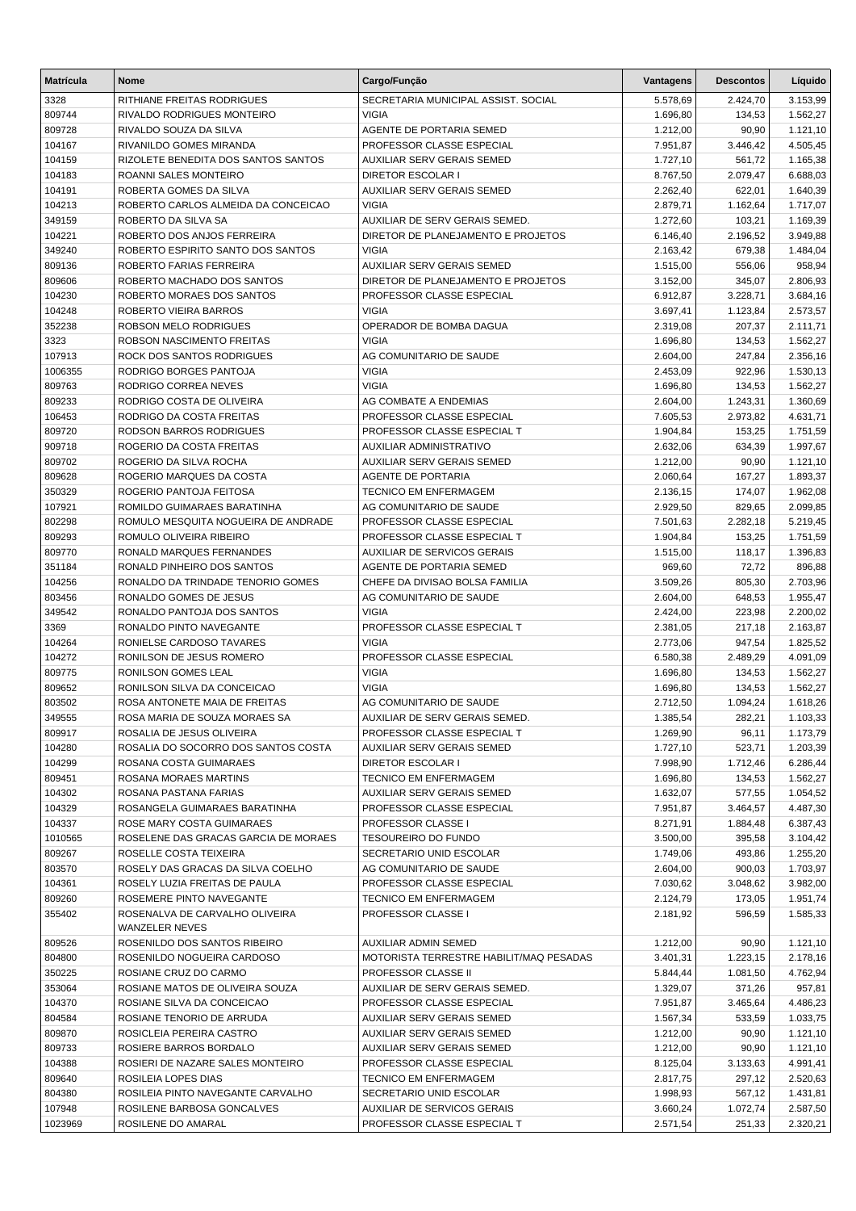| Matrícula | Nome | Cargo/Função | Vantagens | Descontos | Líquido |
|---|---|---|---|---|---|
| 3328 | RITHIANE FREITAS RODRIGUES | SECRETARIA MUNICIPAL ASSIST. SOCIAL | 5.578,69 | 2.424,70 | 3.153,99 |
| 809744 | RIVALDO RODRIGUES MONTEIRO | VIGIA | 1.696,80 | 134,53 | 1.562,27 |
| 809728 | RIVALDO SOUZA DA SILVA | AGENTE DE PORTARIA SEMED | 1.212,00 | 90,90 | 1.121,10 |
| 104167 | RIVANILDO GOMES MIRANDA | PROFESSOR CLASSE ESPECIAL | 7.951,87 | 3.446,42 | 4.505,45 |
| 104159 | RIZOLETE BENEDITA DOS SANTOS SANTOS | AUXILIAR SERV GERAIS SEMED | 1.727,10 | 561,72 | 1.165,38 |
| 104183 | ROANNI SALES MONTEIRO | DIRETOR ESCOLAR I | 8.767,50 | 2.079,47 | 6.688,03 |
| 104191 | ROBERTA GOMES DA SILVA | AUXILIAR SERV GERAIS SEMED | 2.262,40 | 622,01 | 1.640,39 |
| 104213 | ROBERTO CARLOS ALMEIDA DA CONCEICAO | VIGIA | 2.879,71 | 1.162,64 | 1.717,07 |
| 349159 | ROBERTO DA SILVA SA | AUXILIAR DE SERV GERAIS SEMED. | 1.272,60 | 103,21 | 1.169,39 |
| 104221 | ROBERTO DOS ANJOS FERREIRA | DIRETOR DE PLANEJAMENTO E PROJETOS | 6.146,40 | 2.196,52 | 3.949,88 |
| 349240 | ROBERTO ESPIRITO SANTO DOS SANTOS | VIGIA | 2.163,42 | 679,38 | 1.484,04 |
| 809136 | ROBERTO FARIAS FERREIRA | AUXILIAR SERV GERAIS SEMED | 1.515,00 | 556,06 | 958,94 |
| 809606 | ROBERTO MACHADO DOS SANTOS | DIRETOR DE PLANEJAMENTO E PROJETOS | 3.152,00 | 345,07 | 2.806,93 |
| 104230 | ROBERTO MORAES DOS SANTOS | PROFESSOR CLASSE ESPECIAL | 6.912,87 | 3.228,71 | 3.684,16 |
| 104248 | ROBERTO VIEIRA BARROS | VIGIA | 3.697,41 | 1.123,84 | 2.573,57 |
| 352238 | ROBSON MELO RODRIGUES | OPERADOR DE BOMBA DAGUA | 2.319,08 | 207,37 | 2.111,71 |
| 3323 | ROBSON NASCIMENTO FREITAS | VIGIA | 1.696,80 | 134,53 | 1.562,27 |
| 107913 | ROCK DOS SANTOS RODRIGUES | AG COMUNITARIO DE SAUDE | 2.604,00 | 247,84 | 2.356,16 |
| 1006355 | RODRIGO BORGES PANTOJA | VIGIA | 2.453,09 | 922,96 | 1.530,13 |
| 809763 | RODRIGO CORREA NEVES | VIGIA | 1.696,80 | 134,53 | 1.562,27 |
| 809233 | RODRIGO COSTA DE OLIVEIRA | AG COMBATE A ENDEMIAS | 2.604,00 | 1.243,31 | 1.360,69 |
| 106453 | RODRIGO DA COSTA FREITAS | PROFESSOR CLASSE ESPECIAL | 7.605,53 | 2.973,82 | 4.631,71 |
| 809720 | RODSON BARROS RODRIGUES | PROFESSOR CLASSE ESPECIAL T | 1.904,84 | 153,25 | 1.751,59 |
| 909718 | ROGERIO DA COSTA FREITAS | AUXILIAR ADMINISTRATIVO | 2.632,06 | 634,39 | 1.997,67 |
| 809702 | ROGERIO DA SILVA ROCHA | AUXILIAR SERV GERAIS SEMED | 1.212,00 | 90,90 | 1.121,10 |
| 809628 | ROGERIO MARQUES DA COSTA | AGENTE DE PORTARIA | 2.060,64 | 167,27 | 1.893,37 |
| 350329 | ROGERIO PANTOJA FEITOSA | TECNICO EM ENFERMAGEM | 2.136,15 | 174,07 | 1.962,08 |
| 107921 | ROMILDO GUIMARAES BARATINHA | AG COMUNITARIO DE SAUDE | 2.929,50 | 829,65 | 2.099,85 |
| 802298 | ROMULO MESQUITA NOGUEIRA DE ANDRADE | PROFESSOR CLASSE ESPECIAL | 7.501,63 | 2.282,18 | 5.219,45 |
| 809293 | ROMULO OLIVEIRA RIBEIRO | PROFESSOR CLASSE ESPECIAL T | 1.904,84 | 153,25 | 1.751,59 |
| 809770 | RONALD MARQUES FERNANDES | AUXILIAR DE SERVICOS GERAIS | 1.515,00 | 118,17 | 1.396,83 |
| 351184 | RONALD PINHEIRO DOS SANTOS | AGENTE DE PORTARIA SEMED | 969,60 | 72,72 | 896,88 |
| 104256 | RONALDO DA TRINDADE TENORIO GOMES | CHEFE DA DIVISAO BOLSA FAMILIA | 3.509,26 | 805,30 | 2.703,96 |
| 803456 | RONALDO GOMES DE JESUS | AG COMUNITARIO DE SAUDE | 2.604,00 | 648,53 | 1.955,47 |
| 349542 | RONALDO PANTOJA DOS SANTOS | VIGIA | 2.424,00 | 223,98 | 2.200,02 |
| 3369 | RONALDO PINTO NAVEGANTE | PROFESSOR CLASSE ESPECIAL T | 2.381,05 | 217,18 | 2.163,87 |
| 104264 | RONIELSE CARDOSO TAVARES | VIGIA | 2.773,06 | 947,54 | 1.825,52 |
| 104272 | RONILSON DE JESUS ROMERO | PROFESSOR CLASSE ESPECIAL | 6.580,38 | 2.489,29 | 4.091,09 |
| 809775 | RONILSON GOMES LEAL | VIGIA | 1.696,80 | 134,53 | 1.562,27 |
| 809652 | RONILSON SILVA DA CONCEICAO | VIGIA | 1.696,80 | 134,53 | 1.562,27 |
| 803502 | ROSA ANTONETE MAIA DE FREITAS | AG COMUNITARIO DE SAUDE | 2.712,50 | 1.094,24 | 1.618,26 |
| 349555 | ROSA MARIA DE SOUZA MORAES SA | AUXILIAR DE SERV GERAIS SEMED. | 1.385,54 | 282,21 | 1.103,33 |
| 809917 | ROSALIA DE JESUS OLIVEIRA | PROFESSOR CLASSE ESPECIAL T | 1.269,90 | 96,11 | 1.173,79 |
| 104280 | ROSALIA DO SOCORRO DOS SANTOS COSTA | AUXILIAR SERV GERAIS SEMED | 1.727,10 | 523,71 | 1.203,39 |
| 104299 | ROSANA COSTA GUIMARAES | DIRETOR ESCOLAR I | 7.998,90 | 1.712,46 | 6.286,44 |
| 809451 | ROSANA MORAES MARTINS | TECNICO EM ENFERMAGEM | 1.696,80 | 134,53 | 1.562,27 |
| 104302 | ROSANA PASTANA FARIAS | AUXILIAR SERV GERAIS SEMED | 1.632,07 | 577,55 | 1.054,52 |
| 104329 | ROSANGELA GUIMARAES BARATINHA | PROFESSOR CLASSE ESPECIAL | 7.951,87 | 3.464,57 | 4.487,30 |
| 104337 | ROSE MARY COSTA GUIMARAES | PROFESSOR CLASSE I | 8.271,91 | 1.884,48 | 6.387,43 |
| 1010565 | ROSELENE DAS GRACAS GARCIA DE MORAES | TESOUREIRO DO FUNDO | 3.500,00 | 395,58 | 3.104,42 |
| 809267 | ROSELLE COSTA TEIXEIRA | SECRETARIO UNID ESCOLAR | 1.749,06 | 493,86 | 1.255,20 |
| 803570 | ROSELY DAS GRACAS DA SILVA COELHO | AG COMUNITARIO DE SAUDE | 2.604,00 | 900,03 | 1.703,97 |
| 104361 | ROSELY LUZIA FREITAS DE PAULA | PROFESSOR CLASSE ESPECIAL | 7.030,62 | 3.048,62 | 3.982,00 |
| 809260 | ROSEMERE PINTO NAVEGANTE | TECNICO EM ENFERMAGEM | 2.124,79 | 173,05 | 1.951,74 |
| 355402 | ROSENALVA DE CARVALHO OLIVEIRA WANZELER NEVES | PROFESSOR CLASSE I | 2.181,92 | 596,59 | 1.585,33 |
| 809526 | ROSENILDO DOS SANTOS RIBEIRO | AUXILIAR ADMIN SEMED | 1.212,00 | 90,90 | 1.121,10 |
| 804800 | ROSENILDO NOGUEIRA CARDOSO | MOTORISTA TERRESTRE HABILIT/MAQ PESADAS | 3.401,31 | 1.223,15 | 2.178,16 |
| 350225 | ROSIANE CRUZ DO CARMO | PROFESSOR CLASSE II | 5.844,44 | 1.081,50 | 4.762,94 |
| 353064 | ROSIANE MATOS DE OLIVEIRA SOUZA | AUXILIAR DE SERV GERAIS SEMED. | 1.329,07 | 371,26 | 957,81 |
| 104370 | ROSIANE SILVA DA CONCEICAO | PROFESSOR CLASSE ESPECIAL | 7.951,87 | 3.465,64 | 4.486,23 |
| 804584 | ROSIANE TENORIO DE ARRUDA | AUXILIAR SERV GERAIS SEMED | 1.567,34 | 533,59 | 1.033,75 |
| 809870 | ROSICLEIA PEREIRA CASTRO | AUXILIAR SERV GERAIS SEMED | 1.212,00 | 90,90 | 1.121,10 |
| 809733 | ROSIERE BARROS BORDALO | AUXILIAR SERV GERAIS SEMED | 1.212,00 | 90,90 | 1.121,10 |
| 104388 | ROSIERI DE NAZARE SALES MONTEIRO | PROFESSOR CLASSE ESPECIAL | 8.125,04 | 3.133,63 | 4.991,41 |
| 809640 | ROSILEIA LOPES DIAS | TECNICO EM ENFERMAGEM | 2.817,75 | 297,12 | 2.520,63 |
| 804380 | ROSILEIA PINTO NAVEGANTE CARVALHO | SECRETARIO UNID ESCOLAR | 1.998,93 | 567,12 | 1.431,81 |
| 107948 | ROSILENE BARBOSA GONCALVES | AUXILIAR DE SERVICOS GERAIS | 3.660,24 | 1.072,74 | 2.587,50 |
| 1023969 | ROSILENE DO AMARAL | PROFESSOR CLASSE ESPECIAL T | 2.571,54 | 251,33 | 2.320,21 |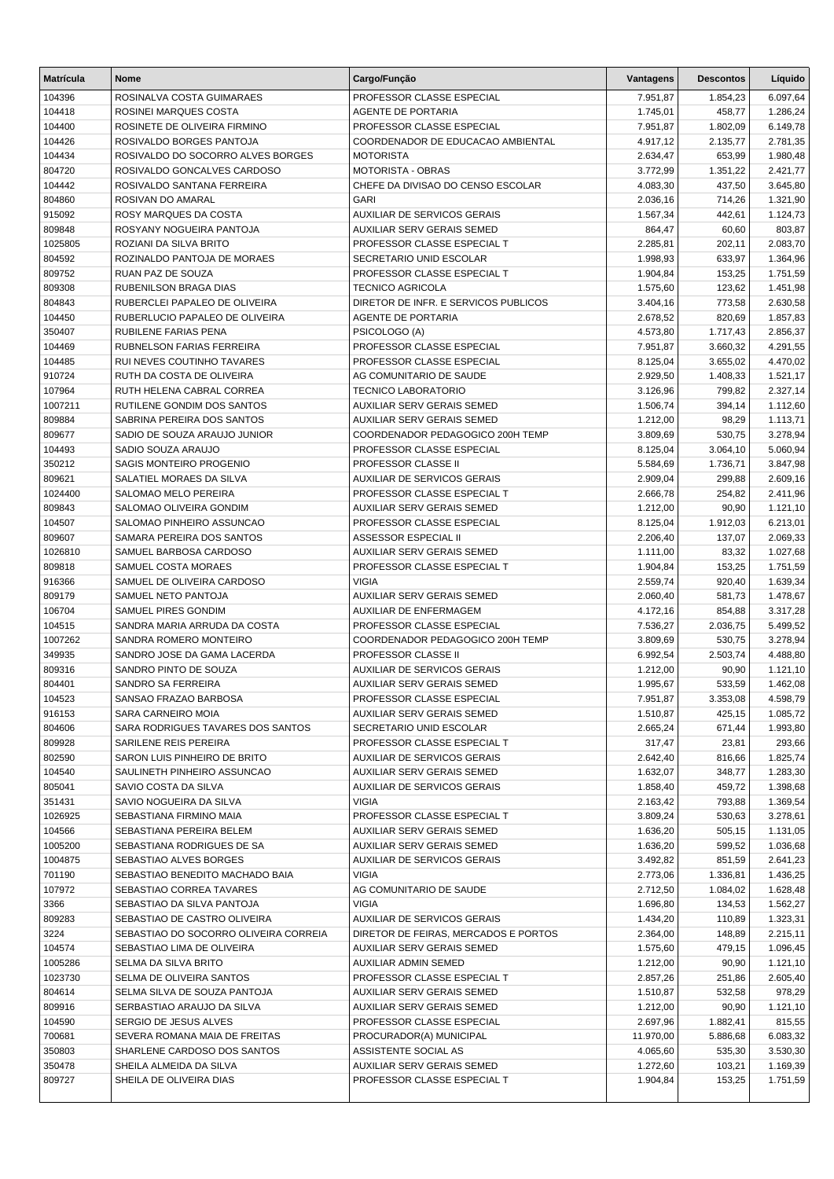| Matrícula | Nome | Cargo/Função | Vantagens | Descontos | Líquido |
|---|---|---|---|---|---|
| 104396 | ROSINALVA COSTA GUIMARAES | PROFESSOR CLASSE ESPECIAL | 7.951,87 | 1.854,23 | 6.097,64 |
| 104418 | ROSINEI MARQUES COSTA | AGENTE DE PORTARIA | 1.745,01 | 458,77 | 1.286,24 |
| 104400 | ROSINETE DE OLIVEIRA FIRMINO | PROFESSOR CLASSE ESPECIAL | 7.951,87 | 1.802,09 | 6.149,78 |
| 104426 | ROSIVALDO BORGES PANTOJA | COORDENADOR DE EDUCACAO AMBIENTAL | 4.917,12 | 2.135,77 | 2.781,35 |
| 104434 | ROSIVALDO DO SOCORRO ALVES BORGES | MOTORISTA | 2.634,47 | 653,99 | 1.980,48 |
| 804720 | ROSIVALDO GONCALVES CARDOSO | MOTORISTA - OBRAS | 3.772,99 | 1.351,22 | 2.421,77 |
| 104442 | ROSIVALDO SANTANA FERREIRA | CHEFE DA DIVISAO DO CENSO ESCOLAR | 4.083,30 | 437,50 | 3.645,80 |
| 804860 | ROSIVAN DO AMARAL | GARI | 2.036,16 | 714,26 | 1.321,90 |
| 915092 | ROSY MARQUES DA COSTA | AUXILIAR DE SERVICOS GERAIS | 1.567,34 | 442,61 | 1.124,73 |
| 809848 | ROSYANY NOGUEIRA PANTOJA | AUXILIAR SERV GERAIS SEMED | 864,47 | 60,60 | 803,87 |
| 1025805 | ROZIANI DA SILVA BRITO | PROFESSOR CLASSE ESPECIAL T | 2.285,81 | 202,11 | 2.083,70 |
| 804592 | ROZINALDO PANTOJA DE MORAES | SECRETARIO UNID ESCOLAR | 1.998,93 | 633,97 | 1.364,96 |
| 809752 | RUAN PAZ DE SOUZA | PROFESSOR CLASSE ESPECIAL T | 1.904,84 | 153,25 | 1.751,59 |
| 809308 | RUBENILSON BRAGA DIAS | TECNICO AGRICOLA | 1.575,60 | 123,62 | 1.451,98 |
| 804843 | RUBERCLEI PAPALEO DE OLIVEIRA | DIRETOR DE INFR. E SERVICOS PUBLICOS | 3.404,16 | 773,58 | 2.630,58 |
| 104450 | RUBERLUCIO PAPALEO DE OLIVEIRA | AGENTE DE PORTARIA | 2.678,52 | 820,69 | 1.857,83 |
| 350407 | RUBILENE FARIAS PENA | PSICOLOGO (A) | 4.573,80 | 1.717,43 | 2.856,37 |
| 104469 | RUBNELSON FARIAS FERREIRA | PROFESSOR CLASSE ESPECIAL | 7.951,87 | 3.660,32 | 4.291,55 |
| 104485 | RUI NEVES COUTINHO TAVARES | PROFESSOR CLASSE ESPECIAL | 8.125,04 | 3.655,02 | 4.470,02 |
| 910724 | RUTH DA COSTA DE OLIVEIRA | AG COMUNITARIO DE SAUDE | 2.929,50 | 1.408,33 | 1.521,17 |
| 107964 | RUTH HELENA CABRAL CORREA | TECNICO LABORATORIO | 3.126,96 | 799,82 | 2.327,14 |
| 1007211 | RUTILENE GONDIM DOS SANTOS | AUXILIAR SERV GERAIS SEMED | 1.506,74 | 394,14 | 1.112,60 |
| 809884 | SABRINA PEREIRA DOS SANTOS | AUXILIAR SERV GERAIS SEMED | 1.212,00 | 98,29 | 1.113,71 |
| 809677 | SADIO DE SOUZA ARAUJO JUNIOR | COORDENADOR PEDAGOGICO 200H TEMP | 3.809,69 | 530,75 | 3.278,94 |
| 104493 | SADIO SOUZA ARAUJO | PROFESSOR CLASSE ESPECIAL | 8.125,04 | 3.064,10 | 5.060,94 |
| 350212 | SAGIS MONTEIRO PROGENIO | PROFESSOR CLASSE II | 5.584,69 | 1.736,71 | 3.847,98 |
| 809621 | SALATIEL MORAES DA SILVA | AUXILIAR DE SERVICOS GERAIS | 2.909,04 | 299,88 | 2.609,16 |
| 1024400 | SALOMAO MELO PEREIRA | PROFESSOR CLASSE ESPECIAL T | 2.666,78 | 254,82 | 2.411,96 |
| 809843 | SALOMAO OLIVEIRA GONDIM | AUXILIAR SERV GERAIS SEMED | 1.212,00 | 90,90 | 1.121,10 |
| 104507 | SALOMAO PINHEIRO ASSUNCAO | PROFESSOR CLASSE ESPECIAL | 8.125,04 | 1.912,03 | 6.213,01 |
| 809607 | SAMARA PEREIRA DOS SANTOS | ASSESSOR ESPECIAL II | 2.206,40 | 137,07 | 2.069,33 |
| 1026810 | SAMUEL BARBOSA CARDOSO | AUXILIAR SERV GERAIS SEMED | 1.111,00 | 83,32 | 1.027,68 |
| 809818 | SAMUEL COSTA MORAES | PROFESSOR CLASSE ESPECIAL T | 1.904,84 | 153,25 | 1.751,59 |
| 916366 | SAMUEL DE OLIVEIRA CARDOSO | VIGIA | 2.559,74 | 920,40 | 1.639,34 |
| 809179 | SAMUEL NETO PANTOJA | AUXILIAR SERV GERAIS SEMED | 2.060,40 | 581,73 | 1.478,67 |
| 106704 | SAMUEL PIRES GONDIM | AUXILIAR DE ENFERMAGEM | 4.172,16 | 854,88 | 3.317,28 |
| 104515 | SANDRA MARIA ARRUDA DA COSTA | PROFESSOR CLASSE ESPECIAL | 7.536,27 | 2.036,75 | 5.499,52 |
| 1007262 | SANDRA ROMERO MONTEIRO | COORDENADOR PEDAGOGICO 200H TEMP | 3.809,69 | 530,75 | 3.278,94 |
| 349935 | SANDRO JOSE DA GAMA LACERDA | PROFESSOR CLASSE II | 6.992,54 | 2.503,74 | 4.488,80 |
| 809316 | SANDRO PINTO DE SOUZA | AUXILIAR DE SERVICOS GERAIS | 1.212,00 | 90,90 | 1.121,10 |
| 804401 | SANDRO SA FERREIRA | AUXILIAR SERV GERAIS SEMED | 1.995,67 | 533,59 | 1.462,08 |
| 104523 | SANSAO FRAZAO BARBOSA | PROFESSOR CLASSE ESPECIAL | 7.951,87 | 3.353,08 | 4.598,79 |
| 916153 | SARA CARNEIRO MOIA | AUXILIAR SERV GERAIS SEMED | 1.510,87 | 425,15 | 1.085,72 |
| 804606 | SARA RODRIGUES TAVARES DOS SANTOS | SECRETARIO UNID ESCOLAR | 2.665,24 | 671,44 | 1.993,80 |
| 809928 | SARILENE REIS PEREIRA | PROFESSOR CLASSE ESPECIAL T | 317,47 | 23,81 | 293,66 |
| 802590 | SARON LUIS PINHEIRO DE BRITO | AUXILIAR DE SERVICOS GERAIS | 2.642,40 | 816,66 | 1.825,74 |
| 104540 | SAULINETH PINHEIRO ASSUNCAO | AUXILIAR SERV GERAIS SEMED | 1.632,07 | 348,77 | 1.283,30 |
| 805041 | SAVIO COSTA DA SILVA | AUXILIAR DE SERVICOS GERAIS | 1.858,40 | 459,72 | 1.398,68 |
| 351431 | SAVIO NOGUEIRA DA SILVA | VIGIA | 2.163,42 | 793,88 | 1.369,54 |
| 1026925 | SEBASTIANA FIRMINO MAIA | PROFESSOR CLASSE ESPECIAL T | 3.809,24 | 530,63 | 3.278,61 |
| 104566 | SEBASTIANA PEREIRA BELEM | AUXILIAR SERV GERAIS SEMED | 1.636,20 | 505,15 | 1.131,05 |
| 1005200 | SEBASTIANA RODRIGUES DE SA | AUXILIAR SERV GERAIS SEMED | 1.636,20 | 599,52 | 1.036,68 |
| 1004875 | SEBASTIAO ALVES BORGES | AUXILIAR DE SERVICOS GERAIS | 3.492,82 | 851,59 | 2.641,23 |
| 701190 | SEBASTIAO BENEDITO MACHADO BAIA | VIGIA | 2.773,06 | 1.336,81 | 1.436,25 |
| 107972 | SEBASTIAO CORREA TAVARES | AG COMUNITARIO DE SAUDE | 2.712,50 | 1.084,02 | 1.628,48 |
| 3366 | SEBASTIAO DA SILVA PANTOJA | VIGIA | 1.696,80 | 134,53 | 1.562,27 |
| 809283 | SEBASTIAO DE CASTRO OLIVEIRA | AUXILIAR DE SERVICOS GERAIS | 1.434,20 | 110,89 | 1.323,31 |
| 3224 | SEBASTIAO DO SOCORRO OLIVEIRA CORREIA | DIRETOR DE FEIRAS, MERCADOS E PORTOS | 2.364,00 | 148,89 | 2.215,11 |
| 104574 | SEBASTIAO LIMA DE OLIVEIRA | AUXILIAR SERV GERAIS SEMED | 1.575,60 | 479,15 | 1.096,45 |
| 1005286 | SELMA DA SILVA BRITO | AUXILIAR ADMIN SEMED | 1.212,00 | 90,90 | 1.121,10 |
| 1023730 | SELMA DE OLIVEIRA SANTOS | PROFESSOR CLASSE ESPECIAL T | 2.857,26 | 251,86 | 2.605,40 |
| 804614 | SELMA SILVA DE SOUZA PANTOJA | AUXILIAR SERV GERAIS SEMED | 1.510,87 | 532,58 | 978,29 |
| 809916 | SERBASTIAO ARAUJO DA SILVA | AUXILIAR SERV GERAIS SEMED | 1.212,00 | 90,90 | 1.121,10 |
| 104590 | SERGIO DE JESUS ALVES | PROFESSOR CLASSE ESPECIAL | 2.697,96 | 1.882,41 | 815,55 |
| 700681 | SEVERA ROMANA MAIA DE FREITAS | PROCURADOR(A) MUNICIPAL | 11.970,00 | 5.886,68 | 6.083,32 |
| 350803 | SHARLENE CARDOSO DOS SANTOS | ASSISTENTE SOCIAL AS | 4.065,60 | 535,30 | 3.530,30 |
| 350478 | SHEILA ALMEIDA DA SILVA | AUXILIAR SERV GERAIS SEMED | 1.272,60 | 103,21 | 1.169,39 |
| 809727 | SHEILA DE OLIVEIRA DIAS | PROFESSOR CLASSE ESPECIAL T | 1.904,84 | 153,25 | 1.751,59 |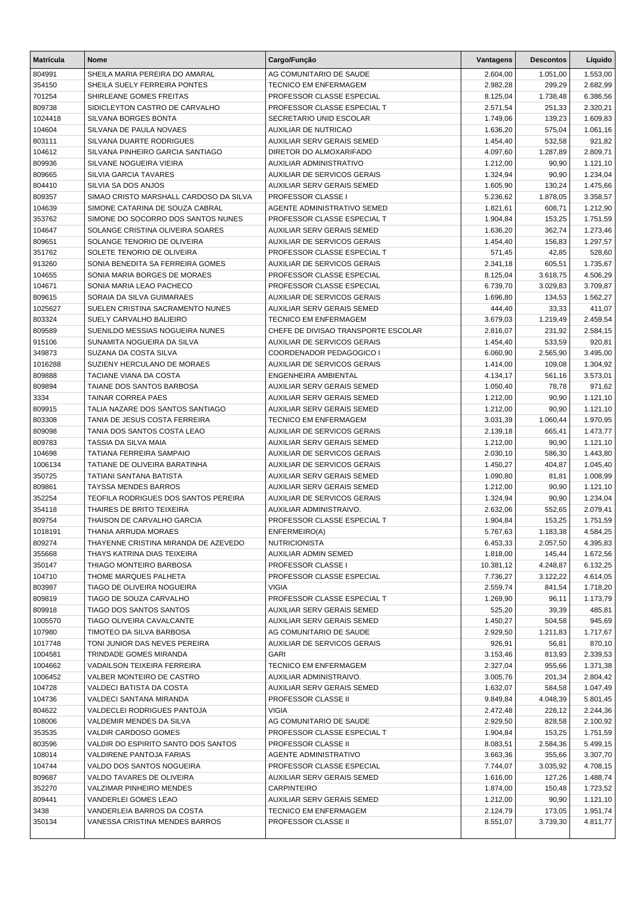| Matrícula | Nome | Cargo/Função | Vantagens | Descontos | Líquido |
|---|---|---|---|---|---|
| 804991 | SHEILA MARIA PEREIRA DO AMARAL | AG COMUNITARIO DE SAUDE | 2.604,00 | 1.051,00 | 1.553,00 |
| 354150 | SHEILA SUELY FERREIRA PONTES | TECNICO EM ENFERMAGEM | 2.982,28 | 299,29 | 2.682,99 |
| 701254 | SHIRLEANE GOMES FREITAS | PROFESSOR CLASSE ESPECIAL | 8.125,04 | 1.738,48 | 6.386,56 |
| 809738 | SIDICLEYTON CASTRO DE CARVALHO | PROFESSOR CLASSE ESPECIAL T | 2.571,54 | 251,33 | 2.320,21 |
| 1024418 | SILVANA BORGES BONTA | SECRETARIO UNID ESCOLAR | 1.749,06 | 139,23 | 1.609,83 |
| 104604 | SILVANA DE PAULA NOVAES | AUXILIAR DE NUTRICAO | 1.636,20 | 575,04 | 1.061,16 |
| 803111 | SILVANA DUARTE RODRIGUES | AUXILIAR SERV GERAIS SEMED | 1.454,40 | 532,58 | 921,82 |
| 104612 | SILVANA PINHEIRO GARCIA SANTIAGO | DIRETOR DO ALMOXARIFADO | 4.097,60 | 1.287,89 | 2.809,71 |
| 809936 | SILVANE NOGUEIRA VIEIRA | AUXILIAR ADMINISTRATIVO | 1.212,00 | 90,90 | 1.121,10 |
| 809665 | SILVIA GARCIA TAVARES | AUXILIAR DE SERVICOS GERAIS | 1.324,94 | 90,90 | 1.234,04 |
| 804410 | SILVIA SA DOS ANJOS | AUXILIAR SERV GERAIS SEMED | 1.605,90 | 130,24 | 1.475,66 |
| 809357 | SIMAO CRISTO MARSHALL CARDOSO DA SILVA | PROFESSOR CLASSE I | 5.236,62 | 1.878,05 | 3.358,57 |
| 104639 | SIMONE CATARINA DE SOUZA CABRAL | AGENTE ADMINISTRATIVO SEMED | 1.821,61 | 608,71 | 1.212,90 |
| 353762 | SIMONE DO SOCORRO DOS SANTOS NUNES | PROFESSOR CLASSE ESPECIAL T | 1.904,84 | 153,25 | 1.751,59 |
| 104647 | SOLANGE CRISTINA OLIVEIRA SOARES | AUXILIAR SERV GERAIS SEMED | 1.636,20 | 362,74 | 1.273,46 |
| 809651 | SOLANGE TENORIO DE OLIVEIRA | AUXILIAR DE SERVICOS GERAIS | 1.454,40 | 156,83 | 1.297,57 |
| 351762 | SOLETE TENORIO DE OLIVEIRA | PROFESSOR CLASSE ESPECIAL T | 571,45 | 42,85 | 528,60 |
| 913260 | SONIA BENEDITA SA FERREIRA GOMES | AUXILIAR DE SERVICOS GERAIS | 2.341,18 | 605,51 | 1.735,67 |
| 104655 | SONIA MARIA BORGES DE MORAES | PROFESSOR CLASSE ESPECIAL | 8.125,04 | 3.618,75 | 4.506,29 |
| 104671 | SONIA MARIA LEAO PACHECO | PROFESSOR CLASSE ESPECIAL | 6.739,70 | 3.029,83 | 3.709,87 |
| 809615 | SORAIA DA SILVA GUIMARAES | AUXILIAR DE SERVICOS GERAIS | 1.696,80 | 134,53 | 1.562,27 |
| 1025627 | SUELEN CRISTINA SACRAMENTO NUNES | AUXILIAR SERV GERAIS SEMED | 444,40 | 33,33 | 411,07 |
| 803324 | SUELY CARVALHO BALIEIRO | TECNICO EM ENFERMAGEM | 3.679,03 | 1.219,49 | 2.459,54 |
| 809589 | SUENILDO MESSIAS NOGUEIRA NUNES | CHEFE DE DIVISAO TRANSPORTE ESCOLAR | 2.816,07 | 231,92 | 2.584,15 |
| 915106 | SUNAMITA NOGUEIRA DA SILVA | AUXILIAR DE SERVICOS GERAIS | 1.454,40 | 533,59 | 920,81 |
| 349873 | SUZANA DA COSTA SILVA | COORDENADOR PEDAGOGICO I | 6.060,90 | 2.565,90 | 3.495,00 |
| 1016288 | SUZIENY HERCULANO DE MORAES | AUXILIAR DE SERVICOS GERAIS | 1.414,00 | 109,08 | 1.304,92 |
| 809888 | TACIANE VIANA DA COSTA | ENGENHEIRA AMBIENTAL | 4.134,17 | 561,16 | 3.573,01 |
| 809894 | TAIANE DOS SANTOS BARBOSA | AUXILIAR SERV GERAIS SEMED | 1.050,40 | 78,78 | 971,62 |
| 3334 | TAINAR CORREA PAES | AUXILIAR SERV GERAIS SEMED | 1.212,00 | 90,90 | 1.121,10 |
| 809915 | TALIA NAZARE DOS SANTOS SANTIAGO | AUXILIAR SERV GERAIS SEMED | 1.212,00 | 90,90 | 1.121,10 |
| 803308 | TANIA DE JESUS COSTA FERREIRA | TECNICO EM ENFERMAGEM | 3.031,39 | 1.060,44 | 1.970,95 |
| 809098 | TANIA DOS SANTOS COSTA LEAO | AUXILIAR DE SERVICOS GERAIS | 2.139,18 | 665,41 | 1.473,77 |
| 809783 | TASSIA DA SILVA MAIA | AUXILIAR SERV GERAIS SEMED | 1.212,00 | 90,90 | 1.121,10 |
| 104698 | TATIANA FERREIRA SAMPAIO | AUXILIAR DE SERVICOS GERAIS | 2.030,10 | 586,30 | 1.443,80 |
| 1006134 | TATIANE DE OLIVEIRA BARATINHA | AUXILIAR DE SERVICOS GERAIS | 1.450,27 | 404,87 | 1.045,40 |
| 350725 | TATIANI SANTANA BATISTA | AUXILIAR SERV GERAIS SEMED | 1.090,80 | 81,81 | 1.008,99 |
| 809861 | TAYSSA MENDES BARROS | AUXILIAR SERV GERAIS SEMED | 1.212,00 | 90,90 | 1.121,10 |
| 352254 | TEOFILA RODRIGUES DOS SANTOS PEREIRA | AUXILIAR DE SERVICOS GERAIS | 1.324,94 | 90,90 | 1.234,04 |
| 354118 | THAIRES DE BRITO TEIXEIRA | AUXILIAR ADMINISTRAIVO. | 2.632,06 | 552,65 | 2.079,41 |
| 809754 | THAISON DE CARVALHO GARCIA | PROFESSOR CLASSE ESPECIAL T | 1.904,84 | 153,25 | 1.751,59 |
| 1018191 | THANIA ARRUDA MORAES | ENFERMEIRO(A) | 5.767,63 | 1.183,38 | 4.584,25 |
| 809274 | THAYENNE CRISTINA MIRANDA DE AZEVEDO | NUTRICIONISTA | 6.453,33 | 2.057,50 | 4.395,83 |
| 355668 | THAYS KATRINA DIAS TEIXEIRA | AUXILIAR ADMIN SEMED | 1.818,00 | 145,44 | 1.672,56 |
| 350147 | THIAGO MONTEIRO BARBOSA | PROFESSOR CLASSE I | 10.381,12 | 4.248,87 | 6.132,25 |
| 104710 | THOME MARQUES PALHETA | PROFESSOR CLASSE ESPECIAL | 7.736,27 | 3.122,22 | 4.614,05 |
| 803987 | TIAGO DE OLIVEIRA NOGUEIRA | VIGIA | 2.559,74 | 841,54 | 1.718,20 |
| 809819 | TIAGO DE SOUZA CARVALHO | PROFESSOR CLASSE ESPECIAL T | 1.269,90 | 96,11 | 1.173,79 |
| 809918 | TIAGO DOS SANTOS SANTOS | AUXILIAR SERV GERAIS SEMED | 525,20 | 39,39 | 485,81 |
| 1005570 | TIAGO OLIVEIRA CAVALCANTE | AUXILIAR SERV GERAIS SEMED | 1.450,27 | 504,58 | 945,69 |
| 107980 | TIMOTEO DA SILVA BARBOSA | AG COMUNITARIO DE SAUDE | 2.929,50 | 1.211,83 | 1.717,67 |
| 1017748 | TONI JUNIOR DAS NEVES PEREIRA | AUXILIAR DE SERVICOS GERAIS | 926,91 | 56,81 | 870,10 |
| 1004581 | TRINDADE GOMES MIRANDA | GARI | 3.153,46 | 813,93 | 2.339,53 |
| 1004662 | VADAILSON TEIXEIRA FERREIRA | TECNICO EM ENFERMAGEM | 2.327,04 | 955,66 | 1.371,38 |
| 1006452 | VALBER MONTEIRO DE CASTRO | AUXILIAR ADMINISTRAIVO. | 3.005,76 | 201,34 | 2.804,42 |
| 104728 | VALDECI BATISTA DA COSTA | AUXILIAR SERV GERAIS SEMED | 1.632,07 | 584,58 | 1.047,49 |
| 104736 | VALDECI SANTANA MIRANDA | PROFESSOR CLASSE II | 9.849,84 | 4.048,39 | 5.801,45 |
| 804622 | VALDECLEI RODRIGUES PANTOJA | VIGIA | 2.472,48 | 228,12 | 2.244,36 |
| 108006 | VALDEMIR MENDES DA SILVA | AG COMUNITARIO DE SAUDE | 2.929,50 | 828,58 | 2.100,92 |
| 353535 | VALDIR CARDOSO GOMES | PROFESSOR CLASSE ESPECIAL T | 1.904,84 | 153,25 | 1.751,59 |
| 803596 | VALDIR DO ESPIRITO SANTO DOS SANTOS | PROFESSOR CLASSE II | 8.083,51 | 2.584,36 | 5.499,15 |
| 108014 | VALDIRENE PANTOJA FARIAS | AGENTE ADMINISTRATIVO | 3.663,36 | 355,66 | 3.307,70 |
| 104744 | VALDO DOS SANTOS NOGUEIRA | PROFESSOR CLASSE ESPECIAL | 7.744,07 | 3.035,92 | 4.708,15 |
| 809687 | VALDO TAVARES DE OLIVEIRA | AUXILIAR SERV GERAIS SEMED | 1.616,00 | 127,26 | 1.488,74 |
| 352270 | VALZIMAR PINHEIRO MENDES | CARPINTEIRO | 1.874,00 | 150,48 | 1.723,52 |
| 809441 | VANDERLEI GOMES LEAO | AUXILIAR SERV GERAIS SEMED | 1.212,00 | 90,90 | 1.121,10 |
| 3438 | VANDERLEIA BARROS DA COSTA | TECNICO EM ENFERMAGEM | 2.124,79 | 173,05 | 1.951,74 |
| 350134 | VANESSA CRISTINA MENDES BARROS | PROFESSOR CLASSE II | 8.551,07 | 3.739,30 | 4.811,77 |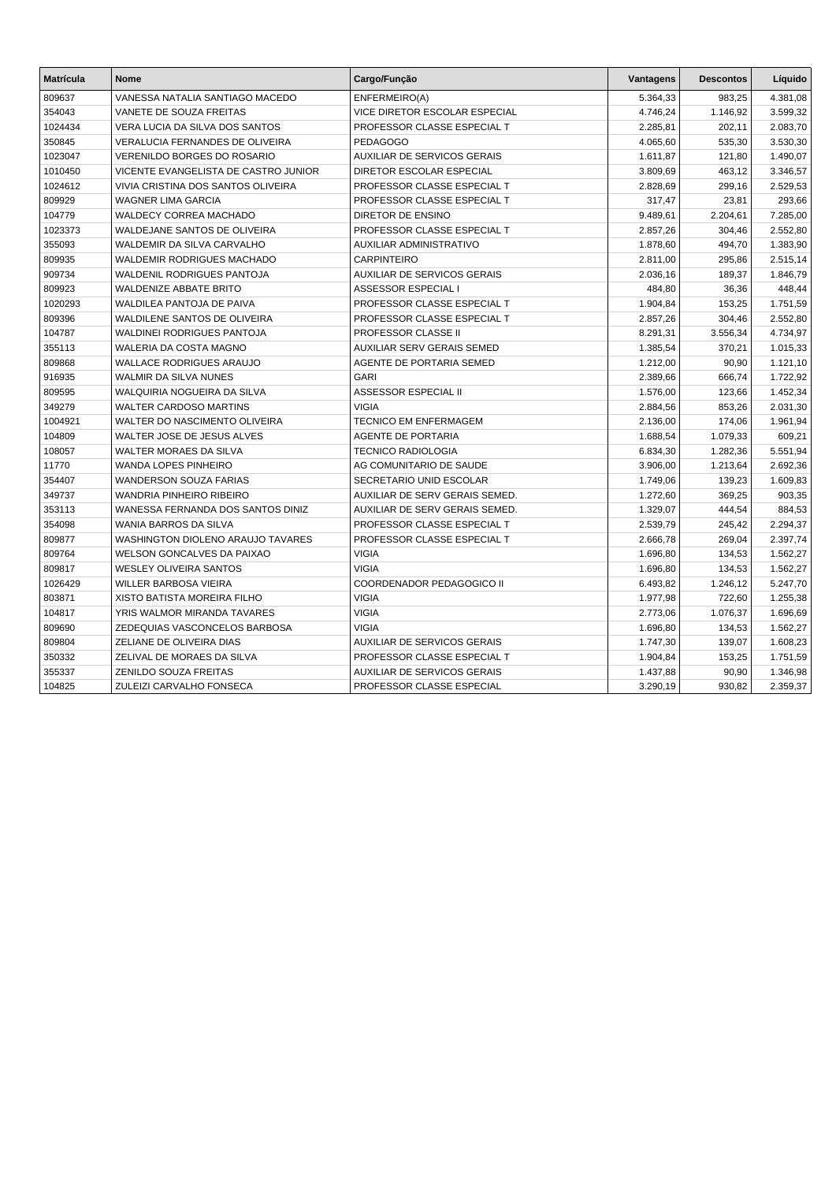| Matrícula | Nome | Cargo/Função | Vantagens | Descontos | Líquido |
|---|---|---|---|---|---|
| 809637 | VANESSA NATALIA SANTIAGO MACEDO | ENFERMEIRO(A) | 5.364,33 | 983,25 | 4.381,08 |
| 354043 | VANETE DE SOUZA FREITAS | VICE DIRETOR ESCOLAR ESPECIAL | 4.746,24 | 1.146,92 | 3.599,32 |
| 1024434 | VERA LUCIA DA SILVA DOS SANTOS | PROFESSOR CLASSE ESPECIAL T | 2.285,81 | 202,11 | 2.083,70 |
| 350845 | VERALUCIA FERNANDES DE OLIVEIRA | PEDAGOGO | 4.065,60 | 535,30 | 3.530,30 |
| 1023047 | VERENILDO BORGES DO ROSARIO | AUXILIAR DE SERVICOS GERAIS | 1.611,87 | 121,80 | 1.490,07 |
| 1010450 | VICENTE EVANGELISTA DE CASTRO JUNIOR | DIRETOR ESCOLAR ESPECIAL | 3.809,69 | 463,12 | 3.346,57 |
| 1024612 | VIVIA CRISTINA DOS SANTOS OLIVEIRA | PROFESSOR CLASSE ESPECIAL T | 2.828,69 | 299,16 | 2.529,53 |
| 809929 | WAGNER LIMA GARCIA | PROFESSOR CLASSE ESPECIAL T | 317,47 | 23,81 | 293,66 |
| 104779 | WALDECY CORREA MACHADO | DIRETOR DE ENSINO | 9.489,61 | 2.204,61 | 7.285,00 |
| 1023373 | WALDEJANE SANTOS DE OLIVEIRA | PROFESSOR CLASSE ESPECIAL T | 2.857,26 | 304,46 | 2.552,80 |
| 355093 | WALDEMIR DA SILVA CARVALHO | AUXILIAR ADMINISTRATIVO | 1.878,60 | 494,70 | 1.383,90 |
| 809935 | WALDEMIR RODRIGUES MACHADO | CARPINTEIRO | 2.811,00 | 295,86 | 2.515,14 |
| 909734 | WALDENIL RODRIGUES PANTOJA | AUXILIAR DE SERVICOS GERAIS | 2.036,16 | 189,37 | 1.846,79 |
| 809923 | WALDENIZE ABBATE BRITO | ASSESSOR ESPECIAL I | 484,80 | 36,36 | 448,44 |
| 1020293 | WALDILEA PANTOJA DE PAIVA | PROFESSOR CLASSE ESPECIAL T | 1.904,84 | 153,25 | 1.751,59 |
| 809396 | WALDILENE SANTOS DE OLIVEIRA | PROFESSOR CLASSE ESPECIAL T | 2.857,26 | 304,46 | 2.552,80 |
| 104787 | WALDINEI RODRIGUES PANTOJA | PROFESSOR CLASSE II | 8.291,31 | 3.556,34 | 4.734,97 |
| 355113 | WALERIA DA COSTA MAGNO | AUXILIAR SERV GERAIS SEMED | 1.385,54 | 370,21 | 1.015,33 |
| 809868 | WALLACE RODRIGUES ARAUJO | AGENTE DE PORTARIA SEMED | 1.212,00 | 90,90 | 1.121,10 |
| 916935 | WALMIR DA SILVA NUNES | GARI | 2.389,66 | 666,74 | 1.722,92 |
| 809595 | WALQUIRIA NOGUEIRA DA SILVA | ASSESSOR ESPECIAL II | 1.576,00 | 123,66 | 1.452,34 |
| 349279 | WALTER CARDOSO MARTINS | VIGIA | 2.884,56 | 853,26 | 2.031,30 |
| 1004921 | WALTER DO NASCIMENTO OLIVEIRA | TECNICO EM ENFERMAGEM | 2.136,00 | 174,06 | 1.961,94 |
| 104809 | WALTER JOSE DE JESUS ALVES | AGENTE DE PORTARIA | 1.688,54 | 1.079,33 | 609,21 |
| 108057 | WALTER MORAES DA SILVA | TECNICO RADIOLOGIA | 6.834,30 | 1.282,36 | 5.551,94 |
| 11770 | WANDA LOPES PINHEIRO | AG COMUNITARIO DE SAUDE | 3.906,00 | 1.213,64 | 2.692,36 |
| 354407 | WANDERSON SOUZA FARIAS | SECRETARIO UNID ESCOLAR | 1.749,06 | 139,23 | 1.609,83 |
| 349737 | WANDRIA PINHEIRO RIBEIRO | AUXILIAR DE SERV GERAIS SEMED. | 1.272,60 | 369,25 | 903,35 |
| 353113 | WANESSA FERNANDA DOS SANTOS DINIZ | AUXILIAR DE SERV GERAIS SEMED. | 1.329,07 | 444,54 | 884,53 |
| 354098 | WANIA BARROS DA SILVA | PROFESSOR CLASSE ESPECIAL T | 2.539,79 | 245,42 | 2.294,37 |
| 809877 | WASHINGTON DIOLENO ARAUJO TAVARES | PROFESSOR CLASSE ESPECIAL T | 2.666,78 | 269,04 | 2.397,74 |
| 809764 | WELSON GONCALVES DA PAIXAO | VIGIA | 1.696,80 | 134,53 | 1.562,27 |
| 809817 | WESLEY OLIVEIRA SANTOS | VIGIA | 1.696,80 | 134,53 | 1.562,27 |
| 1026429 | WILLER BARBOSA VIEIRA | COORDENADOR PEDAGOGICO II | 6.493,82 | 1.246,12 | 5.247,70 |
| 803871 | XISTO BATISTA MOREIRA FILHO | VIGIA | 1.977,98 | 722,60 | 1.255,38 |
| 104817 | YRIS WALMOR MIRANDA TAVARES | VIGIA | 2.773,06 | 1.076,37 | 1.696,69 |
| 809690 | ZEDEQUIAS VASCONCELOS BARBOSA | VIGIA | 1.696,80 | 134,53 | 1.562,27 |
| 809804 | ZELIANE DE OLIVEIRA DIAS | AUXILIAR DE SERVICOS GERAIS | 1.747,30 | 139,07 | 1.608,23 |
| 350332 | ZELIVAL DE MORAES DA SILVA | PROFESSOR CLASSE ESPECIAL T | 1.904,84 | 153,25 | 1.751,59 |
| 355337 | ZENILDO SOUZA FREITAS | AUXILIAR DE SERVICOS GERAIS | 1.437,88 | 90,90 | 1.346,98 |
| 104825 | ZULEIZI CARVALHO FONSECA | PROFESSOR CLASSE ESPECIAL | 3.290,19 | 930,82 | 2.359,37 |